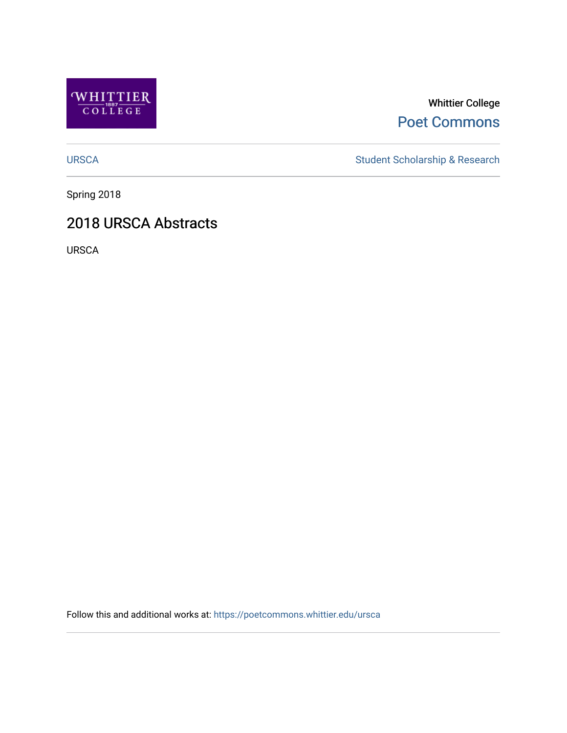Whittier College

Poet Commons

URSCA

Student Scholarship & Research

Spring 2018

# 2018 URSCA Abstracts

URSCA

Follow this and additional works at: https://poetcommons.whittier.edu/ursca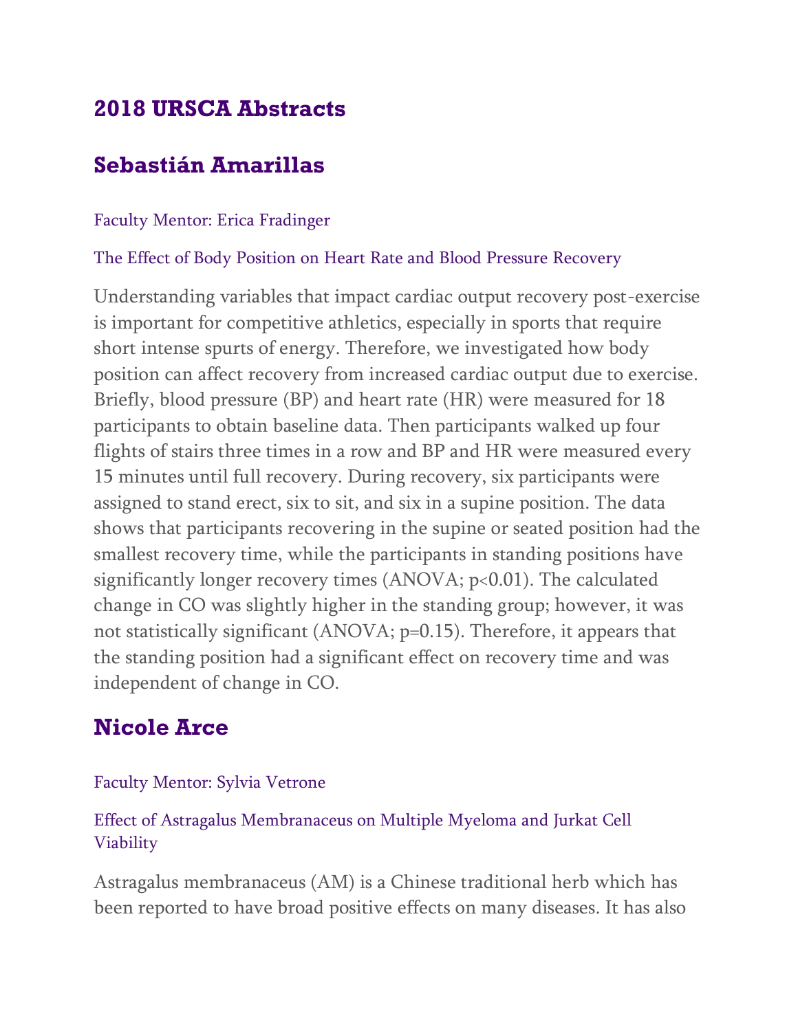## 2018 URSCA Abstracts

## Sebastián Amarillas

Faculty Mentor: Erica Fradinger

The Effect of Body Position on Heart Rate and Blood Pressure Recovery

Understanding variables that impact cardiac output recovery post-exercise is important for competitive athletics, especially in sports that require short intense spurts of energy. Therefore, we investigated how body position can affect recovery from increased cardiac output due to exercise. Briefly, blood pressure (BP) and heart rate (HR) were measured for 18 participants to obtain baseline data. Then participants walked up four flights of stairs three times in a row and BP and HR were measured every 15 minutes until full recovery. During recovery, six participants were assigned to stand erect, six to sit, and six in a supine position. The data shows that participants recovering in the supine or seated position had the smallest recovery time, while the participants in standing positions have significantly longer recovery times (ANOVA; $p<0.01$). The calculated change in CO was slightly higher in the standing group; however, it was not statistically significant (ANOVA; $p=0.15$). Therefore, it appears that the standing position had a significant effect on recovery time and was independent of change in CO.

## Nicole Arce

Faculty Mentor: Sylvia Vetrone

Effect of Astragalus Membranaceus on Multiple Myeloma and Jurkat Cell Viability

Astragalus membranaceus (AM) is a Chinese traditional herb which has been reported to have broad positive effects on many diseases. It has also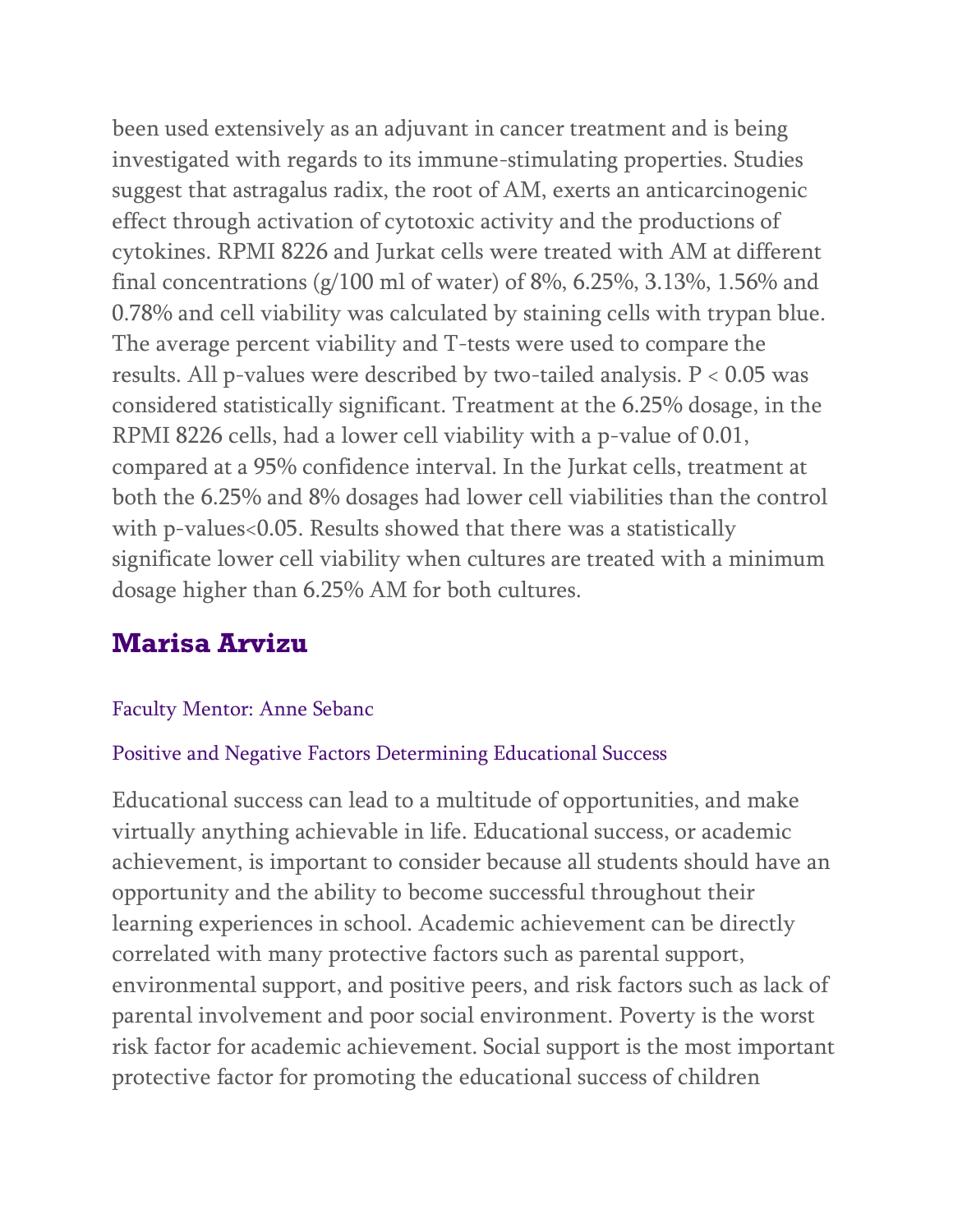been used extensively as an adjuvant in cancer treatment and is being investigated with regards to its immune-stimulating properties. Studies suggest that astragalus radix, the root of AM, exerts an anticarcinogenic effect through activation of cytotoxic activity and the productions of cytokines. RPMI 8226 and Jurkat cells were treated with AM at different final concentrations (g/100 ml of water) of 8%, 6.25%, 3.13%, 1.56% and 0.78% and cell viability was calculated by staining cells with trypan blue. The average percent viability and T-tests were used to compare the results. All p-values were described by two-tailed analysis. $P < 0.05$ was considered statistically significant. Treatment at the 6.25% dosage, in the RPMI 8226 cells, had a lower cell viability with a p-value of 0.01, compared at a 95% confidence interval. In the Jurkat cells, treatment at both the 6.25% and 8% dosages had lower cell viabilities than the control with p-values<0.05. Results showed that there was a statistically significate lower cell viability when cultures are treated with a minimum dosage higher than 6.25% AM for both cultures.

## Marisa Arvizu

Faculty Mentor: Anne Sebanc

Positive and Negative Factors Determining Educational Success

Educational success can lead to a multitude of opportunities, and make virtually anything achievable in life. Educational success, or academic achievement, is important to consider because all students should have an opportunity and the ability to become successful throughout their learning experiences in school. Academic achievement can be directly correlated with many protective factors such as parental support, environmental support, and positive peers, and risk factors such as lack of parental involvement and poor social environment. Poverty is the worst risk factor for academic achievement. Social support is the most important protective factor for promoting the educational success of children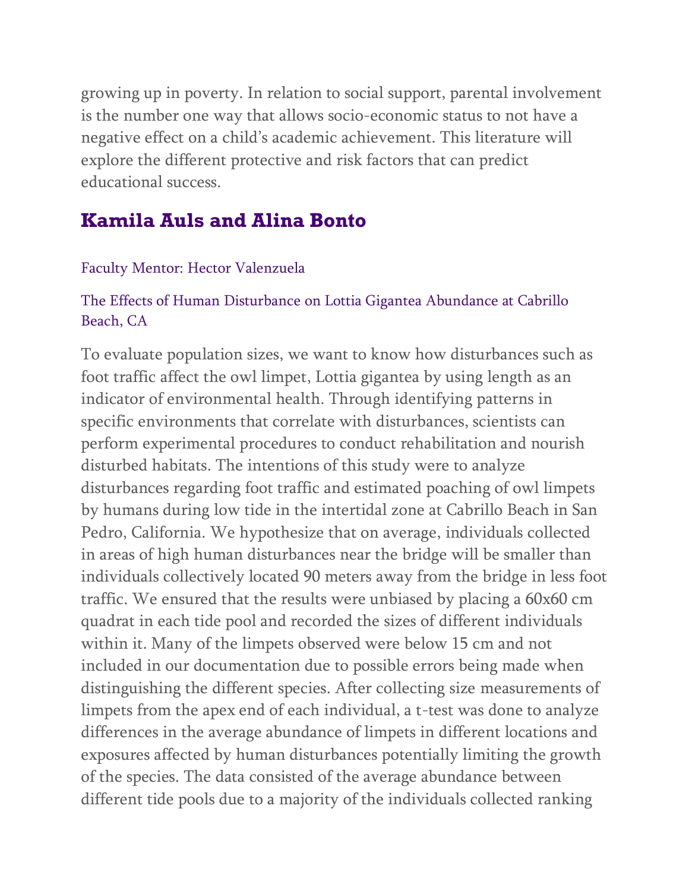growing up in poverty. In relation to social support, parental involvement is the number one way that allows socio-economic status to not have a negative effect on a child's academic achievement. This literature will explore the different protective and risk factors that can predict educational success.

## Kamila Auls and Alina Bonto

Faculty Mentor: Hector Valenzuela

The Effects of Human Disturbance on Lottia Gigantea Abundance at Cabrillo Beach, CA

To evaluate population sizes, we want to know how disturbances such as foot traffic affect the owl limpet, Lottia gigantea by using length as an indicator of environmental health. Through identifying patterns in specific environments that correlate with disturbances, scientists can perform experimental procedures to conduct rehabilitation and nourish disturbed habitats. The intentions of this study were to analyze disturbances regarding foot traffic and estimated poaching of owl limpets by humans during low tide in the intertidal zone at Cabrillo Beach in San Pedro, California. We hypothesize that on average, individuals collected in areas of high human disturbances near the bridge will be smaller than individuals collectively located 90 meters away from the bridge in less foot traffic. We ensured that the results were unbiased by placing a 60x60 cm quadrat in each tide pool and recorded the sizes of different individuals within it. Many of the limpets observed were below 15 cm and not included in our documentation due to possible errors being made when distinguishing the different species. After collecting size measurements of limpets from the apex end of each individual, a t-test was done to analyze differences in the average abundance of limpets in different locations and exposures affected by human disturbances potentially limiting the growth of the species. The data consisted of the average abundance between different tide pools due to a majority of the individuals collected ranking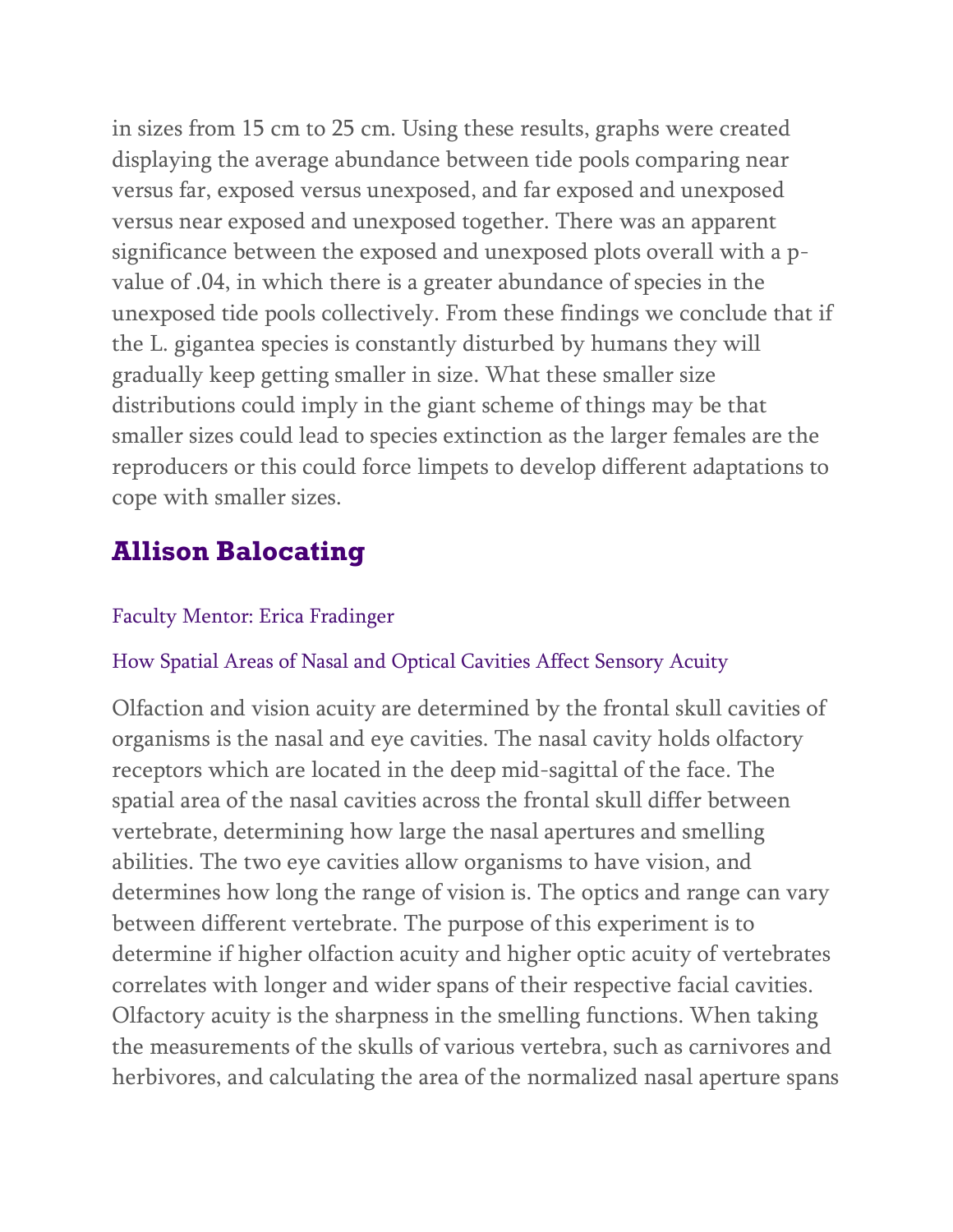in sizes from 15 cm to 25 cm. Using these results, graphs were created displaying the average abundance between tide pools comparing near versus far, exposed versus unexposed, and far exposed and unexposed versus near exposed and unexposed together. There was an apparent significance between the exposed and unexposed plots overall with a p-value of .04, in which there is a greater abundance of species in the unexposed tide pools collectively. From these findings we conclude that if the L. gigantea species is constantly disturbed by humans they will gradually keep getting smaller in size. What these smaller size distributions could imply in the giant scheme of things may be that smaller sizes could lead to species extinction as the larger females are the reproducers or this could force limpets to develop different adaptations to cope with smaller sizes.

## Allison Balocating

Faculty Mentor: Erica Fradinger

How Spatial Areas of Nasal and Optical Cavities Affect Sensory Acuity

Olfaction and vision acuity are determined by the frontal skull cavities of organisms is the nasal and eye cavities. The nasal cavity holds olfactory receptors which are located in the deep mid-sagittal of the face. The spatial area of the nasal cavities across the frontal skull differ between vertebrate, determining how large the nasal apertures and smelling abilities. The two eye cavities allow organisms to have vision, and determines how long the range of vision is. The optics and range can vary between different vertebrate. The purpose of this experiment is to determine if higher olfaction acuity and higher optic acuity of vertebrates correlates with longer and wider spans of their respective facial cavities. Olfactory acuity is the sharpness in the smelling functions. When taking the measurements of the skulls of various vertebra, such as carnivores and herbivores, and calculating the area of the normalized nasal aperture spans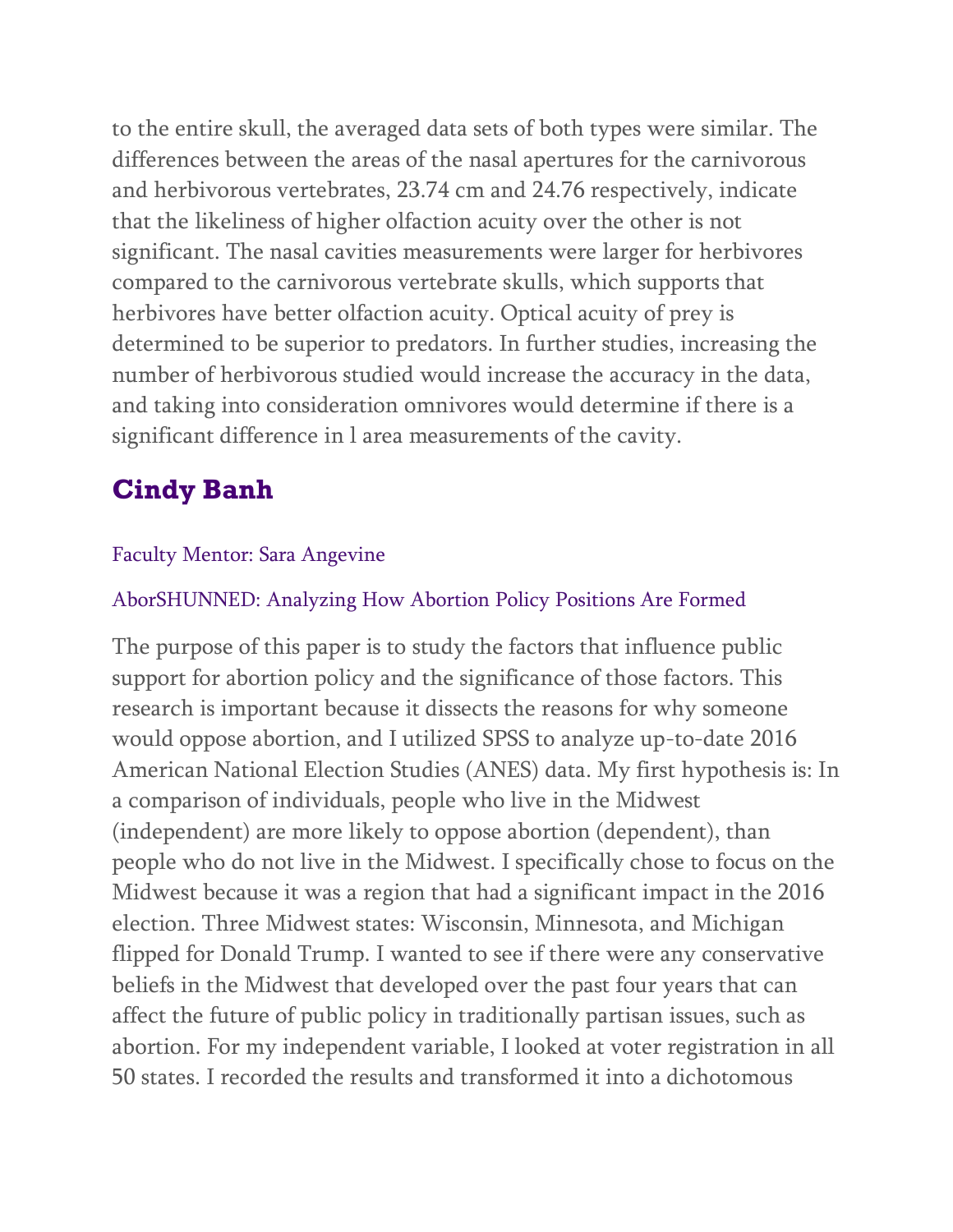to the entire skull, the averaged data sets of both types were similar. The differences between the areas of the nasal apertures for the carnivorous and herbivorous vertebrates, 23.74 cm and 24.76 respectively, indicate that the likeliness of higher olfaction acuity over the other is not significant. The nasal cavities measurements were larger for herbivores compared to the carnivorous vertebrate skulls, which supports that herbivores have better olfaction acuity. Optical acuity of prey is determined to be superior to predators. In further studies, increasing the number of herbivorous studied would increase the accuracy in the data, and taking into consideration omnivores would determine if there is a significant difference in l area measurements of the cavity.

## Cindy Banh

Faculty Mentor: Sara Angevine

AborSHUNNED: Analyzing How Abortion Policy Positions Are Formed

The purpose of this paper is to study the factors that influence public support for abortion policy and the significance of those factors. This research is important because it dissects the reasons for why someone would oppose abortion, and I utilized SPSS to analyze up-to-date 2016 American National Election Studies (ANES) data. My first hypothesis is: In a comparison of individuals, people who live in the Midwest (independent) are more likely to oppose abortion (dependent), than people who do not live in the Midwest. I specifically chose to focus on the Midwest because it was a region that had a significant impact in the 2016 election. Three Midwest states: Wisconsin, Minnesota, and Michigan flipped for Donald Trump. I wanted to see if there were any conservative beliefs in the Midwest that developed over the past four years that can affect the future of public policy in traditionally partisan issues, such as abortion. For my independent variable, I looked at voter registration in all 50 states. I recorded the results and transformed it into a dichotomous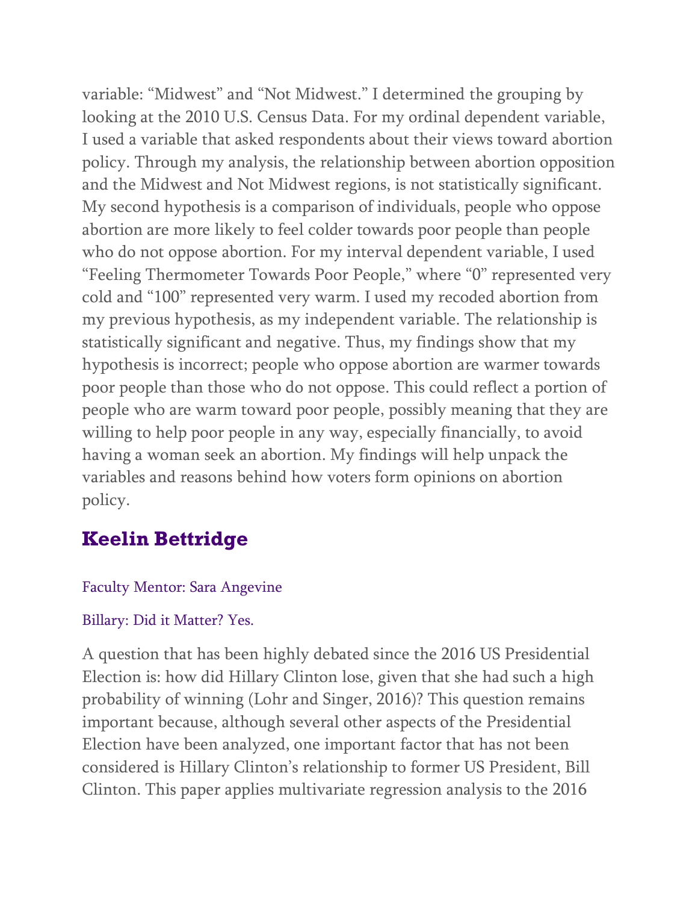variable: “Midwest” and “Not Midwest.” I determined the grouping by looking at the 2010 U.S. Census Data. For my ordinal dependent variable, I used a variable that asked respondents about their views toward abortion policy. Through my analysis, the relationship between abortion opposition and the Midwest and Not Midwest regions, is not statistically significant. My second hypothesis is a comparison of individuals, people who oppose abortion are more likely to feel colder towards poor people than people who do not oppose abortion. For my interval dependent variable, I used “Feeling Thermometer Towards Poor People,” where “0” represented very cold and “100” represented very warm. I used my recoded abortion from my previous hypothesis, as my independent variable. The relationship is statistically significant and negative. Thus, my findings show that my hypothesis is incorrect; people who oppose abortion are warmer towards poor people than those who do not oppose. This could reflect a portion of people who are warm toward poor people, possibly meaning that they are willing to help poor people in any way, especially financially, to avoid having a woman seek an abortion. My findings will help unpack the variables and reasons behind how voters form opinions on abortion policy.

## Keelin Bettridge

Faculty Mentor: Sara Angevine

Billary: Did it Matter? Yes.

A question that has been highly debated since the 2016 US Presidential Election is: how did Hillary Clinton lose, given that she had such a high probability of winning (Lohr and Singer, 2016)? This question remains important because, although several other aspects of the Presidential Election have been analyzed, one important factor that has not been considered is Hillary Clinton’s relationship to former US President, Bill Clinton. This paper applies multivariate regression analysis to the 2016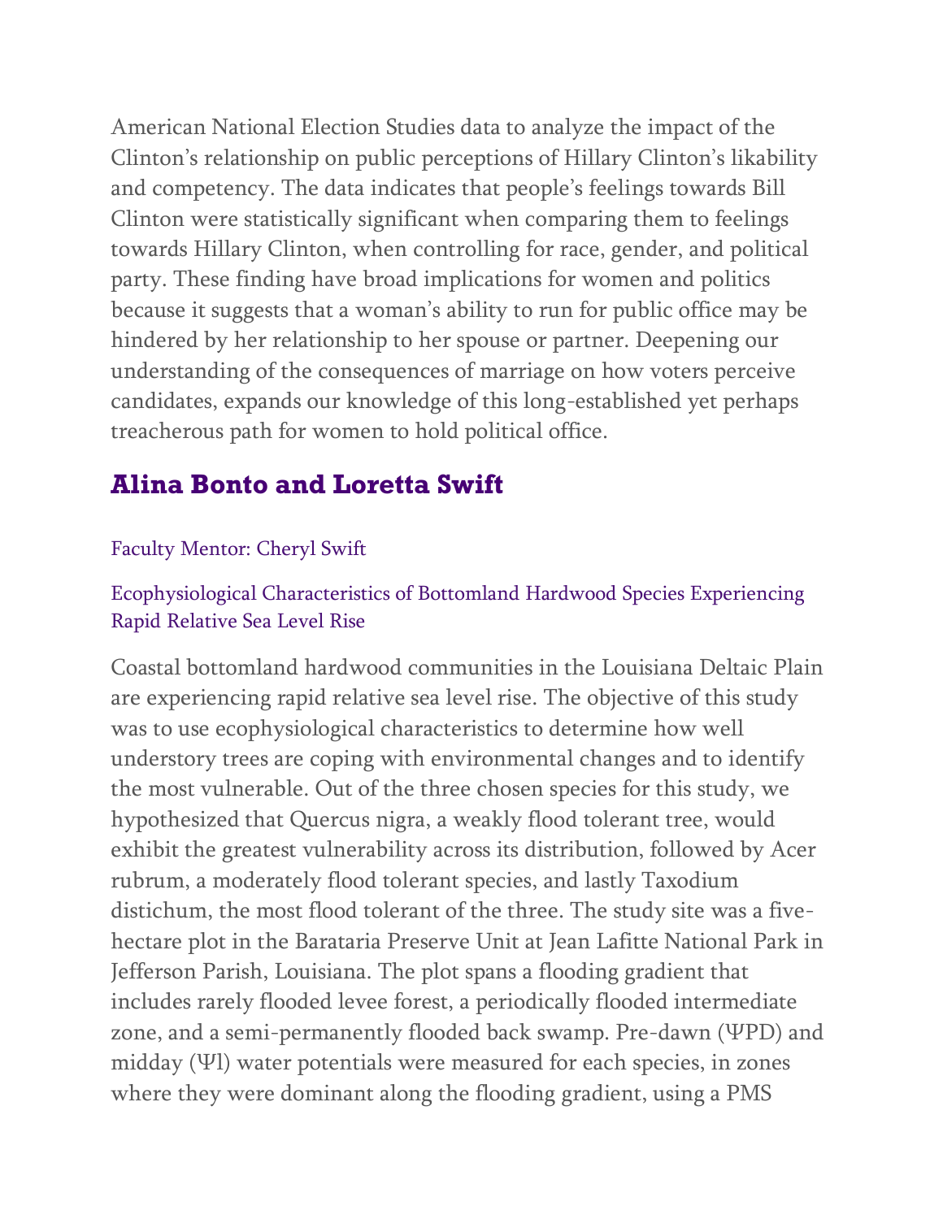American National Election Studies data to analyze the impact of the Clinton's relationship on public perceptions of Hillary Clinton's likability and competency. The data indicates that people's feelings towards Bill Clinton were statistically significant when comparing them to feelings towards Hillary Clinton, when controlling for race, gender, and political party. These finding have broad implications for women and politics because it suggests that a woman's ability to run for public office may be hindered by her relationship to her spouse or partner. Deepening our understanding of the consequences of marriage on how voters perceive candidates, expands our knowledge of this long-established yet perhaps treacherous path for women to hold political office.

## Alina Bonto and Loretta Swift

Faculty Mentor: Cheryl Swift

Ecophysiological Characteristics of Bottomland Hardwood Species Experiencing Rapid Relative Sea Level Rise

Coastal bottomland hardwood communities in the Louisiana Deltaic Plain are experiencing rapid relative sea level rise. The objective of this study was to use ecophysiological characteristics to determine how well understory trees are coping with environmental changes and to identify the most vulnerable. Out of the three chosen species for this study, we hypothesized that Quercus nigra, a weakly flood tolerant tree, would exhibit the greatest vulnerability across its distribution, followed by Acer rubrum, a moderately flood tolerant species, and lastly Taxodium distichum, the most flood tolerant of the three. The study site was a five-hectare plot in the Barataria Preserve Unit at Jean Lafitte National Park in Jefferson Parish, Louisiana. The plot spans a flooding gradient that includes rarely flooded levee forest, a periodically flooded intermediate zone, and a semi-permanently flooded back swamp. Pre-dawn ($\Psi PD$) and midday ($\Psi l$) water potentials were measured for each species, in zones where they were dominant along the flooding gradient, using a PMS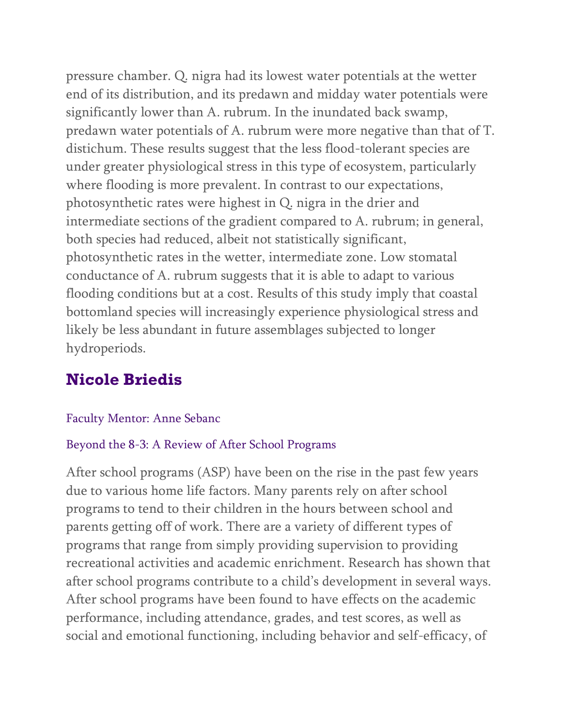pressure chamber. Q. nigra had its lowest water potentials at the wetter end of its distribution, and its predawn and midday water potentials were significantly lower than A. rubrum. In the inundated back swamp, predawn water potentials of A. rubrum were more negative than that of T. distichum. These results suggest that the less flood-tolerant species are under greater physiological stress in this type of ecosystem, particularly where flooding is more prevalent. In contrast to our expectations, photosynthetic rates were highest in Q. nigra in the drier and intermediate sections of the gradient compared to A. rubrum; in general, both species had reduced, albeit not statistically significant, photosynthetic rates in the wetter, intermediate zone. Low stomatal conductance of A. rubrum suggests that it is able to adapt to various flooding conditions but at a cost. Results of this study imply that coastal bottomland species will increasingly experience physiological stress and likely be less abundant in future assemblages subjected to longer hydroperiods.

## Nicole Briedis

Faculty Mentor: Anne Sebanc

Beyond the 8-3: A Review of After School Programs

After school programs (ASP) have been on the rise in the past few years due to various home life factors. Many parents rely on after school programs to tend to their children in the hours between school and parents getting off of work. There are a variety of different types of programs that range from simply providing supervision to providing recreational activities and academic enrichment. Research has shown that after school programs contribute to a child's development in several ways. After school programs have been found to have effects on the academic performance, including attendance, grades, and test scores, as well as social and emotional functioning, including behavior and self-efficacy, of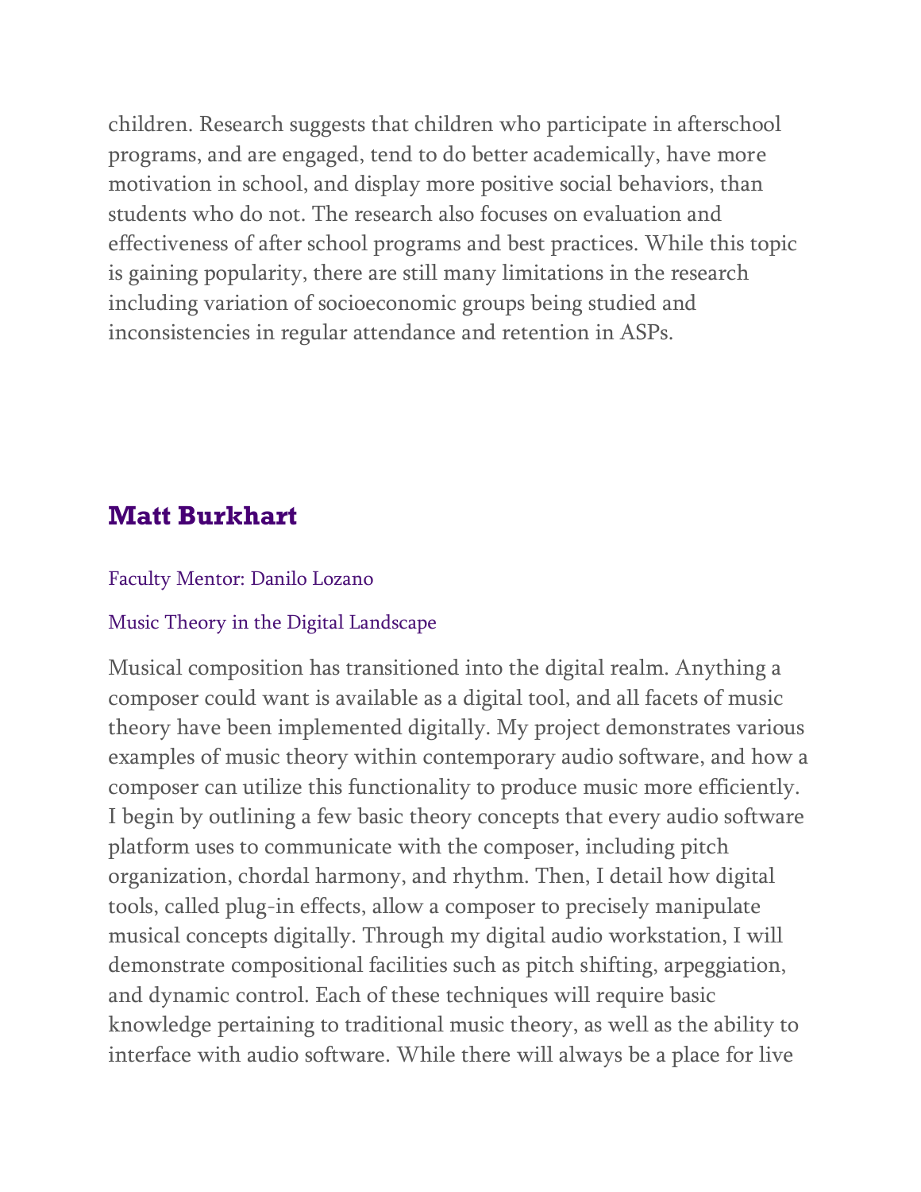children. Research suggests that children who participate in afterschool programs, and are engaged, tend to do better academically, have more motivation in school, and display more positive social behaviors, than students who do not. The research also focuses on evaluation and effectiveness of after school programs and best practices. While this topic is gaining popularity, there are still many limitations in the research including variation of socioeconomic groups being studied and inconsistencies in regular attendance and retention in ASPs.

## Matt Burkhart

Faculty Mentor: Danilo Lozano

Music Theory in the Digital Landscape

Musical composition has transitioned into the digital realm. Anything a composer could want is available as a digital tool, and all facets of music theory have been implemented digitally. My project demonstrates various examples of music theory within contemporary audio software, and how a composer can utilize this functionality to produce music more efficiently. I begin by outlining a few basic theory concepts that every audio software platform uses to communicate with the composer, including pitch organization, chordal harmony, and rhythm. Then, I detail how digital tools, called plug-in effects, allow a composer to precisely manipulate musical concepts digitally. Through my digital audio workstation, I will demonstrate compositional facilities such as pitch shifting, arpeggiation, and dynamic control. Each of these techniques will require basic knowledge pertaining to traditional music theory, as well as the ability to interface with audio software. While there will always be a place for live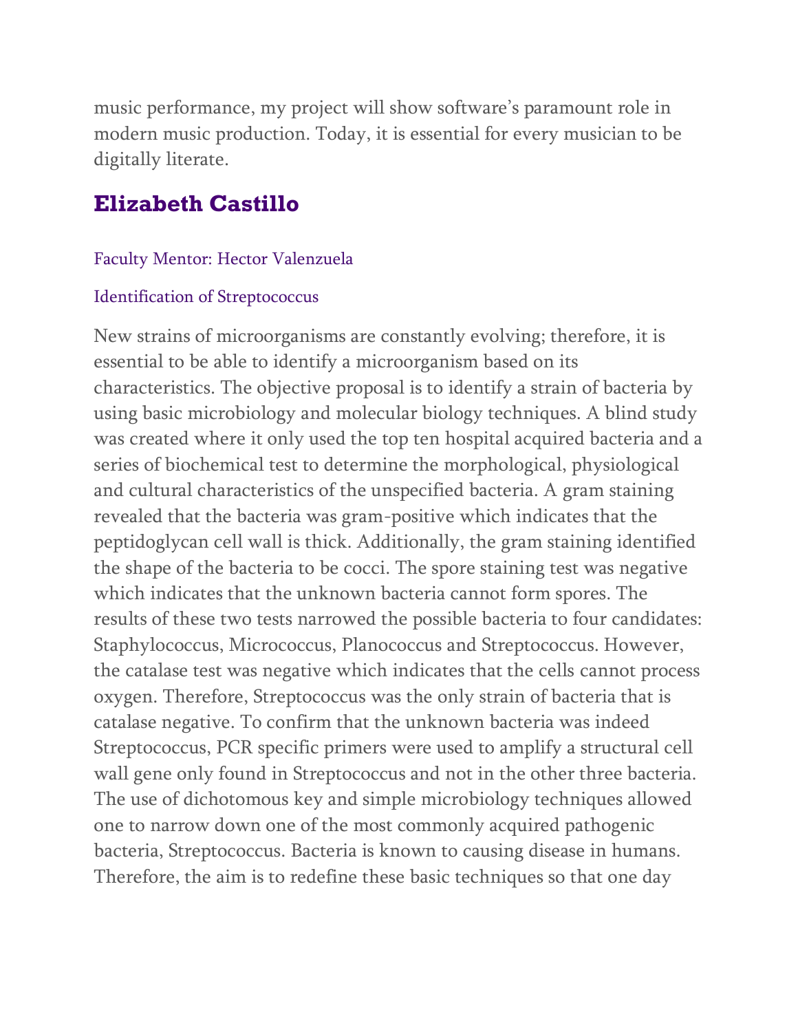music performance, my project will show software's paramount role in modern music production. Today, it is essential for every musician to be digitally literate.

## Elizabeth Castillo

Faculty Mentor: Hector Valenzuela

Identification of Streptococcus

New strains of microorganisms are constantly evolving; therefore, it is essential to be able to identify a microorganism based on its characteristics. The objective proposal is to identify a strain of bacteria by using basic microbiology and molecular biology techniques. A blind study was created where it only used the top ten hospital acquired bacteria and a series of biochemical test to determine the morphological, physiological and cultural characteristics of the unspecified bacteria. A gram staining revealed that the bacteria was gram-positive which indicates that the peptidoglycan cell wall is thick. Additionally, the gram staining identified the shape of the bacteria to be cocci. The spore staining test was negative which indicates that the unknown bacteria cannot form spores. The results of these two tests narrowed the possible bacteria to four candidates: Staphylococcus, Micrococcus, Planococcus and Streptococcus. However, the catalase test was negative which indicates that the cells cannot process oxygen. Therefore, Streptococcus was the only strain of bacteria that is catalase negative. To confirm that the unknown bacteria was indeed Streptococcus, PCR specific primers were used to amplify a structural cell wall gene only found in Streptococcus and not in the other three bacteria. The use of dichotomous key and simple microbiology techniques allowed one to narrow down one of the most commonly acquired pathogenic bacteria, Streptococcus. Bacteria is known to causing disease in humans. Therefore, the aim is to redefine these basic techniques so that one day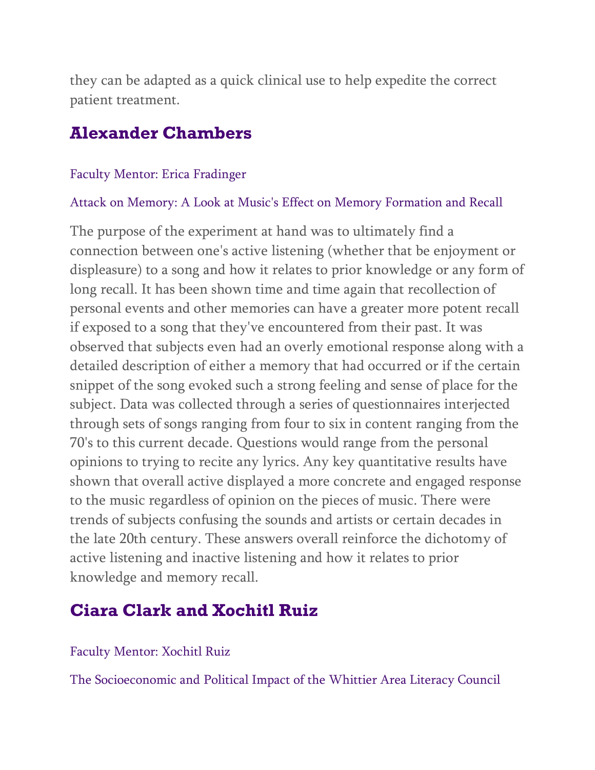they can be adapted as a quick clinical use to help expedite the correct patient treatment.

## Alexander Chambers

Faculty Mentor: Erica Fradinger

Attack on Memory: A Look at Music's Effect on Memory Formation and Recall

The purpose of the experiment at hand was to ultimately find a connection between one's active listening (whether that be enjoyment or displeasure) to a song and how it relates to prior knowledge or any form of long recall. It has been shown time and time again that recollection of personal events and other memories can have a greater more potent recall if exposed to a song that they've encountered from their past. It was observed that subjects even had an overly emotional response along with a detailed description of either a memory that had occurred or if the certain snippet of the song evoked such a strong feeling and sense of place for the subject. Data was collected through a series of questionnaires interjected through sets of songs ranging from four to six in content ranging from the 70's to this current decade. Questions would range from the personal opinions to trying to recite any lyrics. Any key quantitative results have shown that overall active displayed a more concrete and engaged response to the music regardless of opinion on the pieces of music. There were trends of subjects confusing the sounds and artists or certain decades in the late 20th century. These answers overall reinforce the dichotomy of active listening and inactive listening and how it relates to prior knowledge and memory recall.

## Ciara Clark and Xochitl Ruiz

Faculty Mentor: Xochitl Ruiz

The Socioeconomic and Political Impact of the Whittier Area Literacy Council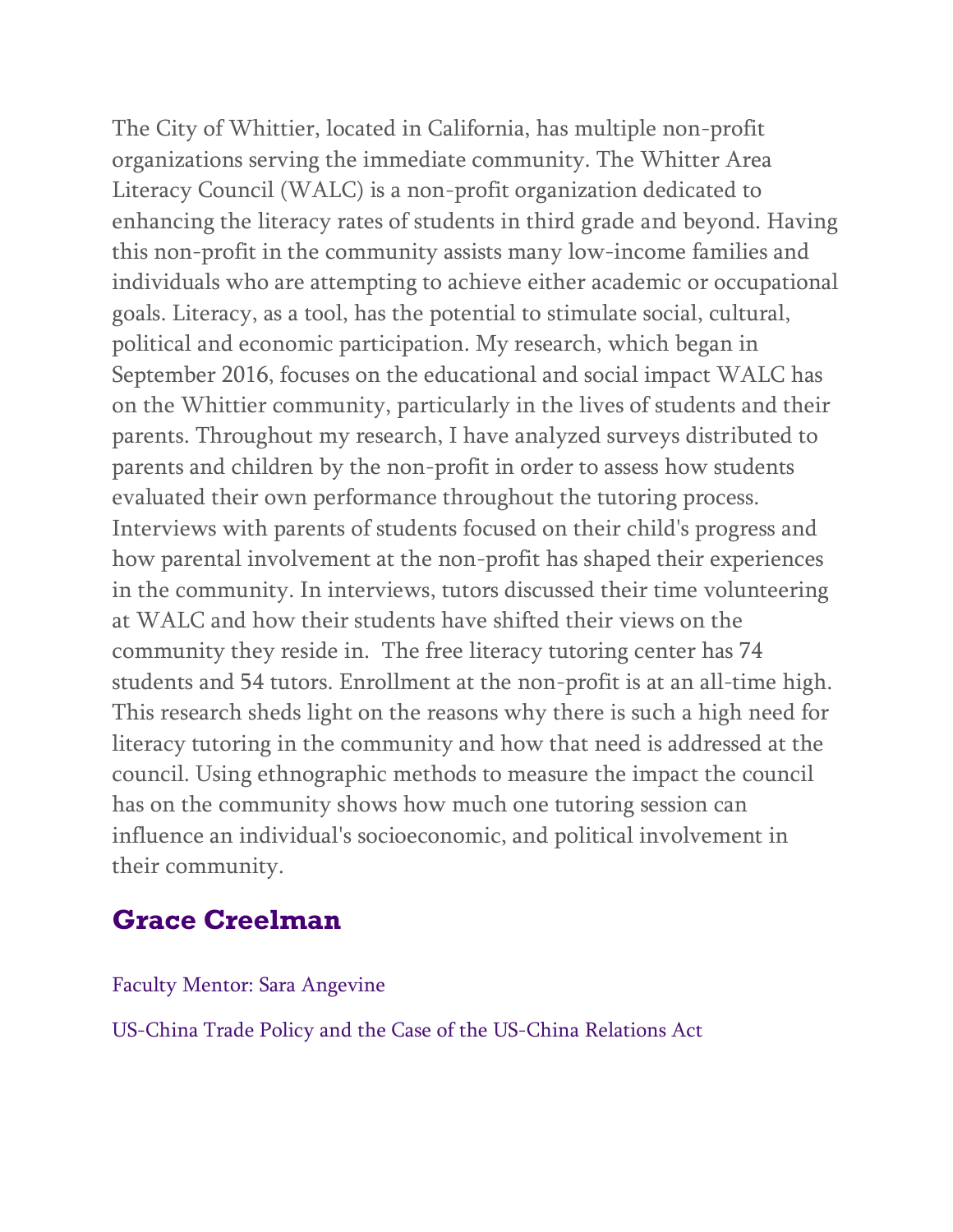The City of Whittier, located in California, has multiple non-profit organizations serving the immediate community. The Whitter Area Literacy Council (WALC) is a non-profit organization dedicated to enhancing the literacy rates of students in third grade and beyond. Having this non-profit in the community assists many low-income families and individuals who are attempting to achieve either academic or occupational goals. Literacy, as a tool, has the potential to stimulate social, cultural, political and economic participation. My research, which began in September 2016, focuses on the educational and social impact WALC has on the Whittier community, particularly in the lives of students and their parents. Throughout my research, I have analyzed surveys distributed to parents and children by the non-profit in order to assess how students evaluated their own performance throughout the tutoring process. Interviews with parents of students focused on their child's progress and how parental involvement at the non-profit has shaped their experiences in the community. In interviews, tutors discussed their time volunteering at WALC and how their students have shifted their views on the community they reside in. The free literacy tutoring center has 74 students and 54 tutors. Enrollment at the non-profit is at an all-time high. This research sheds light on the reasons why there is such a high need for literacy tutoring in the community and how that need is addressed at the council. Using ethnographic methods to measure the impact the council has on the community shows how much one tutoring session can influence an individual's socioeconomic, and political involvement in their community.

## Grace Creelman

Faculty Mentor: Sara Angevine

US-China Trade Policy and the Case of the US-China Relations Act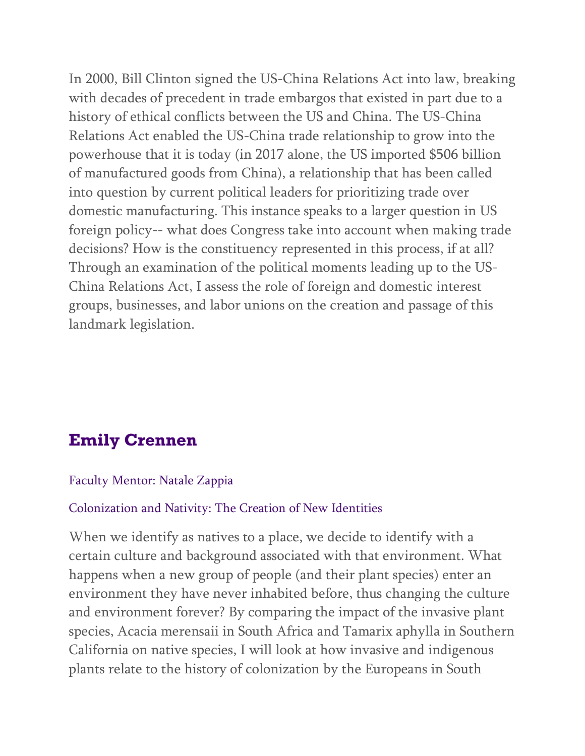In 2000, Bill Clinton signed the US-China Relations Act into law, breaking with decades of precedent in trade embargos that existed in part due to a history of ethical conflicts between the US and China. The US-China Relations Act enabled the US-China trade relationship to grow into the powerhouse that it is today (in 2017 alone, the US imported $506 billion of manufactured goods from China), a relationship that has been called into question by current political leaders for prioritizing trade over domestic manufacturing. This instance speaks to a larger question in US foreign policy-- what does Congress take into account when making trade decisions? How is the constituency represented in this process, if at all? Through an examination of the political moments leading up to the US-China Relations Act, I assess the role of foreign and domestic interest groups, businesses, and labor unions on the creation and passage of this landmark legislation.

## Emily Crennen

Faculty Mentor: Natale Zappia

Colonization and Nativity: The Creation of New Identities

When we identify as natives to a place, we decide to identify with a certain culture and background associated with that environment. What happens when a new group of people (and their plant species) enter an environment they have never inhabited before, thus changing the culture and environment forever? By comparing the impact of the invasive plant species, Acacia merensaii in South Africa and Tamarix aphylla in Southern California on native species, I will look at how invasive and indigenous plants relate to the history of colonization by the Europeans in South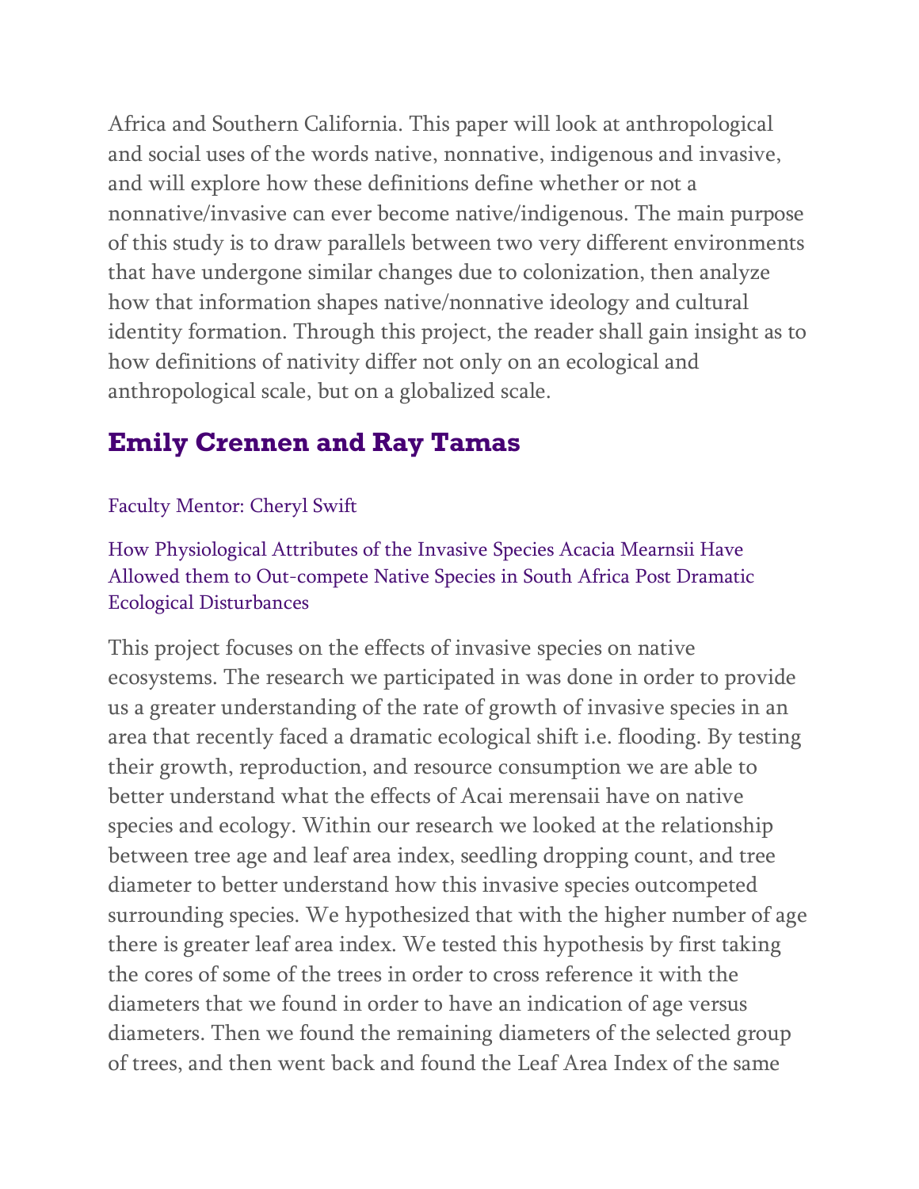Africa and Southern California. This paper will look at anthropological and social uses of the words native, nonnative, indigenous and invasive, and will explore how these definitions define whether or not a nonnative/invasive can ever become native/indigenous. The main purpose of this study is to draw parallels between two very different environments that have undergone similar changes due to colonization, then analyze how that information shapes native/nonnative ideology and cultural identity formation. Through this project, the reader shall gain insight as to how definitions of nativity differ not only on an ecological and anthropological scale, but on a globalized scale.

## Emily Crennen and Ray Tamas

Faculty Mentor: Cheryl Swift

How Physiological Attributes of the Invasive Species Acacia Mearnsii Have Allowed them to Out-compete Native Species in South Africa Post Dramatic Ecological Disturbances

This project focuses on the effects of invasive species on native ecosystems. The research we participated in was done in order to provide us a greater understanding of the rate of growth of invasive species in an area that recently faced a dramatic ecological shift i.e. flooding. By testing their growth, reproduction, and resource consumption we are able to better understand what the effects of Acai merensaii have on native species and ecology. Within our research we looked at the relationship between tree age and leaf area index, seedling dropping count, and tree diameter to better understand how this invasive species outcompeted surrounding species. We hypothesized that with the higher number of age there is greater leaf area index. We tested this hypothesis by first taking the cores of some of the trees in order to cross reference it with the diameters that we found in order to have an indication of age versus diameters. Then we found the remaining diameters of the selected group of trees, and then went back and found the Leaf Area Index of the same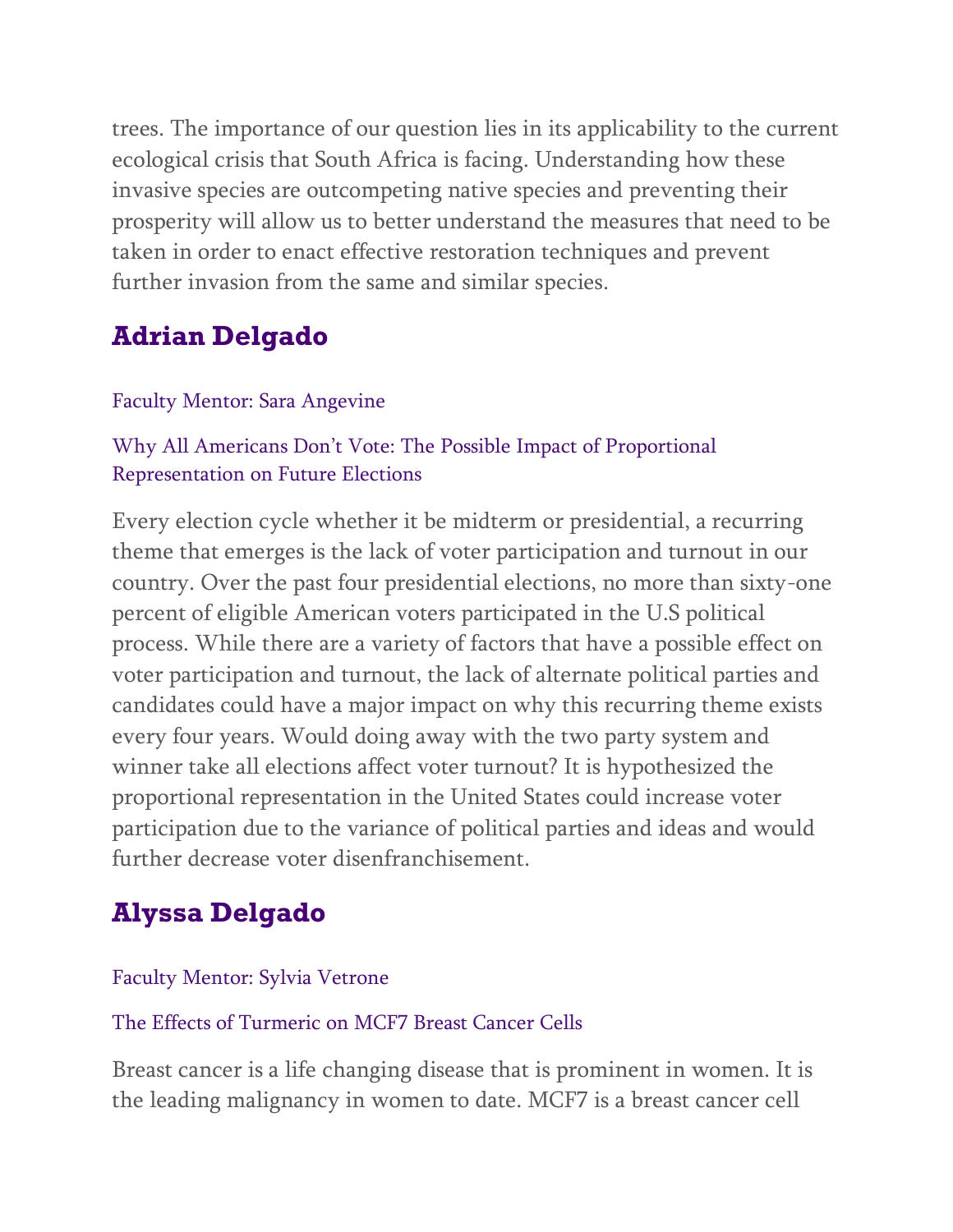trees. The importance of our question lies in its applicability to the current ecological crisis that South Africa is facing. Understanding how these invasive species are outcompeting native species and preventing their prosperity will allow us to better understand the measures that need to be taken in order to enact effective restoration techniques and prevent further invasion from the same and similar species.

## Adrian Delgado

Faculty Mentor: Sara Angevine

Why All Americans Don't Vote: The Possible Impact of Proportional Representation on Future Elections

Every election cycle whether it be midterm or presidential, a recurring theme that emerges is the lack of voter participation and turnout in our country. Over the past four presidential elections, no more than sixty-one percent of eligible American voters participated in the U.S political process. While there are a variety of factors that have a possible effect on voter participation and turnout, the lack of alternate political parties and candidates could have a major impact on why this recurring theme exists every four years. Would doing away with the two party system and winner take all elections affect voter turnout? It is hypothesized the proportional representation in the United States could increase voter participation due to the variance of political parties and ideas and would further decrease voter disenfranchisement.

## Alyssa Delgado

Faculty Mentor: Sylvia Vetrone

The Effects of Turmeric on MCF7 Breast Cancer Cells

Breast cancer is a life changing disease that is prominent in women. It is the leading malignancy in women to date. MCF7 is a breast cancer cell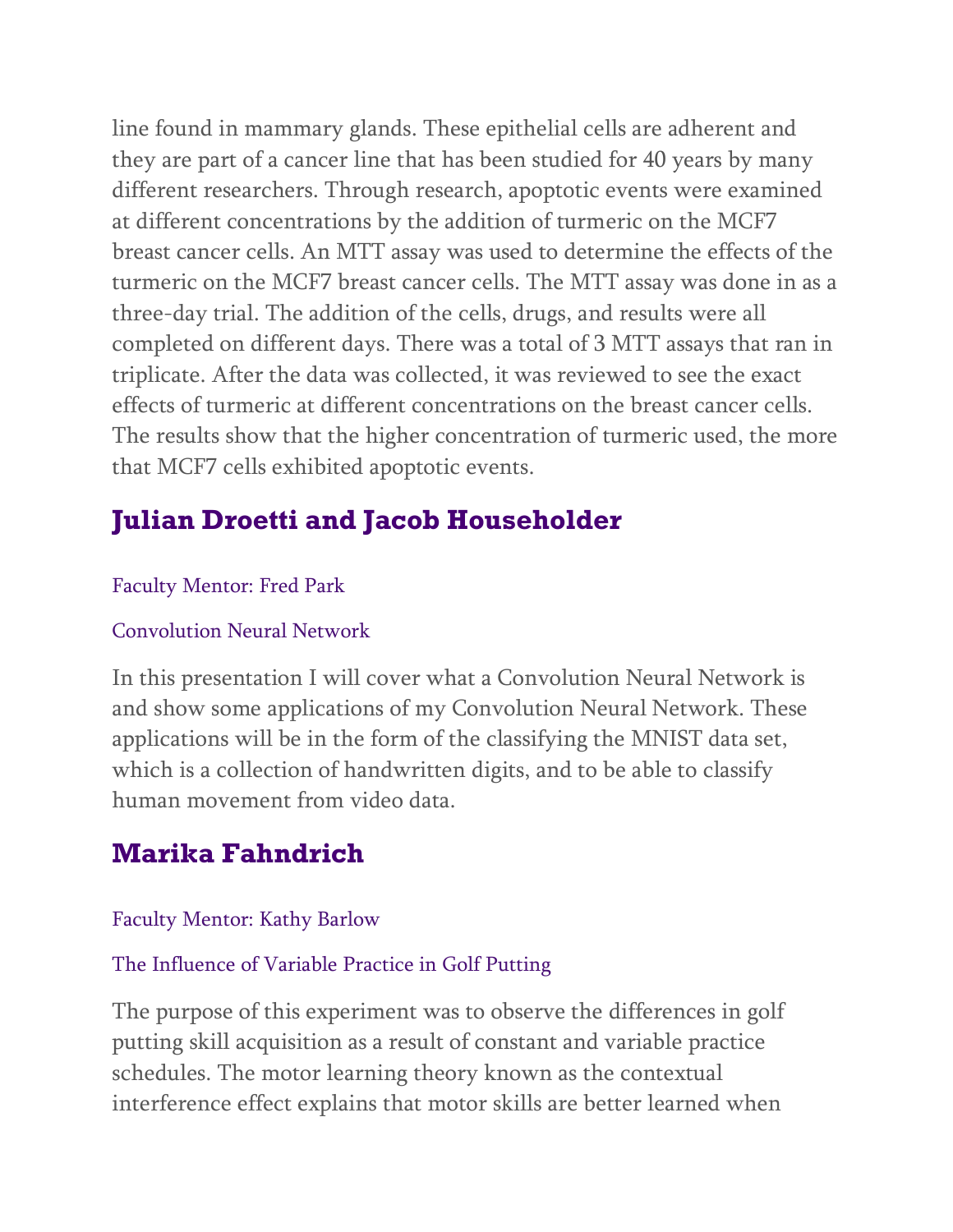line found in mammary glands. These epithelial cells are adherent and they are part of a cancer line that has been studied for 40 years by many different researchers. Through research, apoptotic events were examined at different concentrations by the addition of turmeric on the MCF7 breast cancer cells. An MTT assay was used to determine the effects of the turmeric on the MCF7 breast cancer cells. The MTT assay was done in as a three-day trial. The addition of the cells, drugs, and results were all completed on different days. There was a total of 3 MTT assays that ran in triplicate. After the data was collected, it was reviewed to see the exact effects of turmeric at different concentrations on the breast cancer cells. The results show that the higher concentration of turmeric used, the more that MCF7 cells exhibited apoptotic events.

## Julian Droetti and Jacob Householder

Faculty Mentor: Fred Park

Convolution Neural Network

In this presentation I will cover what a Convolution Neural Network is and show some applications of my Convolution Neural Network. These applications will be in the form of the classifying the MNIST data set, which is a collection of handwritten digits, and to be able to classify human movement from video data.

## Marika Fahndrich

Faculty Mentor: Kathy Barlow

The Influence of Variable Practice in Golf Putting

The purpose of this experiment was to observe the differences in golf putting skill acquisition as a result of constant and variable practice schedules. The motor learning theory known as the contextual interference effect explains that motor skills are better learned when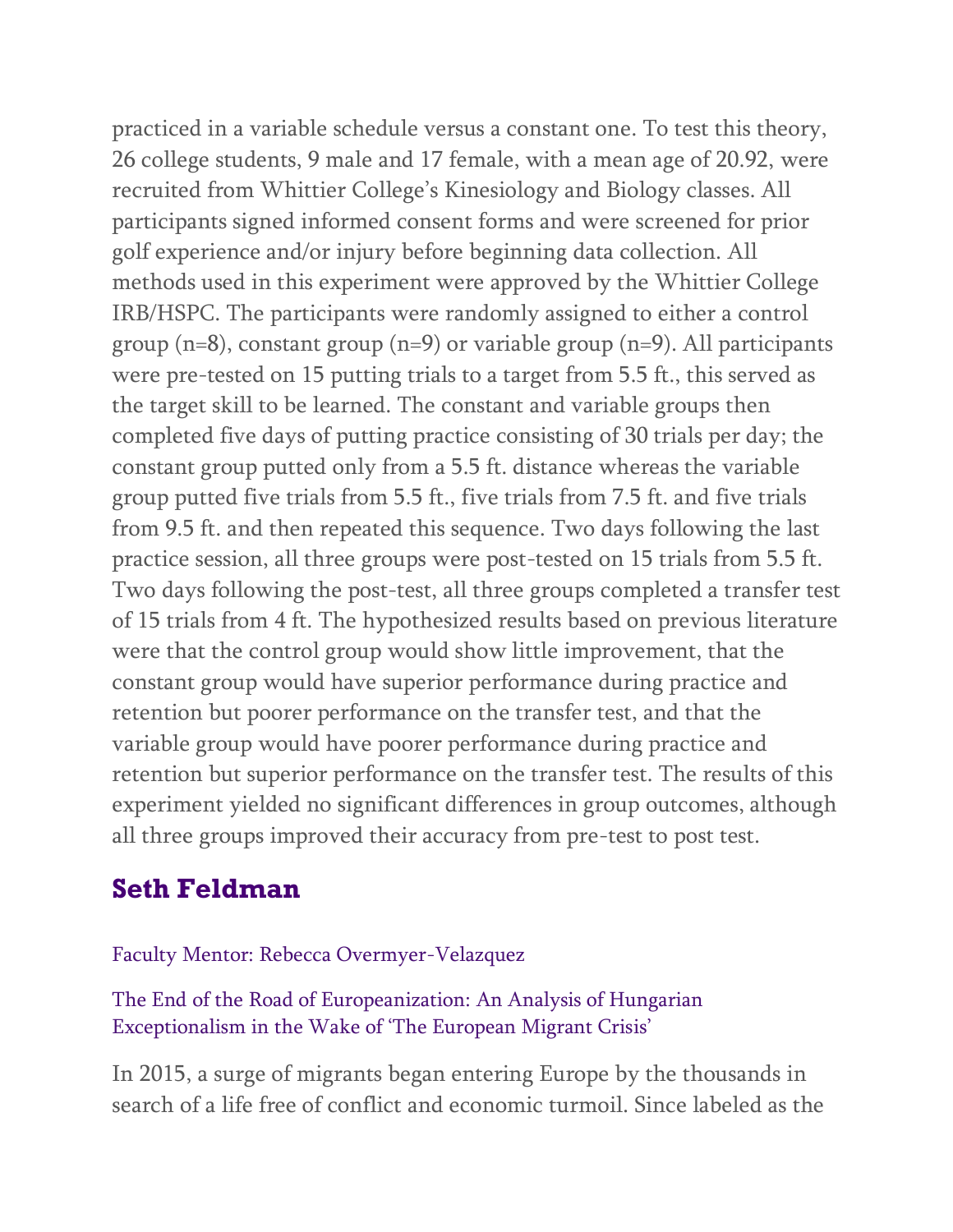practiced in a variable schedule versus a constant one. To test this theory, 26 college students, 9 male and 17 female, with a mean age of 20.92, were recruited from Whittier College's Kinesiology and Biology classes. All participants signed informed consent forms and were screened for prior golf experience and/or injury before beginning data collection. All methods used in this experiment were approved by the Whittier College IRB/HSPC. The participants were randomly assigned to either a control group (n=8), constant group (n=9) or variable group (n=9). All participants were pre-tested on 15 putting trials to a target from 5.5 ft., this served as the target skill to be learned. The constant and variable groups then completed five days of putting practice consisting of 30 trials per day; the constant group putted only from a 5.5 ft. distance whereas the variable group putted five trials from 5.5 ft., five trials from 7.5 ft. and five trials from 9.5 ft. and then repeated this sequence. Two days following the last practice session, all three groups were post-tested on 15 trials from 5.5 ft. Two days following the post-test, all three groups completed a transfer test of 15 trials from 4 ft. The hypothesized results based on previous literature were that the control group would show little improvement, that the constant group would have superior performance during practice and retention but poorer performance on the transfer test, and that the variable group would have poorer performance during practice and retention but superior performance on the transfer test. The results of this experiment yielded no significant differences in group outcomes, although all three groups improved their accuracy from pre-test to post test.

## Seth Feldman

Faculty Mentor: Rebecca Overmyer-Velazquez

The End of the Road of Europeanization: An Analysis of Hungarian Exceptionalism in the Wake of 'The European Migrant Crisis'

In 2015, a surge of migrants began entering Europe by the thousands in search of a life free of conflict and economic turmoil. Since labeled as the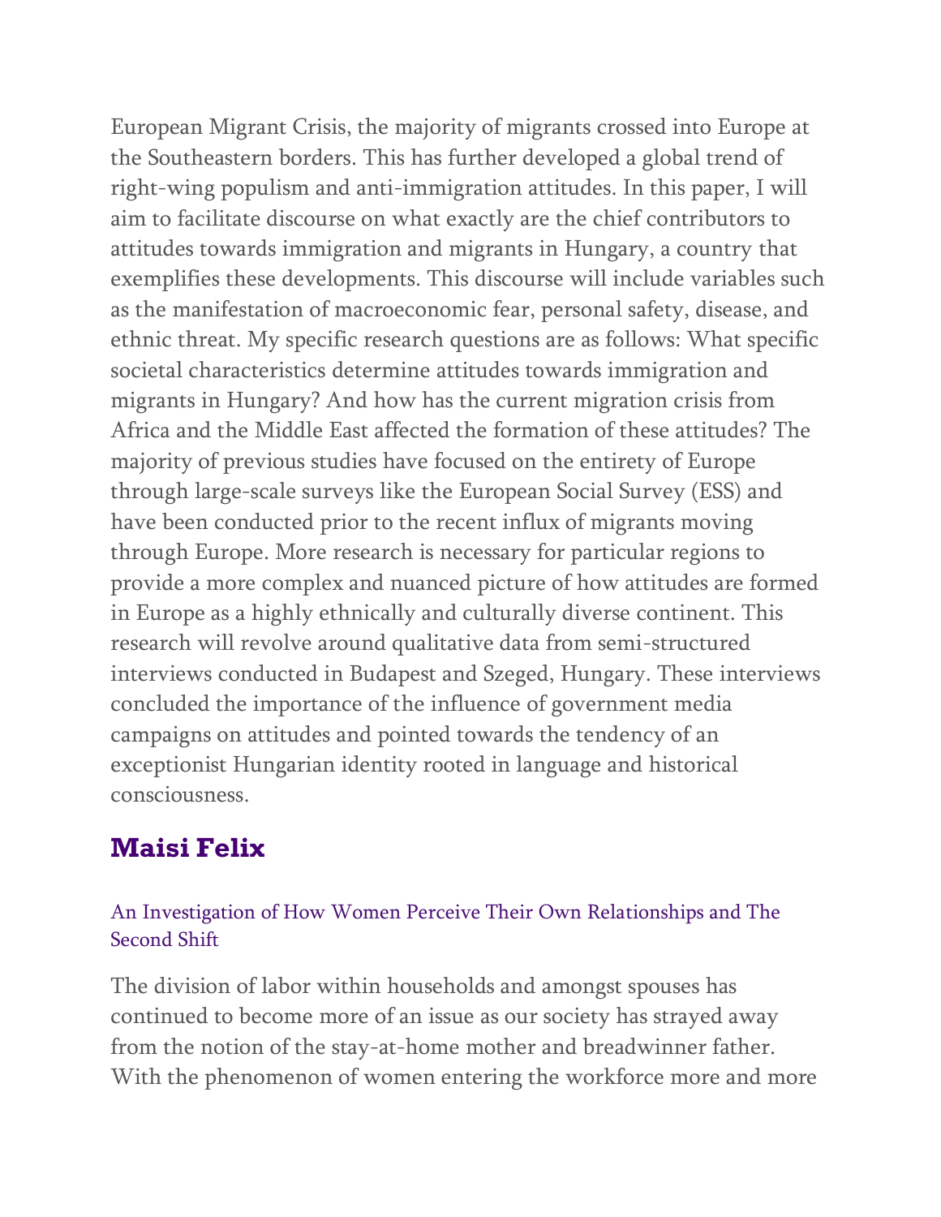European Migrant Crisis, the majority of migrants crossed into Europe at the Southeastern borders. This has further developed a global trend of right-wing populism and anti-immigration attitudes. In this paper, I will aim to facilitate discourse on what exactly are the chief contributors to attitudes towards immigration and migrants in Hungary, a country that exemplifies these developments. This discourse will include variables such as the manifestation of macroeconomic fear, personal safety, disease, and ethnic threat. My specific research questions are as follows: What specific societal characteristics determine attitudes towards immigration and migrants in Hungary? And how has the current migration crisis from Africa and the Middle East affected the formation of these attitudes? The majority of previous studies have focused on the entirety of Europe through large-scale surveys like the European Social Survey (ESS) and have been conducted prior to the recent influx of migrants moving through Europe. More research is necessary for particular regions to provide a more complex and nuanced picture of how attitudes are formed in Europe as a highly ethnically and culturally diverse continent. This research will revolve around qualitative data from semi-structured interviews conducted in Budapest and Szeged, Hungary. These interviews concluded the importance of the influence of government media campaigns on attitudes and pointed towards the tendency of an exceptionist Hungarian identity rooted in language and historical consciousness.

## Maisi Felix

### An Investigation of How Women Perceive Their Own Relationships and The Second Shift

The division of labor within households and amongst spouses has continued to become more of an issue as our society has strayed away from the notion of the stay-at-home mother and breadwinner father. With the phenomenon of women entering the workforce more and more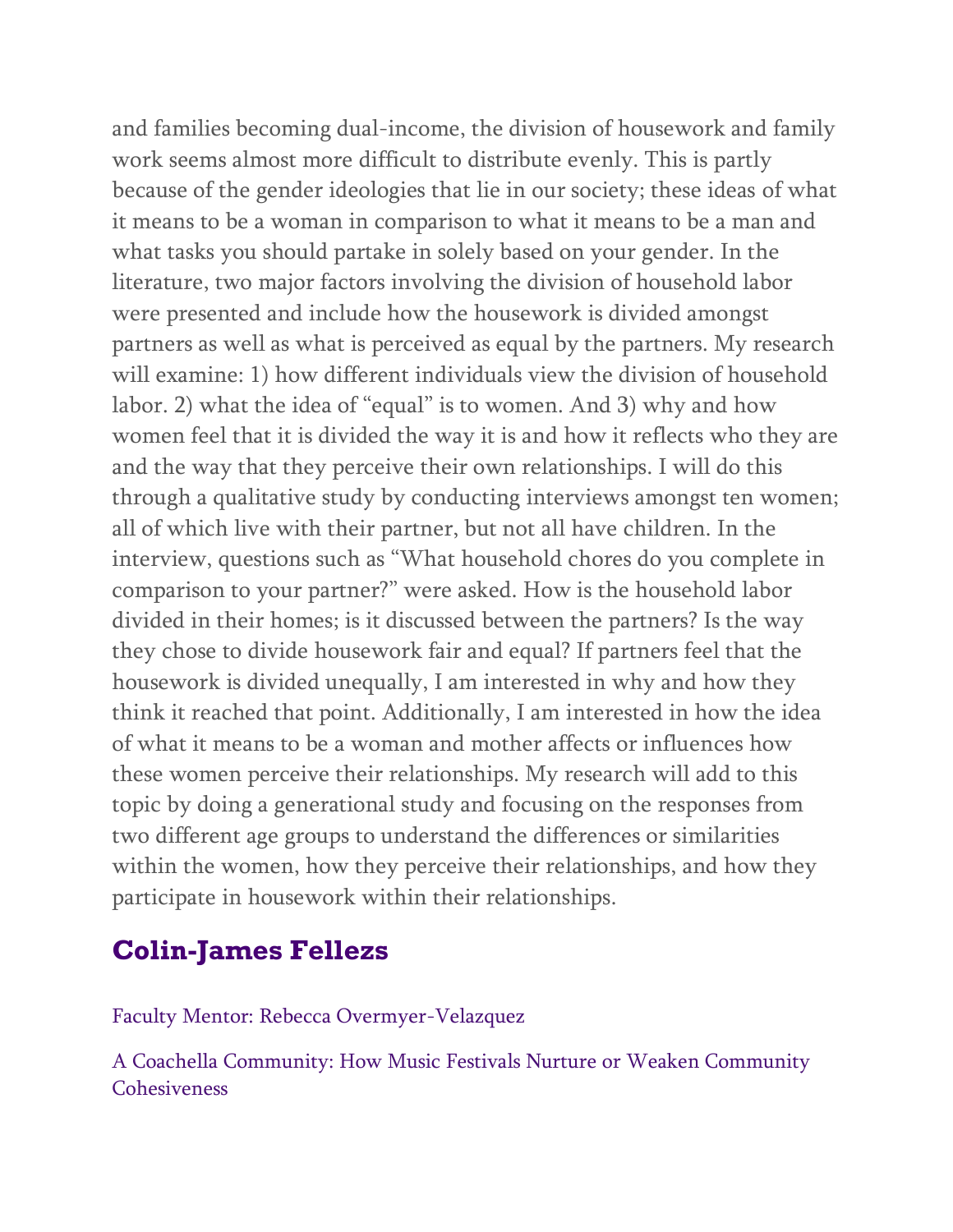and families becoming dual-income, the division of housework and family work seems almost more difficult to distribute evenly. This is partly because of the gender ideologies that lie in our society; these ideas of what it means to be a woman in comparison to what it means to be a man and what tasks you should partake in solely based on your gender. In the literature, two major factors involving the division of household labor were presented and include how the housework is divided amongst partners as well as what is perceived as equal by the partners. My research will examine: 1) how different individuals view the division of household labor. 2) what the idea of "equal" is to women. And 3) why and how women feel that it is divided the way it is and how it reflects who they are and the way that they perceive their own relationships. I will do this through a qualitative study by conducting interviews amongst ten women; all of which live with their partner, but not all have children. In the interview, questions such as "What household chores do you complete in comparison to your partner?" were asked. How is the household labor divided in their homes; is it discussed between the partners? Is the way they chose to divide housework fair and equal? If partners feel that the housework is divided unequally, I am interested in why and how they think it reached that point. Additionally, I am interested in how the idea of what it means to be a woman and mother affects or influences how these women perceive their relationships. My research will add to this topic by doing a generational study and focusing on the responses from two different age groups to understand the differences or similarities within the women, how they perceive their relationships, and how they participate in housework within their relationships.

## Colin-James Fellezs

Faculty Mentor: Rebecca Overmyer-Velazquez

A Coachella Community: How Music Festivals Nurture or Weaken Community Cohesiveness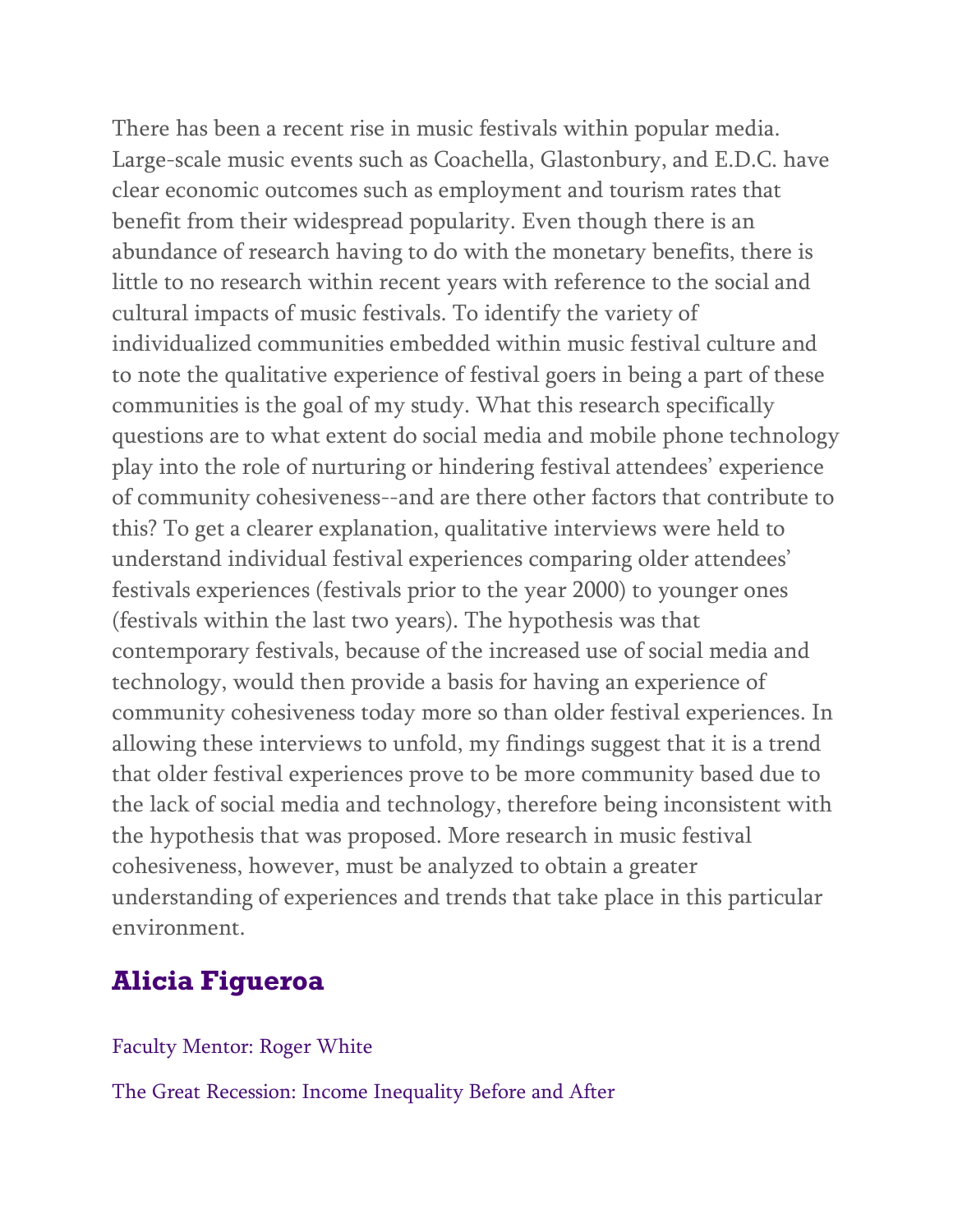There has been a recent rise in music festivals within popular media. Large-scale music events such as Coachella, Glastonbury, and E.D.C. have clear economic outcomes such as employment and tourism rates that benefit from their widespread popularity. Even though there is an abundance of research having to do with the monetary benefits, there is little to no research within recent years with reference to the social and cultural impacts of music festivals. To identify the variety of individualized communities embedded within music festival culture and to note the qualitative experience of festival goers in being a part of these communities is the goal of my study. What this research specifically questions are to what extent do social media and mobile phone technology play into the role of nurturing or hindering festival attendees' experience of community cohesiveness--and are there other factors that contribute to this? To get a clearer explanation, qualitative interviews were held to understand individual festival experiences comparing older attendees' festivals experiences (festivals prior to the year 2000) to younger ones (festivals within the last two years). The hypothesis was that contemporary festivals, because of the increased use of social media and technology, would then provide a basis for having an experience of community cohesiveness today more so than older festival experiences. In allowing these interviews to unfold, my findings suggest that it is a trend that older festival experiences prove to be more community based due to the lack of social media and technology, therefore being inconsistent with the hypothesis that was proposed. More research in music festival cohesiveness, however, must be analyzed to obtain a greater understanding of experiences and trends that take place in this particular environment.

## Alicia Figueroa

Faculty Mentor: Roger White

The Great Recession: Income Inequality Before and After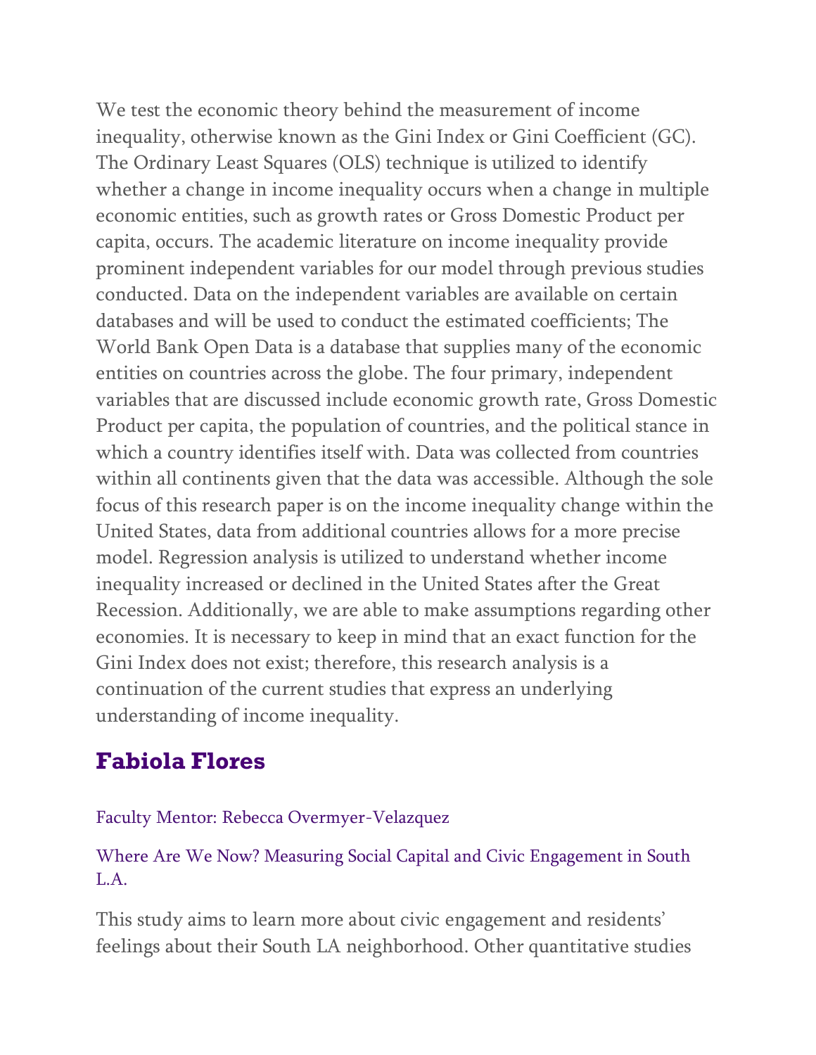We test the economic theory behind the measurement of income inequality, otherwise known as the Gini Index or Gini Coefficient (GC). The Ordinary Least Squares (OLS) technique is utilized to identify whether a change in income inequality occurs when a change in multiple economic entities, such as growth rates or Gross Domestic Product per capita, occurs. The academic literature on income inequality provide prominent independent variables for our model through previous studies conducted. Data on the independent variables are available on certain databases and will be used to conduct the estimated coefficients; The World Bank Open Data is a database that supplies many of the economic entities on countries across the globe. The four primary, independent variables that are discussed include economic growth rate, Gross Domestic Product per capita, the population of countries, and the political stance in which a country identifies itself with. Data was collected from countries within all continents given that the data was accessible. Although the sole focus of this research paper is on the income inequality change within the United States, data from additional countries allows for a more precise model. Regression analysis is utilized to understand whether income inequality increased or declined in the United States after the Great Recession. Additionally, we are able to make assumptions regarding other economies. It is necessary to keep in mind that an exact function for the Gini Index does not exist; therefore, this research analysis is a continuation of the current studies that express an underlying understanding of income inequality.

## Fabiola Flores

Faculty Mentor: Rebecca Overmyer-Velazquez

Where Are We Now? Measuring Social Capital and Civic Engagement in South L.A.

This study aims to learn more about civic engagement and residents' feelings about their South LA neighborhood. Other quantitative studies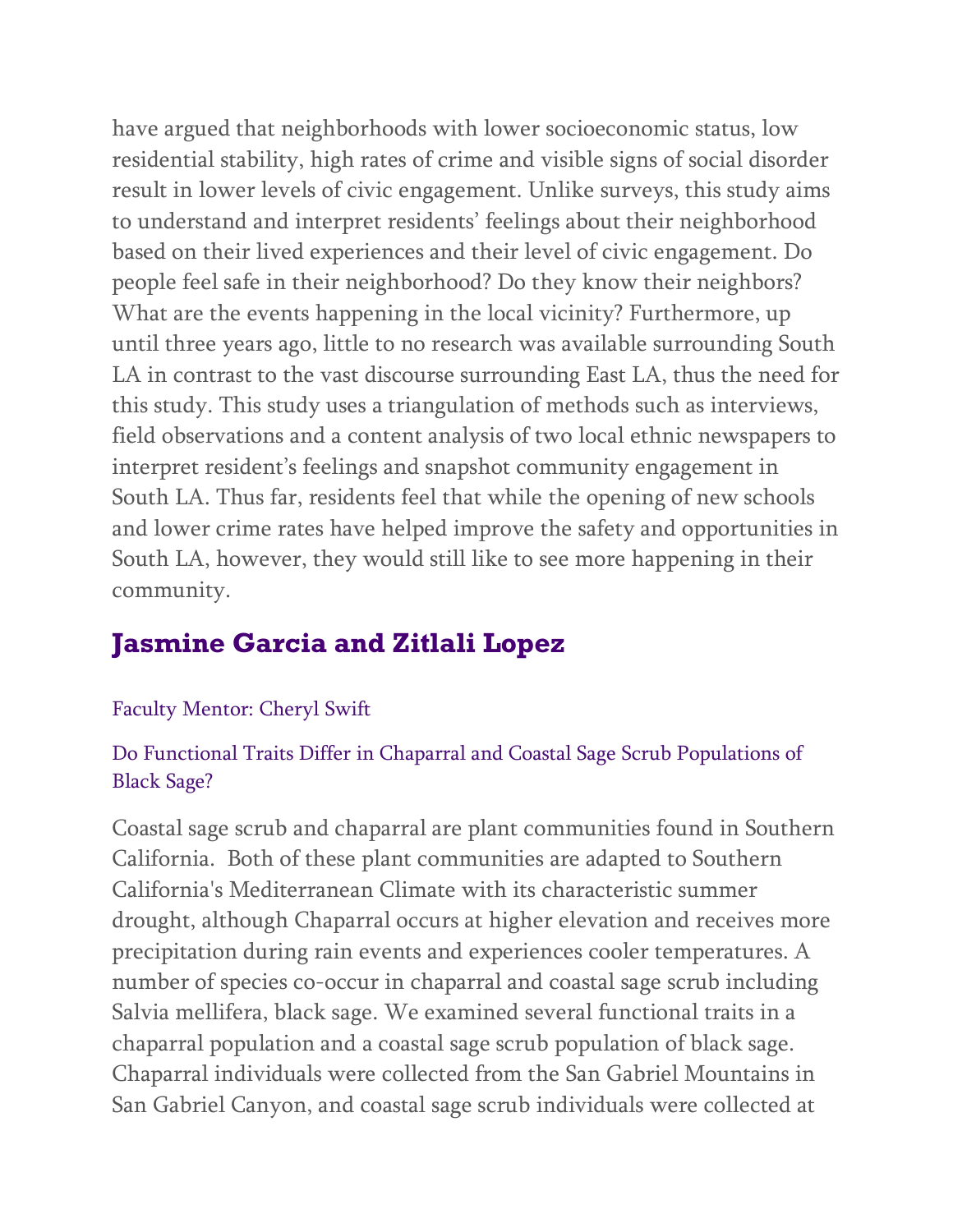have argued that neighborhoods with lower socioeconomic status, low residential stability, high rates of crime and visible signs of social disorder result in lower levels of civic engagement. Unlike surveys, this study aims to understand and interpret residents' feelings about their neighborhood based on their lived experiences and their level of civic engagement. Do people feel safe in their neighborhood? Do they know their neighbors? What are the events happening in the local vicinity? Furthermore, up until three years ago, little to no research was available surrounding South LA in contrast to the vast discourse surrounding East LA, thus the need for this study. This study uses a triangulation of methods such as interviews, field observations and a content analysis of two local ethnic newspapers to interpret resident's feelings and snapshot community engagement in South LA. Thus far, residents feel that while the opening of new schools and lower crime rates have helped improve the safety and opportunities in South LA, however, they would still like to see more happening in their community.

## Jasmine Garcia and Zitlali Lopez

Faculty Mentor: Cheryl Swift

Do Functional Traits Differ in Chaparral and Coastal Sage Scrub Populations of Black Sage?

Coastal sage scrub and chaparral are plant communities found in Southern California. Both of these plant communities are adapted to Southern California's Mediterranean Climate with its characteristic summer drought, although Chaparral occurs at higher elevation and receives more precipitation during rain events and experiences cooler temperatures. A number of species co-occur in chaparral and coastal sage scrub including Salvia mellifera, black sage. We examined several functional traits in a chaparral population and a coastal sage scrub population of black sage. Chaparral individuals were collected from the San Gabriel Mountains in San Gabriel Canyon, and coastal sage scrub individuals were collected at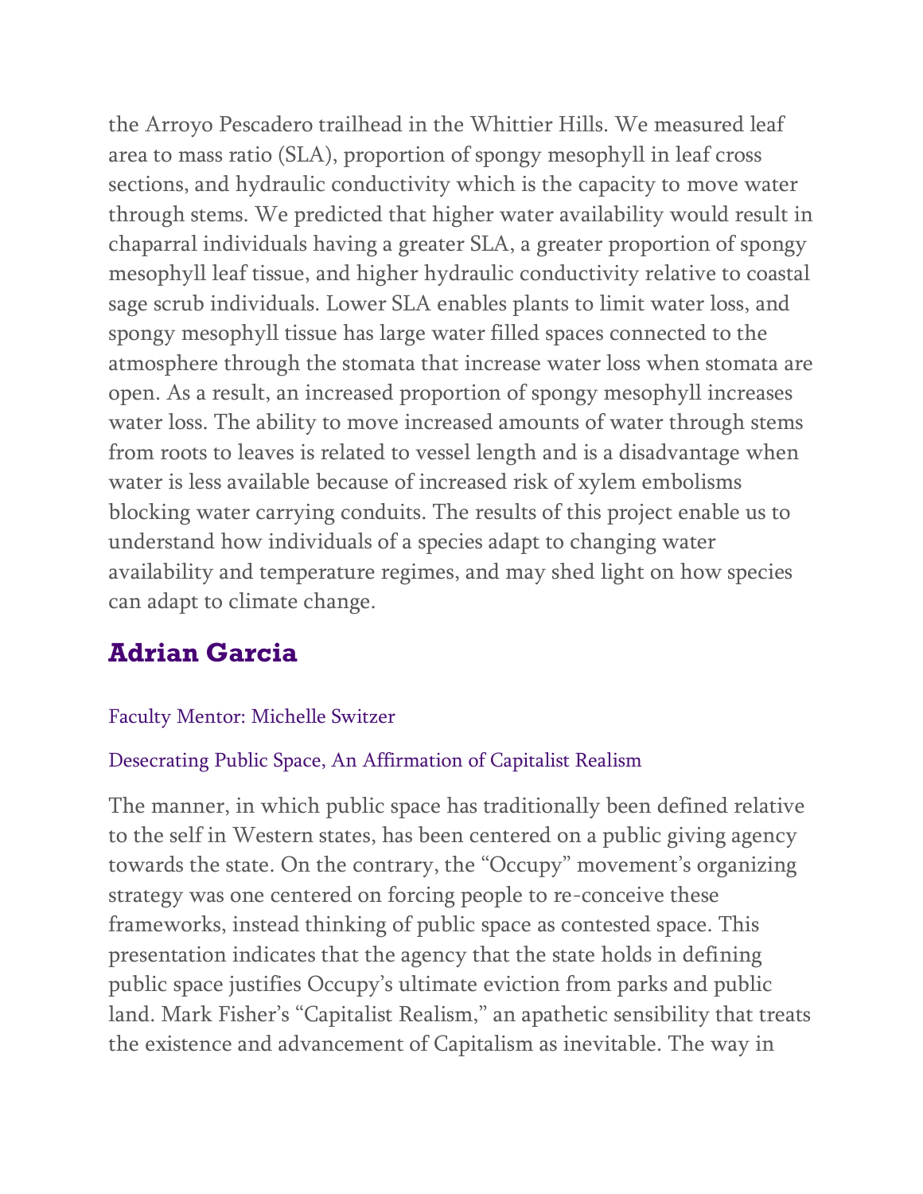the Arroyo Pescadero trailhead in the Whittier Hills. We measured leaf area to mass ratio (SLA), proportion of spongy mesophyll in leaf cross sections, and hydraulic conductivity which is the capacity to move water through stems. We predicted that higher water availability would result in chaparral individuals having a greater SLA, a greater proportion of spongy mesophyll leaf tissue, and higher hydraulic conductivity relative to coastal sage scrub individuals. Lower SLA enables plants to limit water loss, and spongy mesophyll tissue has large water filled spaces connected to the atmosphere through the stomata that increase water loss when stomata are open. As a result, an increased proportion of spongy mesophyll increases water loss. The ability to move increased amounts of water through stems from roots to leaves is related to vessel length and is a disadvantage when water is less available because of increased risk of xylem embolisms blocking water carrying conduits. The results of this project enable us to understand how individuals of a species adapt to changing water availability and temperature regimes, and may shed light on how species can adapt to climate change.

## Adrian Garcia

Faculty Mentor: Michelle Switzer

Desecrating Public Space, An Affirmation of Capitalist Realism

The manner, in which public space has traditionally been defined relative to the self in Western states, has been centered on a public giving agency towards the state. On the contrary, the "Occupy" movement's organizing strategy was one centered on forcing people to re-conceive these frameworks, instead thinking of public space as contested space. This presentation indicates that the agency that the state holds in defining public space justifies Occupy's ultimate eviction from parks and public land. Mark Fisher's "Capitalist Realism," an apathetic sensibility that treats the existence and advancement of Capitalism as inevitable. The way in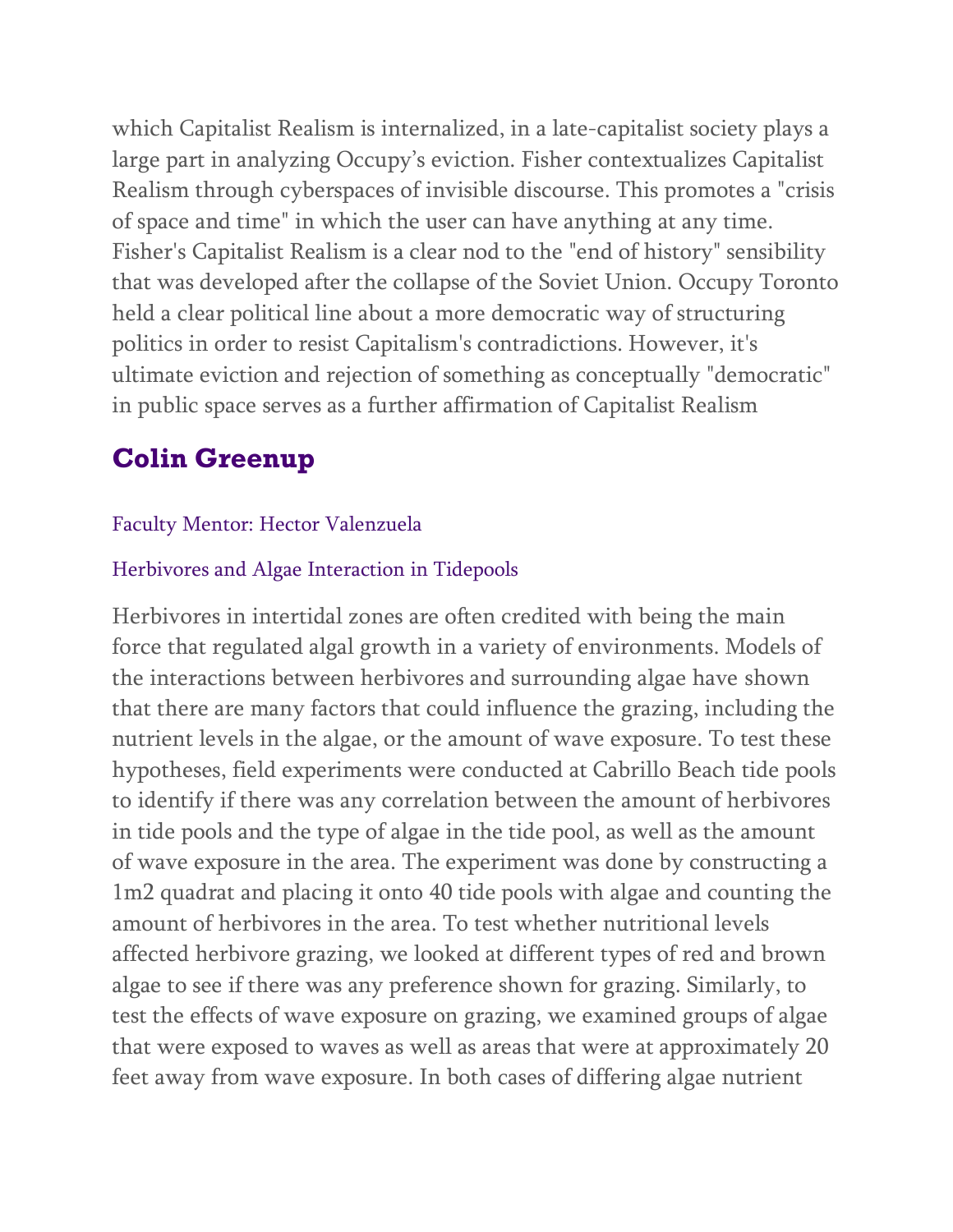which Capitalist Realism is internalized, in a late-capitalist society plays a large part in analyzing Occupy's eviction. Fisher contextualizes Capitalist Realism through cyberspaces of invisible discourse. This promotes a "crisis of space and time" in which the user can have anything at any time. Fisher's Capitalist Realism is a clear nod to the "end of history" sensibility that was developed after the collapse of the Soviet Union. Occupy Toronto held a clear political line about a more democratic way of structuring politics in order to resist Capitalism's contradictions. However, it's ultimate eviction and rejection of something as conceptually "democratic" in public space serves as a further affirmation of Capitalist Realism

## Colin Greenup

Faculty Mentor: Hector Valenzuela

Herbivores and Algae Interaction in Tidepools

Herbivores in intertidal zones are often credited with being the main force that regulated algal growth in a variety of environments. Models of the interactions between herbivores and surrounding algae have shown that there are many factors that could influence the grazing, including the nutrient levels in the algae, or the amount of wave exposure. To test these hypotheses, field experiments were conducted at Cabrillo Beach tide pools to identify if there was any correlation between the amount of herbivores in tide pools and the type of algae in the tide pool, as well as the amount of wave exposure in the area. The experiment was done by constructing a 1m2 quadrat and placing it onto 40 tide pools with algae and counting the amount of herbivores in the area. To test whether nutritional levels affected herbivore grazing, we looked at different types of red and brown algae to see if there was any preference shown for grazing. Similarly, to test the effects of wave exposure on grazing, we examined groups of algae that were exposed to waves as well as areas that were at approximately 20 feet away from wave exposure. In both cases of differing algae nutrient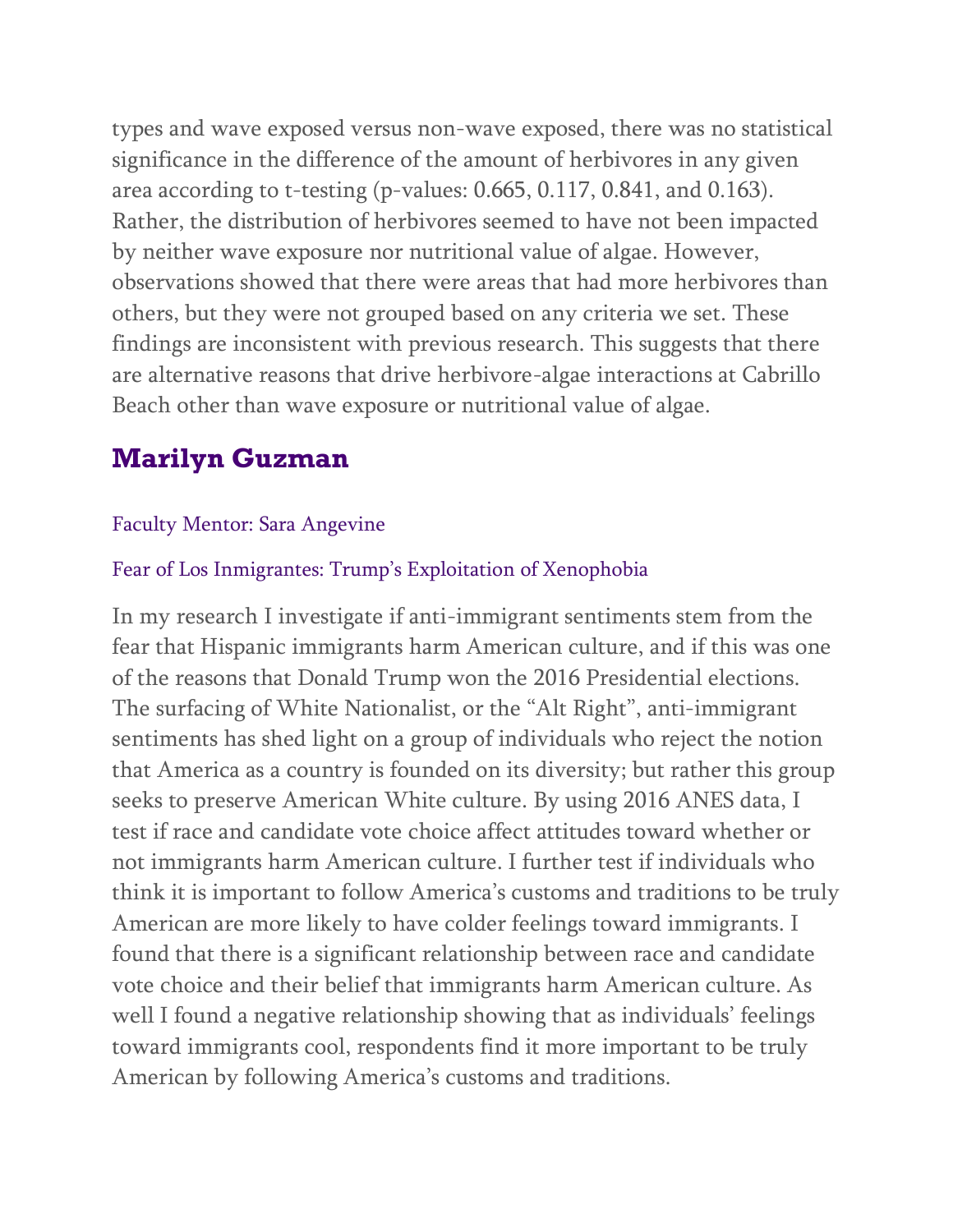types and wave exposed versus non-wave exposed, there was no statistical significance in the difference of the amount of herbivores in any given area according to t-testing (p-values: 0.665, 0.117, 0.841, and 0.163). Rather, the distribution of herbivores seemed to have not been impacted by neither wave exposure nor nutritional value of algae. However, observations showed that there were areas that had more herbivores than others, but they were not grouped based on any criteria we set. These findings are inconsistent with previous research. This suggests that there are alternative reasons that drive herbivore-algae interactions at Cabrillo Beach other than wave exposure or nutritional value of algae.

## Marilyn Guzman

Faculty Mentor: Sara Angevine

Fear of Los Inmigrantes: Trump's Exploitation of Xenophobia

In my research I investigate if anti-immigrant sentiments stem from the fear that Hispanic immigrants harm American culture, and if this was one of the reasons that Donald Trump won the 2016 Presidential elections. The surfacing of White Nationalist, or the "Alt Right", anti-immigrant sentiments has shed light on a group of individuals who reject the notion that America as a country is founded on its diversity; but rather this group seeks to preserve American White culture. By using 2016 ANES data, I test if race and candidate vote choice affect attitudes toward whether or not immigrants harm American culture. I further test if individuals who think it is important to follow America's customs and traditions to be truly American are more likely to have colder feelings toward immigrants. I found that there is a significant relationship between race and candidate vote choice and their belief that immigrants harm American culture. As well I found a negative relationship showing that as individuals' feelings toward immigrants cool, respondents find it more important to be truly American by following America's customs and traditions.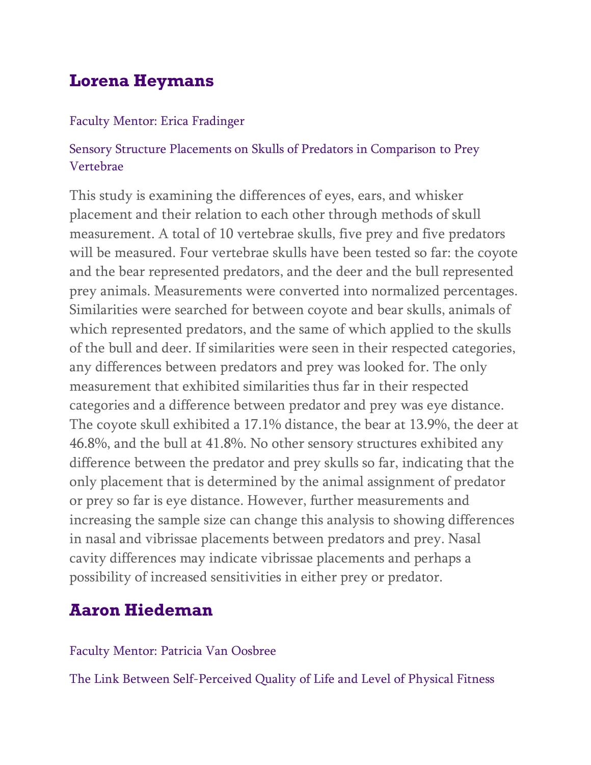## Lorena Heymans

Faculty Mentor: Erica Fradinger

Sensory Structure Placements on Skulls of Predators in Comparison to Prey Vertebrae

This study is examining the differences of eyes, ears, and whisker placement and their relation to each other through methods of skull measurement. A total of 10 vertebrae skulls, five prey and five predators will be measured. Four vertebrae skulls have been tested so far: the coyote and the bear represented predators, and the deer and the bull represented prey animals. Measurements were converted into normalized percentages. Similarities were searched for between coyote and bear skulls, animals of which represented predators, and the same of which applied to the skulls of the bull and deer. If similarities were seen in their respected categories, any differences between predators and prey was looked for. The only measurement that exhibited similarities thus far in their respected categories and a difference between predator and prey was eye distance. The coyote skull exhibited a 17.1% distance, the bear at 13.9%, the deer at 46.8%, and the bull at 41.8%. No other sensory structures exhibited any difference between the predator and prey skulls so far, indicating that the only placement that is determined by the animal assignment of predator or prey so far is eye distance. However, further measurements and increasing the sample size can change this analysis to showing differences in nasal and vibrissae placements between predators and prey. Nasal cavity differences may indicate vibrissae placements and perhaps a possibility of increased sensitivities in either prey or predator.

## Aaron Hiedeman

Faculty Mentor: Patricia Van Oosbree

The Link Between Self-Perceived Quality of Life and Level of Physical Fitness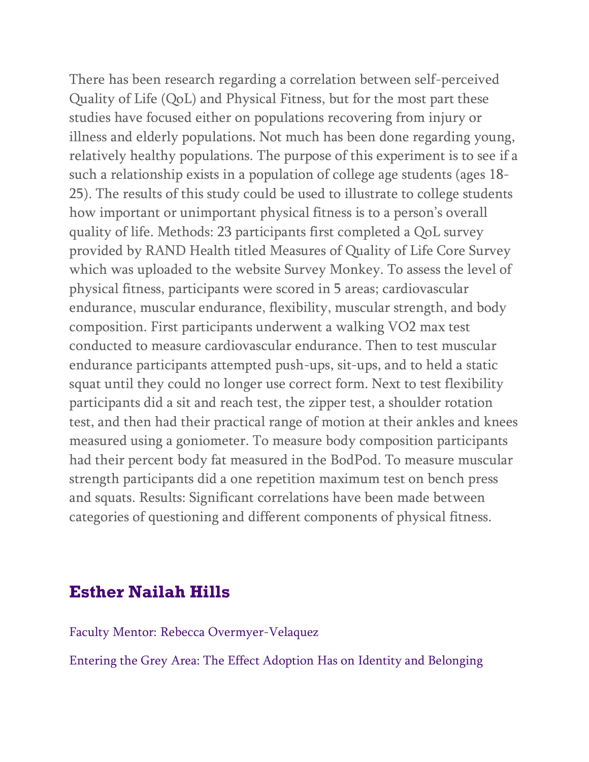There has been research regarding a correlation between self-perceived Quality of Life (QoL) and Physical Fitness, but for the most part these studies have focused either on populations recovering from injury or illness and elderly populations. Not much has been done regarding young, relatively healthy populations. The purpose of this experiment is to see if a such a relationship exists in a population of college age students (ages 18-25). The results of this study could be used to illustrate to college students how important or unimportant physical fitness is to a person's overall quality of life. Methods: 23 participants first completed a QoL survey provided by RAND Health titled Measures of Quality of Life Core Survey which was uploaded to the website Survey Monkey. To assess the level of physical fitness, participants were scored in 5 areas; cardiovascular endurance, muscular endurance, flexibility, muscular strength, and body composition. First participants underwent a walking VO2 max test conducted to measure cardiovascular endurance. Then to test muscular endurance participants attempted push-ups, sit-ups, and to held a static squat until they could no longer use correct form. Next to test flexibility participants did a sit and reach test, the zipper test, a shoulder rotation test, and then had their practical range of motion at their ankles and knees measured using a goniometer. To measure body composition participants had their percent body fat measured in the BodPod. To measure muscular strength participants did a one repetition maximum test on bench press and squats. Results: Significant correlations have been made between categories of questioning and different components of physical fitness.

## Esther Nailah Hills

Faculty Mentor: Rebecca Overmyer-Velaquez

Entering the Grey Area: The Effect Adoption Has on Identity and Belonging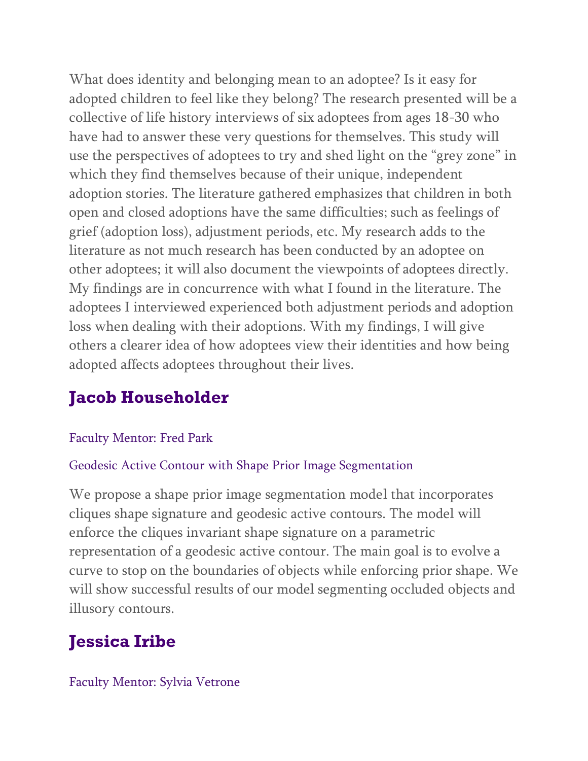What does identity and belonging mean to an adoptee? Is it easy for adopted children to feel like they belong? The research presented will be a collective of life history interviews of six adoptees from ages 18-30 who have had to answer these very questions for themselves. This study will use the perspectives of adoptees to try and shed light on the "grey zone" in which they find themselves because of their unique, independent adoption stories. The literature gathered emphasizes that children in both open and closed adoptions have the same difficulties; such as feelings of grief (adoption loss), adjustment periods, etc. My research adds to the literature as not much research has been conducted by an adoptee on other adoptees; it will also document the viewpoints of adoptees directly. My findings are in concurrence with what I found in the literature. The adoptees I interviewed experienced both adjustment periods and adoption loss when dealing with their adoptions. With my findings, I will give others a clearer idea of how adoptees view their identities and how being adopted affects adoptees throughout their lives.

## Jacob Householder

Faculty Mentor: Fred Park

Geodesic Active Contour with Shape Prior Image Segmentation

We propose a shape prior image segmentation model that incorporates cliques shape signature and geodesic active contours. The model will enforce the cliques invariant shape signature on a parametric representation of a geodesic active contour. The main goal is to evolve a curve to stop on the boundaries of objects while enforcing prior shape. We will show successful results of our model segmenting occluded objects and illusory contours.

## Jessica Iribe

Faculty Mentor: Sylvia Vetrone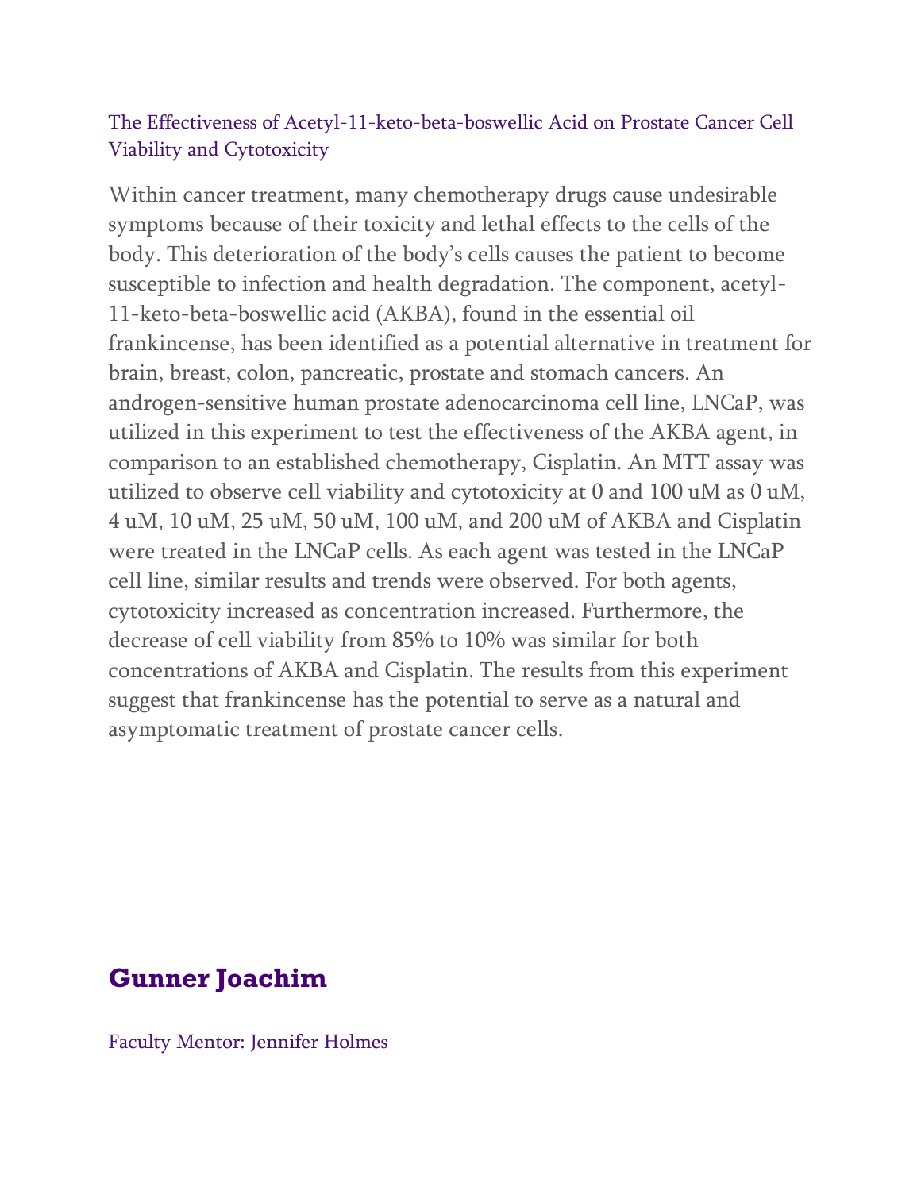### The Effectiveness of Acetyl-11-keto-beta-boswellic Acid on Prostate Cancer Cell Viability and Cytotoxicity

Within cancer treatment, many chemotherapy drugs cause undesirable symptoms because of their toxicity and lethal effects to the cells of the body. This deterioration of the body's cells causes the patient to become susceptible to infection and health degradation. The component, acetyl-11-keto-beta-boswellic acid (AKBA), found in the essential oil frankincense, has been identified as a potential alternative in treatment for brain, breast, colon, pancreatic, prostate and stomach cancers. An androgen-sensitive human prostate adenocarcinoma cell line, LNCaP, was utilized in this experiment to test the effectiveness of the AKBA agent, in comparison to an established chemotherapy, Cisplatin. An MTT assay was utilized to observe cell viability and cytotoxicity at 0 and 100 uM as 0 uM, 4 uM, 10 uM, 25 uM, 50 uM, 100 uM, and 200 uM of AKBA and Cisplatin were treated in the LNCaP cells. As each agent was tested in the LNCaP cell line, similar results and trends were observed. For both agents, cytotoxicity increased as concentration increased. Furthermore, the decrease of cell viability from 85% to 10% was similar for both concentrations of AKBA and Cisplatin. The results from this experiment suggest that frankincense has the potential to serve as a natural and asymptomatic treatment of prostate cancer cells.

## Gunner Joachim

Faculty Mentor: Jennifer Holmes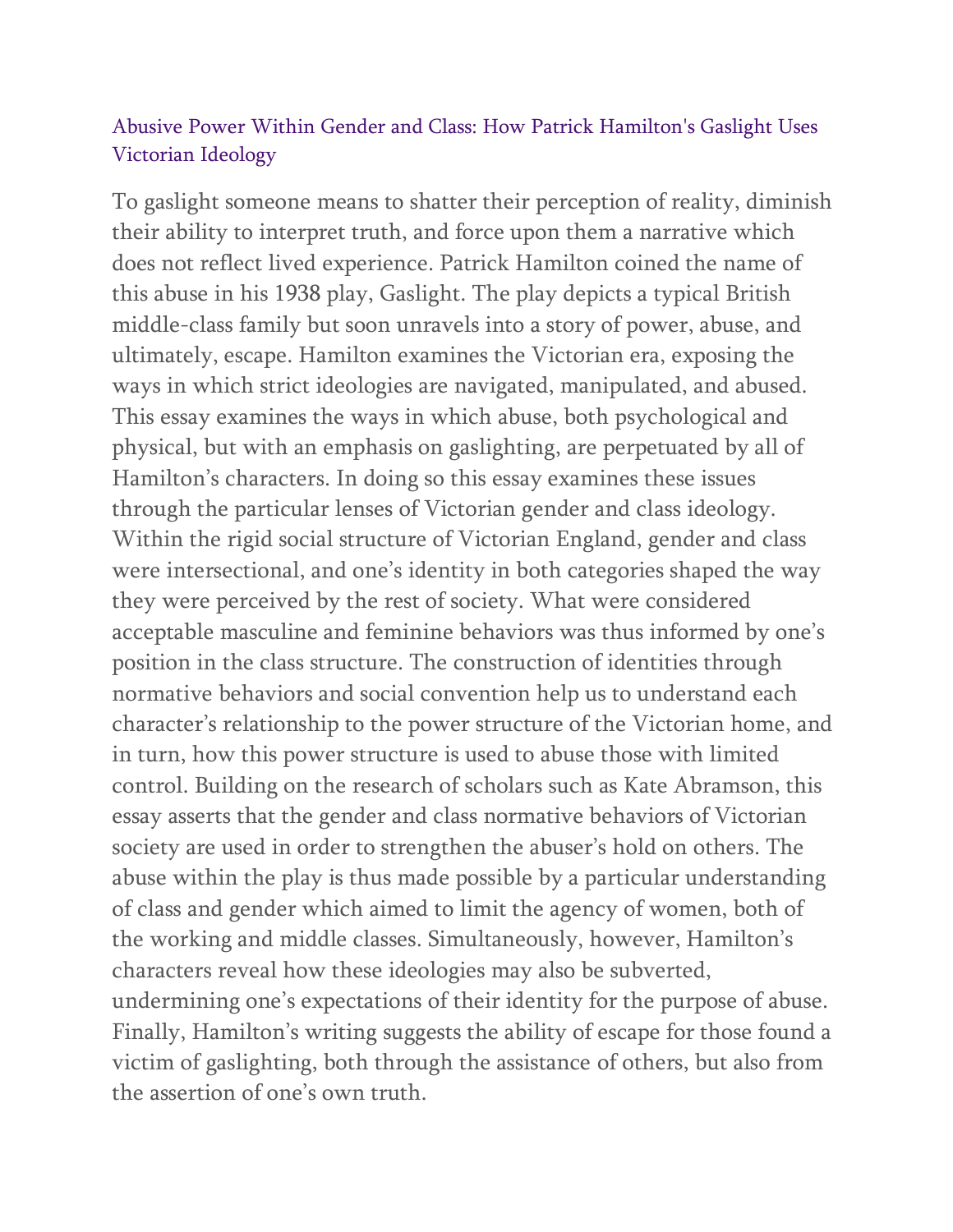## Abusive Power Within Gender and Class: How Patrick Hamilton's Gaslight Uses Victorian Ideology

To gaslight someone means to shatter their perception of reality, diminish their ability to interpret truth, and force upon them a narrative which does not reflect lived experience. Patrick Hamilton coined the name of this abuse in his 1938 play, Gaslight. The play depicts a typical British middle-class family but soon unravels into a story of power, abuse, and ultimately, escape. Hamilton examines the Victorian era, exposing the ways in which strict ideologies are navigated, manipulated, and abused. This essay examines the ways in which abuse, both psychological and physical, but with an emphasis on gaslighting, are perpetuated by all of Hamilton's characters. In doing so this essay examines these issues through the particular lenses of Victorian gender and class ideology. Within the rigid social structure of Victorian England, gender and class were intersectional, and one's identity in both categories shaped the way they were perceived by the rest of society. What were considered acceptable masculine and feminine behaviors was thus informed by one's position in the class structure. The construction of identities through normative behaviors and social convention help us to understand each character's relationship to the power structure of the Victorian home, and in turn, how this power structure is used to abuse those with limited control. Building on the research of scholars such as Kate Abramson, this essay asserts that the gender and class normative behaviors of Victorian society are used in order to strengthen the abuser's hold on others. The abuse within the play is thus made possible by a particular understanding of class and gender which aimed to limit the agency of women, both of the working and middle classes. Simultaneously, however, Hamilton's characters reveal how these ideologies may also be subverted, undermining one's expectations of their identity for the purpose of abuse. Finally, Hamilton's writing suggests the ability of escape for those found a victim of gaslighting, both through the assistance of others, but also from the assertion of one's own truth.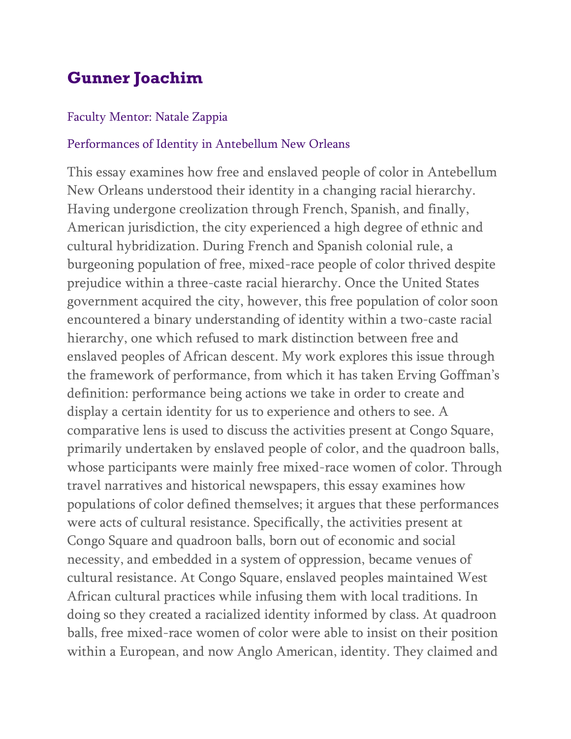## Gunner Joachim

Faculty Mentor: Natale Zappia

Performances of Identity in Antebellum New Orleans

This essay examines how free and enslaved people of color in Antebellum New Orleans understood their identity in a changing racial hierarchy. Having undergone creolization through French, Spanish, and finally, American jurisdiction, the city experienced a high degree of ethnic and cultural hybridization. During French and Spanish colonial rule, a burgeoning population of free, mixed-race people of color thrived despite prejudice within a three-caste racial hierarchy. Once the United States government acquired the city, however, this free population of color soon encountered a binary understanding of identity within a two-caste racial hierarchy, one which refused to mark distinction between free and enslaved peoples of African descent. My work explores this issue through the framework of performance, from which it has taken Erving Goffman's definition: performance being actions we take in order to create and display a certain identity for us to experience and others to see. A comparative lens is used to discuss the activities present at Congo Square, primarily undertaken by enslaved people of color, and the quadroon balls, whose participants were mainly free mixed-race women of color. Through travel narratives and historical newspapers, this essay examines how populations of color defined themselves; it argues that these performances were acts of cultural resistance. Specifically, the activities present at Congo Square and quadroon balls, born out of economic and social necessity, and embedded in a system of oppression, became venues of cultural resistance. At Congo Square, enslaved peoples maintained West African cultural practices while infusing them with local traditions. In doing so they created a racialized identity informed by class. At quadroon balls, free mixed-race women of color were able to insist on their position within a European, and now Anglo American, identity. They claimed and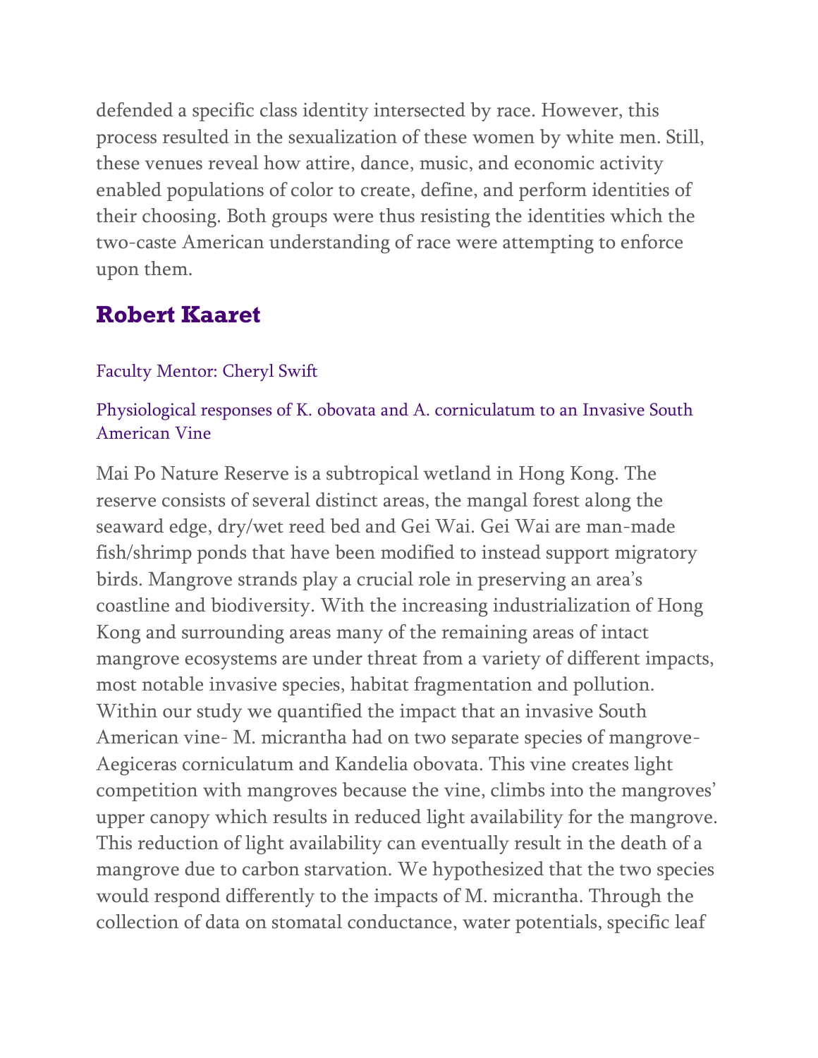defended a specific class identity intersected by race. However, this process resulted in the sexualization of these women by white men. Still, these venues reveal how attire, dance, music, and economic activity enabled populations of color to create, define, and perform identities of their choosing. Both groups were thus resisting the identities which the two-caste American understanding of race were attempting to enforce upon them.

## Robert Kaaret

Faculty Mentor: Cheryl Swift

Physiological responses of K. obovata and A. corniculatum to an Invasive South American Vine

Mai Po Nature Reserve is a subtropical wetland in Hong Kong. The reserve consists of several distinct areas, the mangal forest along the seaward edge, dry/wet reed bed and Gei Wai. Gei Wai are man-made fish/shrimp ponds that have been modified to instead support migratory birds. Mangrove strands play a crucial role in preserving an area's coastline and biodiversity. With the increasing industrialization of Hong Kong and surrounding areas many of the remaining areas of intact mangrove ecosystems are under threat from a variety of different impacts, most notable invasive species, habitat fragmentation and pollution. Within our study we quantified the impact that an invasive South American vine- M. micrantha had on two separate species of mangrove- Aegiceras corniculatum and Kandelia obovata. This vine creates light competition with mangroves because the vine, climbs into the mangroves' upper canopy which results in reduced light availability for the mangrove. This reduction of light availability can eventually result in the death of a mangrove due to carbon starvation. We hypothesized that the two species would respond differently to the impacts of M. micrantha. Through the collection of data on stomatal conductance, water potentials, specific leaf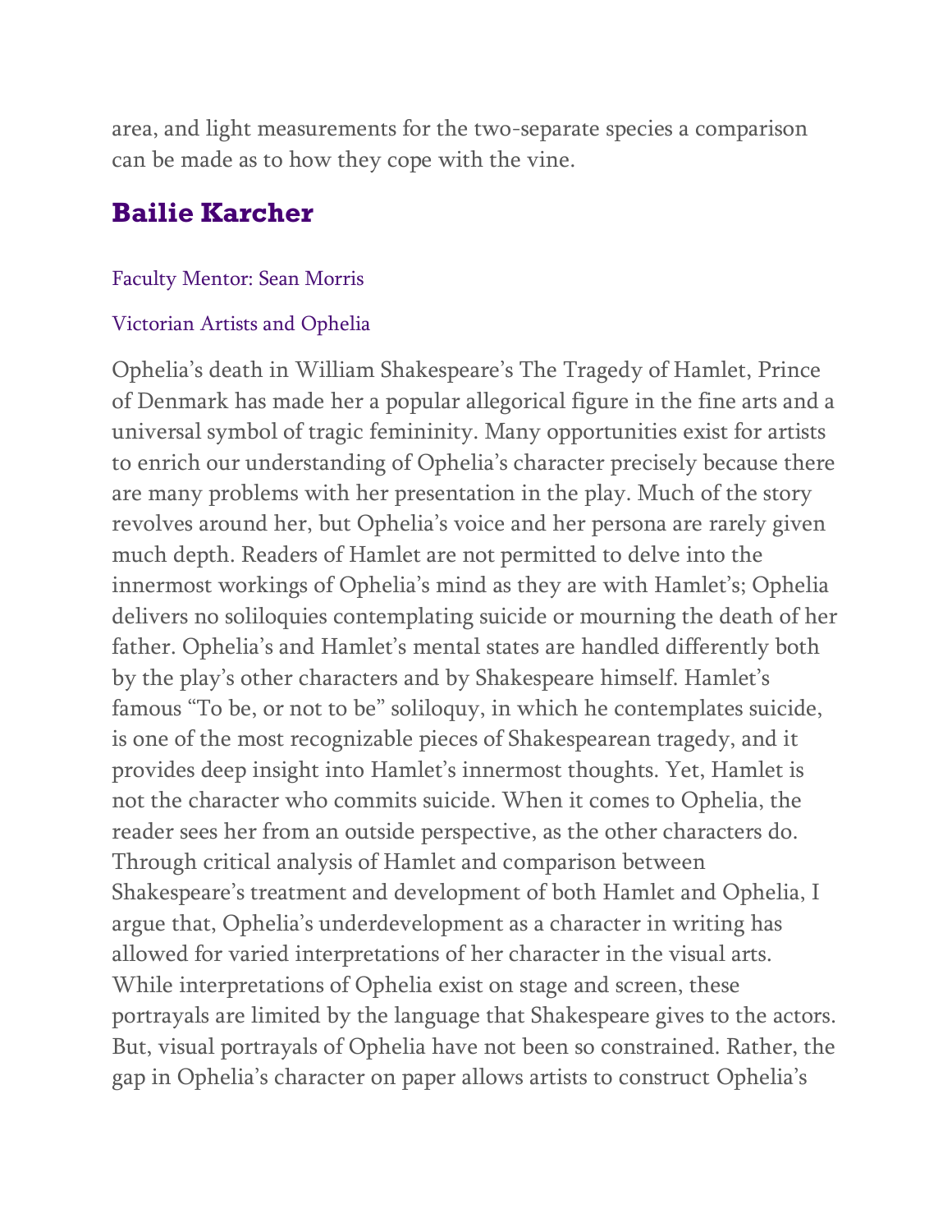area, and light measurements for the two-separate species a comparison can be made as to how they cope with the vine.

## Bailie Karcher

Faculty Mentor: Sean Morris

Victorian Artists and Ophelia

Ophelia's death in William Shakespeare's The Tragedy of Hamlet, Prince of Denmark has made her a popular allegorical figure in the fine arts and a universal symbol of tragic femininity. Many opportunities exist for artists to enrich our understanding of Ophelia's character precisely because there are many problems with her presentation in the play. Much of the story revolves around her, but Ophelia's voice and her persona are rarely given much depth. Readers of Hamlet are not permitted to delve into the innermost workings of Ophelia's mind as they are with Hamlet's; Ophelia delivers no soliloquies contemplating suicide or mourning the death of her father. Ophelia's and Hamlet's mental states are handled differently both by the play's other characters and by Shakespeare himself. Hamlet's famous "To be, or not to be" soliloquy, in which he contemplates suicide, is one of the most recognizable pieces of Shakespearean tragedy, and it provides deep insight into Hamlet's innermost thoughts. Yet, Hamlet is not the character who commits suicide. When it comes to Ophelia, the reader sees her from an outside perspective, as the other characters do. Through critical analysis of Hamlet and comparison between Shakespeare's treatment and development of both Hamlet and Ophelia, I argue that, Ophelia's underdevelopment as a character in writing has allowed for varied interpretations of her character in the visual arts. While interpretations of Ophelia exist on stage and screen, these portrayals are limited by the language that Shakespeare gives to the actors. But, visual portrayals of Ophelia have not been so constrained. Rather, the gap in Ophelia's character on paper allows artists to construct Ophelia's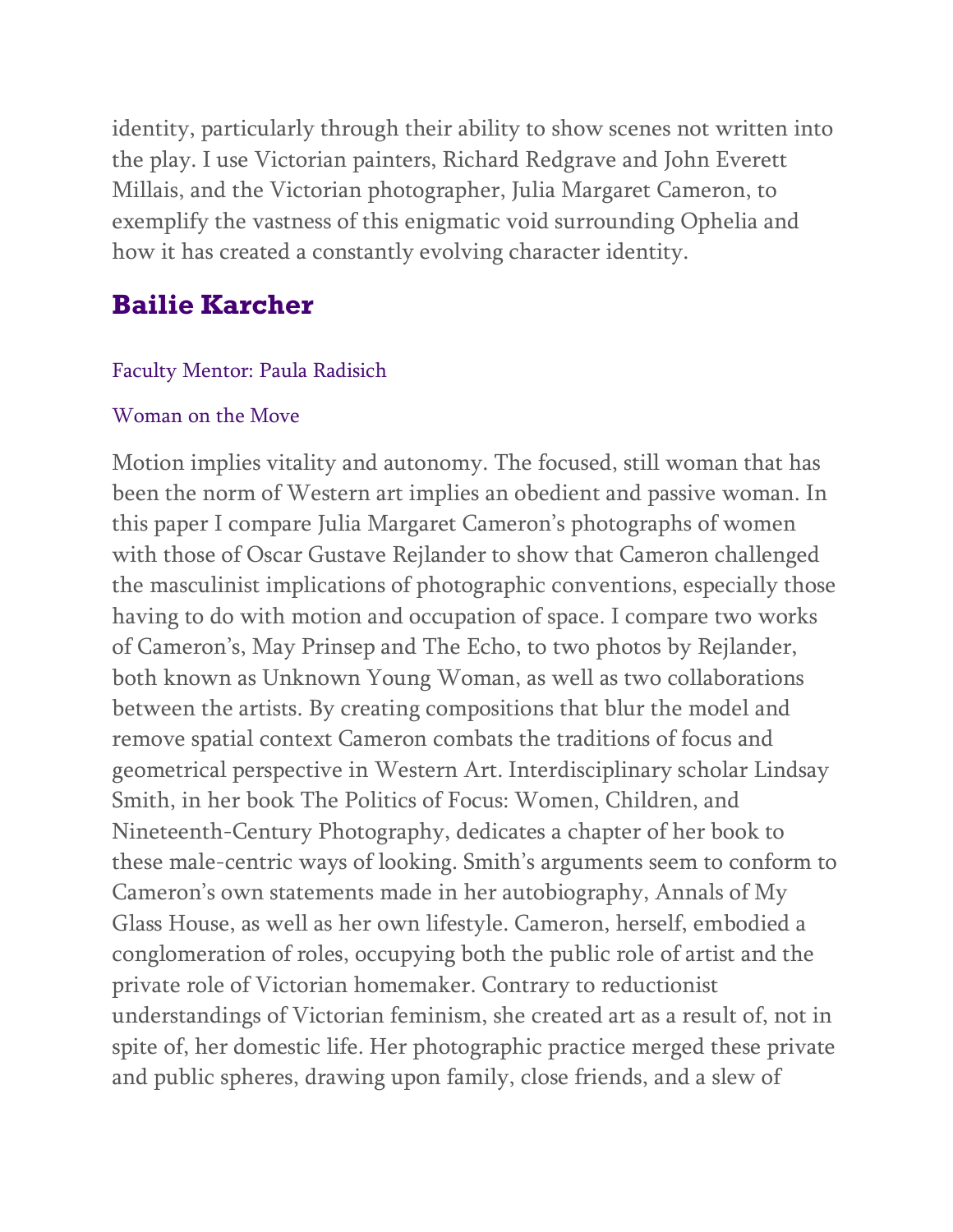identity, particularly through their ability to show scenes not written into the play. I use Victorian painters, Richard Redgrave and John Everett Millais, and the Victorian photographer, Julia Margaret Cameron, to exemplify the vastness of this enigmatic void surrounding Ophelia and how it has created a constantly evolving character identity.

## Bailie Karcher

Faculty Mentor: Paula Radisich

Woman on the Move

Motion implies vitality and autonomy. The focused, still woman that has been the norm of Western art implies an obedient and passive woman. In this paper I compare Julia Margaret Cameron's photographs of women with those of Oscar Gustave Rejlander to show that Cameron challenged the masculinist implications of photographic conventions, especially those having to do with motion and occupation of space. I compare two works of Cameron's, May Prinsep and The Echo, to two photos by Rejlander, both known as Unknown Young Woman, as well as two collaborations between the artists. By creating compositions that blur the model and remove spatial context Cameron combats the traditions of focus and geometrical perspective in Western Art. Interdisciplinary scholar Lindsay Smith, in her book The Politics of Focus: Women, Children, and Nineteenth-Century Photography, dedicates a chapter of her book to these male-centric ways of looking. Smith's arguments seem to conform to Cameron's own statements made in her autobiography, Annals of My Glass House, as well as her own lifestyle. Cameron, herself, embodied a conglomeration of roles, occupying both the public role of artist and the private role of Victorian homemaker. Contrary to reductionist understandings of Victorian feminism, she created art as a result of, not in spite of, her domestic life. Her photographic practice merged these private and public spheres, drawing upon family, close friends, and a slew of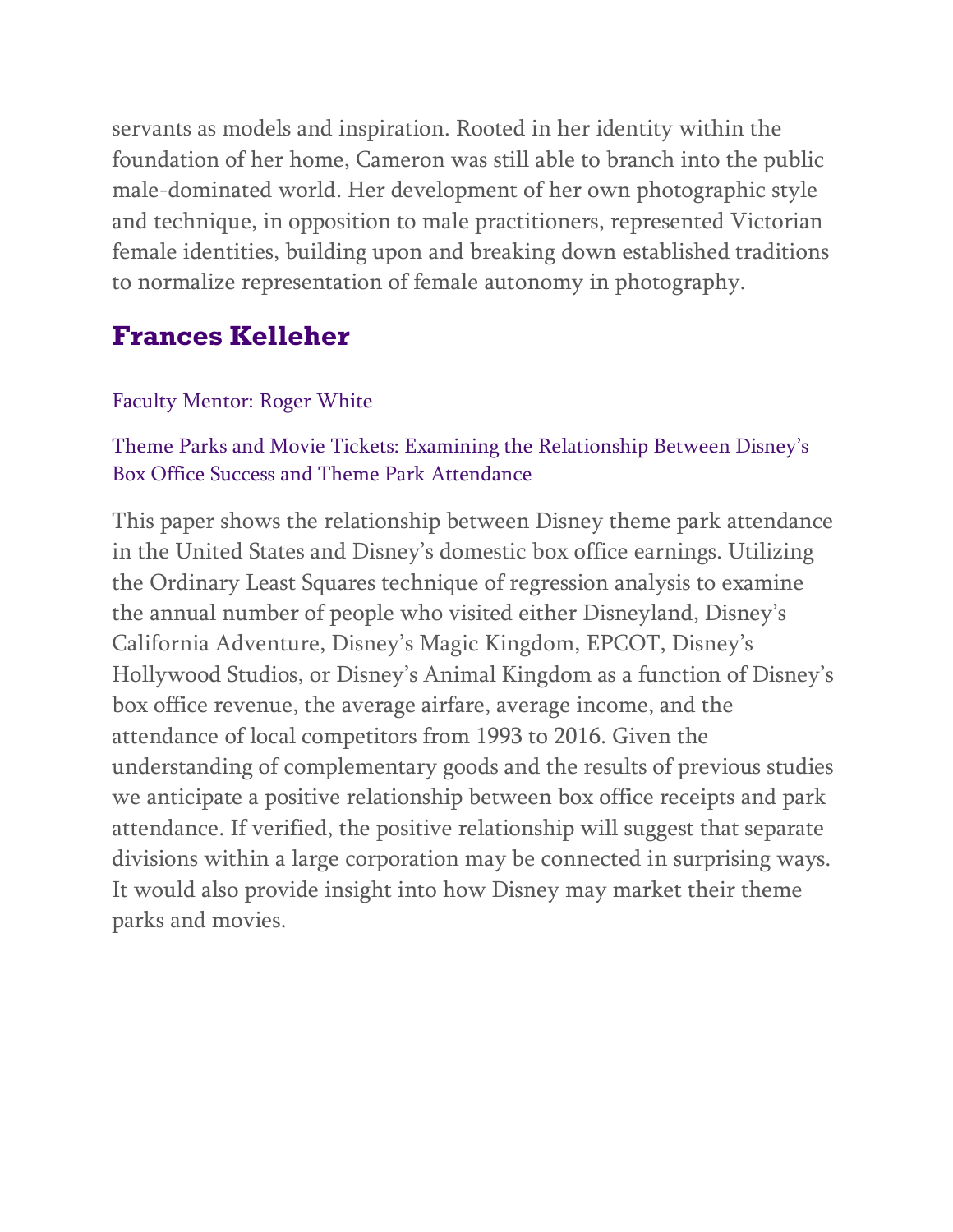servants as models and inspiration. Rooted in her identity within the foundation of her home, Cameron was still able to branch into the public male-dominated world. Her development of her own photographic style and technique, in opposition to male practitioners, represented Victorian female identities, building upon and breaking down established traditions to normalize representation of female autonomy in photography.

## Frances Kelleher

Faculty Mentor: Roger White

Theme Parks and Movie Tickets: Examining the Relationship Between Disney's Box Office Success and Theme Park Attendance

This paper shows the relationship between Disney theme park attendance in the United States and Disney's domestic box office earnings. Utilizing the Ordinary Least Squares technique of regression analysis to examine the annual number of people who visited either Disneyland, Disney's California Adventure, Disney's Magic Kingdom, EPCOT, Disney's Hollywood Studios, or Disney's Animal Kingdom as a function of Disney's box office revenue, the average airfare, average income, and the attendance of local competitors from 1993 to 2016. Given the understanding of complementary goods and the results of previous studies we anticipate a positive relationship between box office receipts and park attendance. If verified, the positive relationship will suggest that separate divisions within a large corporation may be connected in surprising ways. It would also provide insight into how Disney may market their theme parks and movies.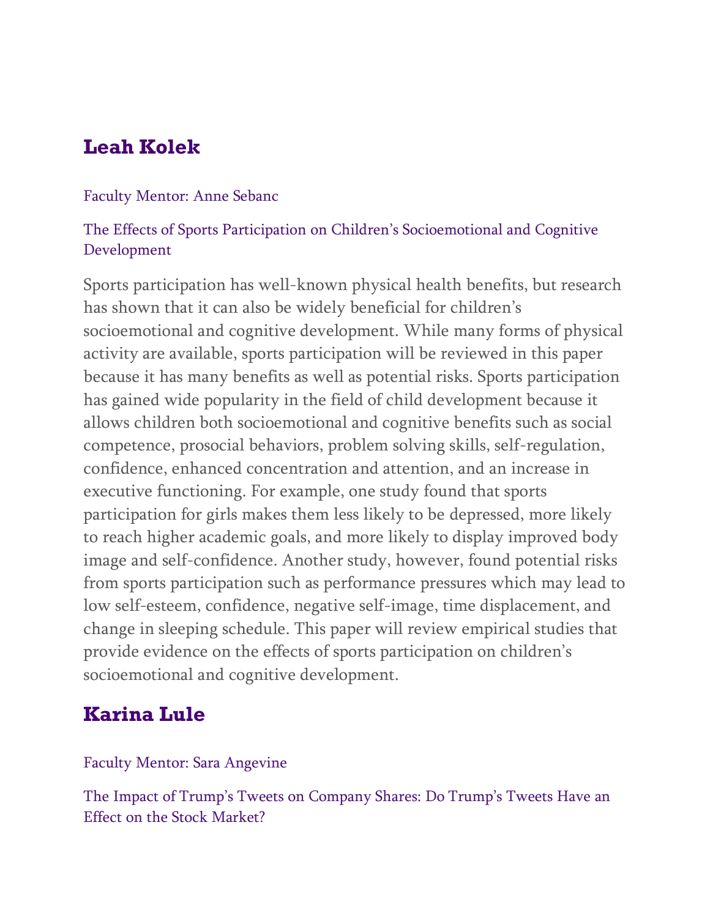## Leah Kolek

Faculty Mentor: Anne Sebanc

The Effects of Sports Participation on Children's Socioemotional and Cognitive Development

Sports participation has well-known physical health benefits, but research has shown that it can also be widely beneficial for children's socioemotional and cognitive development. While many forms of physical activity are available, sports participation will be reviewed in this paper because it has many benefits as well as potential risks. Sports participation has gained wide popularity in the field of child development because it allows children both socioemotional and cognitive benefits such as social competence, prosocial behaviors, problem solving skills, self-regulation, confidence, enhanced concentration and attention, and an increase in executive functioning. For example, one study found that sports participation for girls makes them less likely to be depressed, more likely to reach higher academic goals, and more likely to display improved body image and self-confidence. Another study, however, found potential risks from sports participation such as performance pressures which may lead to low self-esteem, confidence, negative self-image, time displacement, and change in sleeping schedule. This paper will review empirical studies that provide evidence on the effects of sports participation on children's socioemotional and cognitive development.

## Karina Lule

Faculty Mentor: Sara Angevine

The Impact of Trump's Tweets on Company Shares: Do Trump's Tweets Have an Effect on the Stock Market?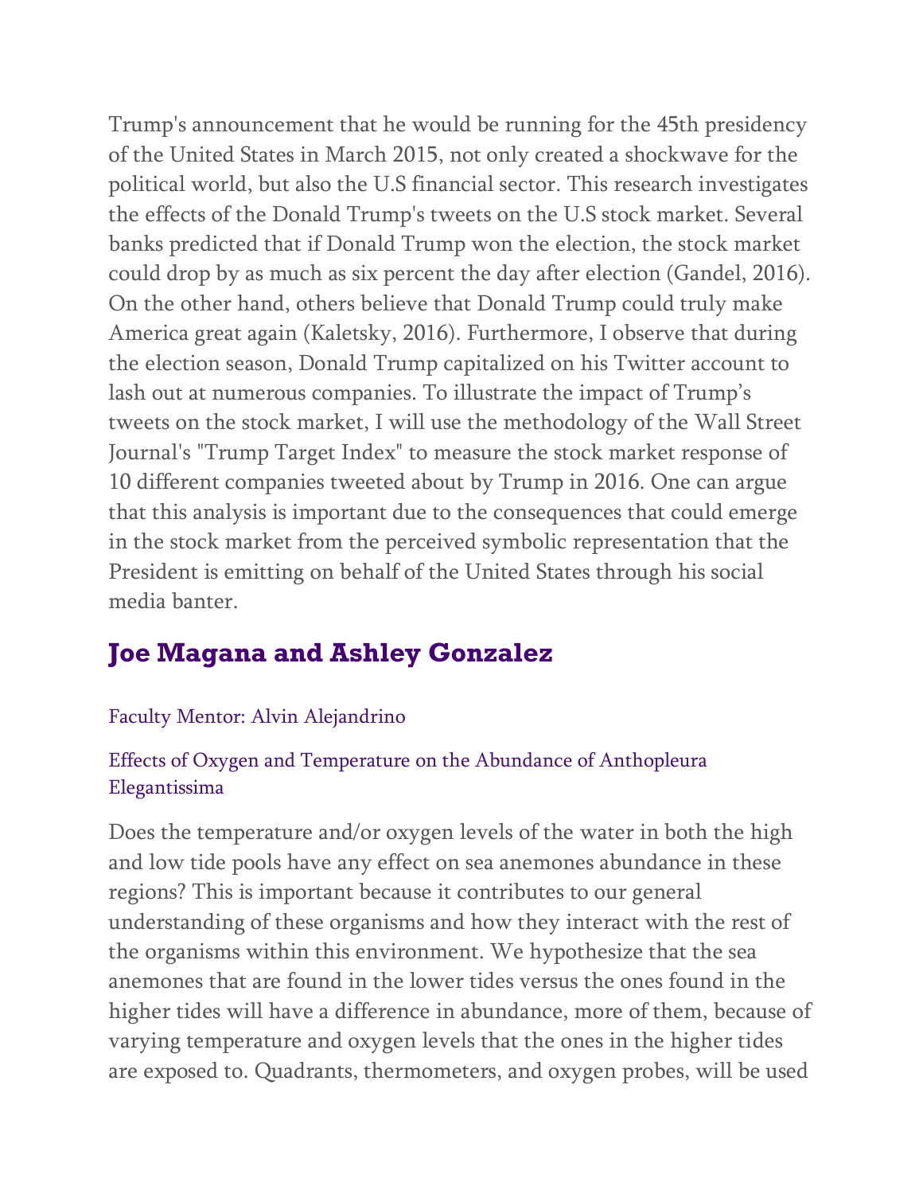Trump's announcement that he would be running for the 45th presidency of the United States in March 2015, not only created a shockwave for the political world, but also the U.S financial sector. This research investigates the effects of the Donald Trump's tweets on the U.S stock market. Several banks predicted that if Donald Trump won the election, the stock market could drop by as much as six percent the day after election (Gandel, 2016). On the other hand, others believe that Donald Trump could truly make America great again (Kaletsky, 2016). Furthermore, I observe that during the election season, Donald Trump capitalized on his Twitter account to lash out at numerous companies. To illustrate the impact of Trump's tweets on the stock market, I will use the methodology of the Wall Street Journal's "Trump Target Index" to measure the stock market response of 10 different companies tweeted about by Trump in 2016. One can argue that this analysis is important due to the consequences that could emerge in the stock market from the perceived symbolic representation that the President is emitting on behalf of the United States through his social media banter.

## Joe Magana and Ashley Gonzalez

Faculty Mentor: Alvin Alejandrino

Effects of Oxygen and Temperature on the Abundance of Anthopleura Elegantissima

Does the temperature and/or oxygen levels of the water in both the high and low tide pools have any effect on sea anemones abundance in these regions? This is important because it contributes to our general understanding of these organisms and how they interact with the rest of the organisms within this environment. We hypothesize that the sea anemones that are found in the lower tides versus the ones found in the higher tides will have a difference in abundance, more of them, because of varying temperature and oxygen levels that the ones in the higher tides are exposed to. Quadrants, thermometers, and oxygen probes, will be used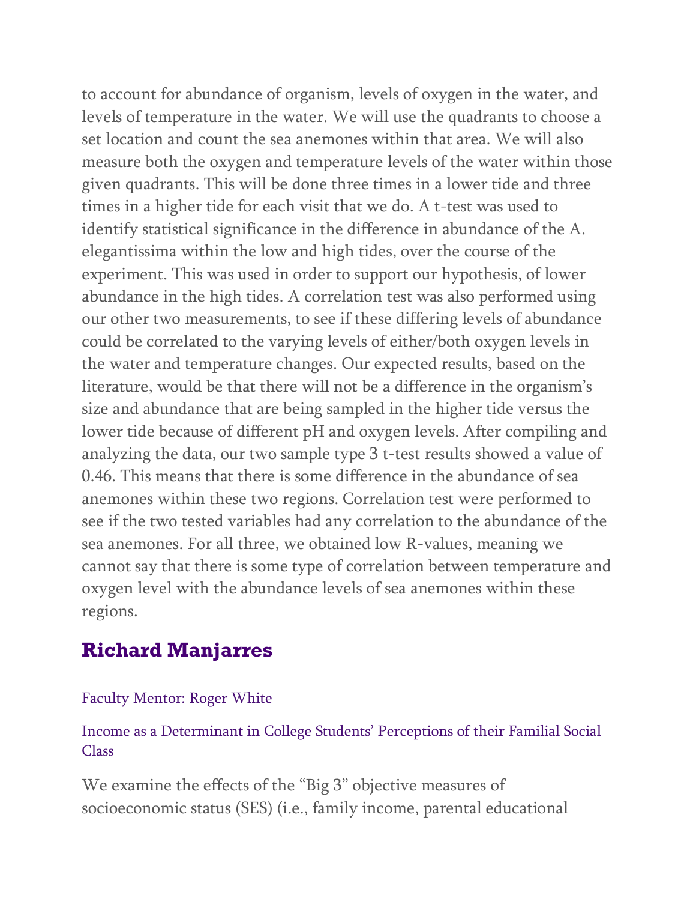to account for abundance of organism, levels of oxygen in the water, and levels of temperature in the water. We will use the quadrants to choose a set location and count the sea anemones within that area. We will also measure both the oxygen and temperature levels of the water within those given quadrants. This will be done three times in a lower tide and three times in a higher tide for each visit that we do. A t-test was used to identify statistical significance in the difference in abundance of the A. elegantissima within the low and high tides, over the course of the experiment. This was used in order to support our hypothesis, of lower abundance in the high tides. A correlation test was also performed using our other two measurements, to see if these differing levels of abundance could be correlated to the varying levels of either/both oxygen levels in the water and temperature changes. Our expected results, based on the literature, would be that there will not be a difference in the organism's size and abundance that are being sampled in the higher tide versus the lower tide because of different pH and oxygen levels. After compiling and analyzing the data, our two sample type 3 t-test results showed a value of 0.46. This means that there is some difference in the abundance of sea anemones within these two regions. Correlation test were performed to see if the two tested variables had any correlation to the abundance of the sea anemones. For all three, we obtained low R-values, meaning we cannot say that there is some type of correlation between temperature and oxygen level with the abundance levels of sea anemones within these regions.

## Richard Manjarres

Faculty Mentor: Roger White

Income as a Determinant in College Students' Perceptions of their Familial Social Class

We examine the effects of the "Big 3" objective measures of socioeconomic status (SES) (i.e., family income, parental educational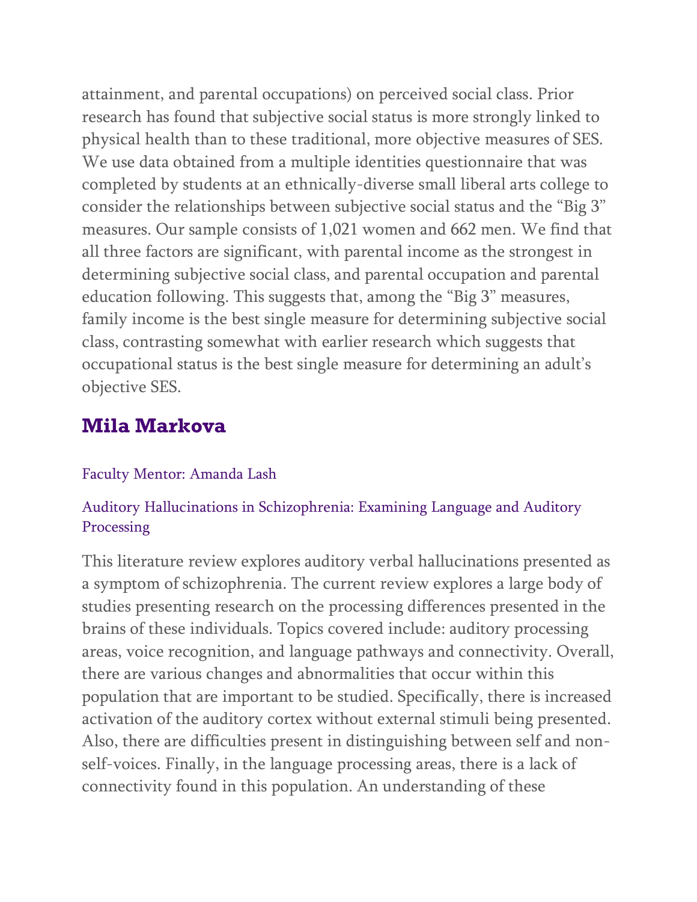attainment, and parental occupations) on perceived social class. Prior research has found that subjective social status is more strongly linked to physical health than to these traditional, more objective measures of SES. We use data obtained from a multiple identities questionnaire that was completed by students at an ethnically-diverse small liberal arts college to consider the relationships between subjective social status and the "Big 3" measures. Our sample consists of 1,021 women and 662 men. We find that all three factors are significant, with parental income as the strongest in determining subjective social class, and parental occupation and parental education following. This suggests that, among the "Big 3" measures, family income is the best single measure for determining subjective social class, contrasting somewhat with earlier research which suggests that occupational status is the best single measure for determining an adult's objective SES.

## Mila Markova

Faculty Mentor: Amanda Lash

Auditory Hallucinations in Schizophrenia: Examining Language and Auditory Processing

This literature review explores auditory verbal hallucinations presented as a symptom of schizophrenia. The current review explores a large body of studies presenting research on the processing differences presented in the brains of these individuals. Topics covered include: auditory processing areas, voice recognition, and language pathways and connectivity. Overall, there are various changes and abnormalities that occur within this population that are important to be studied. Specifically, there is increased activation of the auditory cortex without external stimuli being presented. Also, there are difficulties present in distinguishing between self and non-self-voices. Finally, in the language processing areas, there is a lack of connectivity found in this population. An understanding of these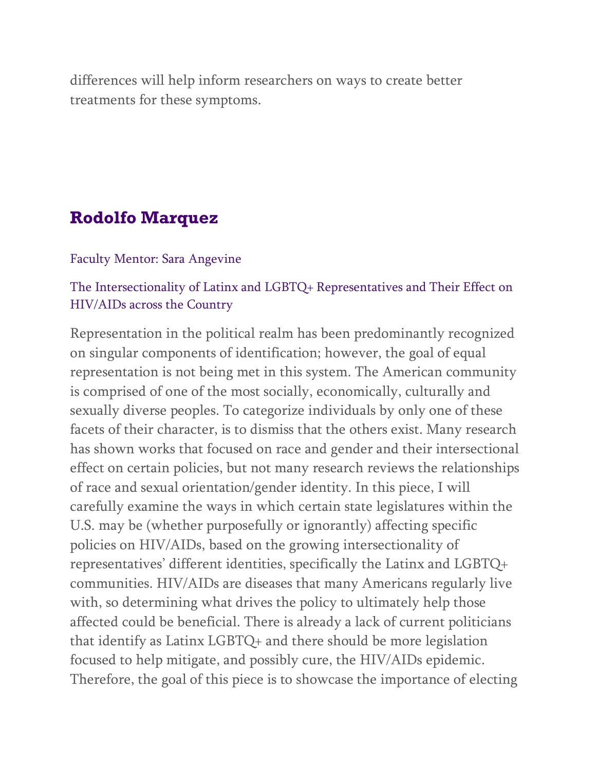differences will help inform researchers on ways to create better treatments for these symptoms.

## Rodolfo Marquez

Faculty Mentor: Sara Angevine

The Intersectionality of Latinx and LGBTQ+ Representatives and Their Effect on HIV/AIDs across the Country

Representation in the political realm has been predominantly recognized on singular components of identification; however, the goal of equal representation is not being met in this system. The American community is comprised of one of the most socially, economically, culturally and sexually diverse peoples. To categorize individuals by only one of these facets of their character, is to dismiss that the others exist. Many research has shown works that focused on race and gender and their intersectional effect on certain policies, but not many research reviews the relationships of race and sexual orientation/gender identity. In this piece, I will carefully examine the ways in which certain state legislatures within the U.S. may be (whether purposefully or ignorantly) affecting specific policies on HIV/AIDs, based on the growing intersectionality of representatives' different identities, specifically the Latinx and LGBTQ+ communities. HIV/AIDs are diseases that many Americans regularly live with, so determining what drives the policy to ultimately help those affected could be beneficial. There is already a lack of current politicians that identify as Latinx LGBTQ+ and there should be more legislation focused to help mitigate, and possibly cure, the HIV/AIDs epidemic. Therefore, the goal of this piece is to showcase the importance of electing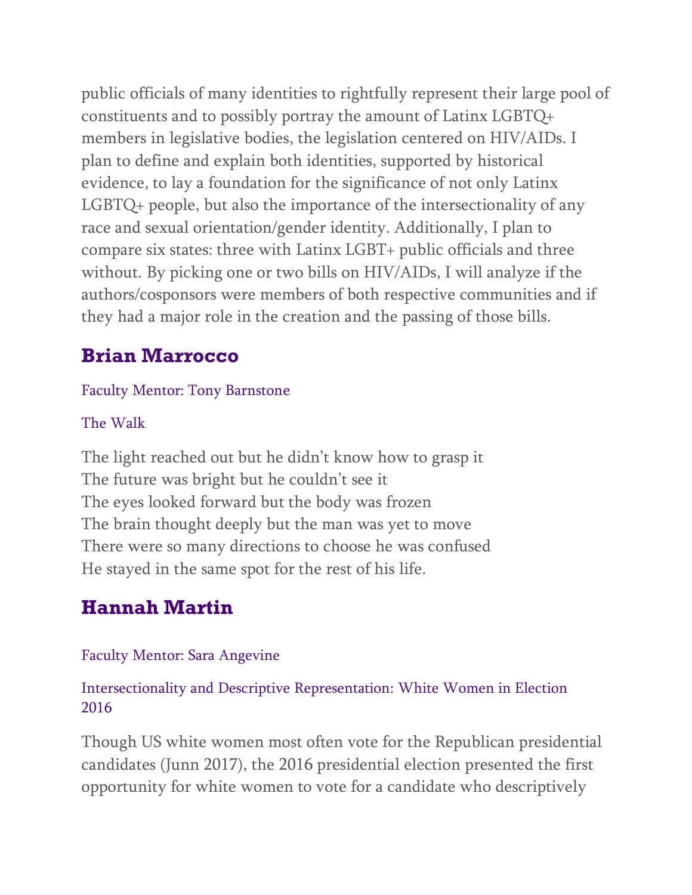public officials of many identities to rightfully represent their large pool of constituents and to possibly portray the amount of Latinx LGBTQ+ members in legislative bodies, the legislation centered on HIV/AIDs. I plan to define and explain both identities, supported by historical evidence, to lay a foundation for the significance of not only Latinx LGBTQ+ people, but also the importance of the intersectionality of any race and sexual orientation/gender identity. Additionally, I plan to compare six states: three with Latinx LGBT+ public officials and three without. By picking one or two bills on HIV/AIDs, I will analyze if the authors/cosponsors were members of both respective communities and if they had a major role in the creation and the passing of those bills.

## Brian Marrocco

Faculty Mentor: Tony Barnstone

The Walk

The light reached out but he didn't know how to grasp it
The future was bright but he couldn't see it
The eyes looked forward but the body was frozen
The brain thought deeply but the man was yet to move
There were so many directions to choose he was confused
He stayed in the same spot for the rest of his life.

## Hannah Martin

Faculty Mentor: Sara Angevine

Intersectionality and Descriptive Representation: White Women in Election 2016

Though US white women most often vote for the Republican presidential candidates (Junn 2017), the 2016 presidential election presented the first opportunity for white women to vote for a candidate who descriptively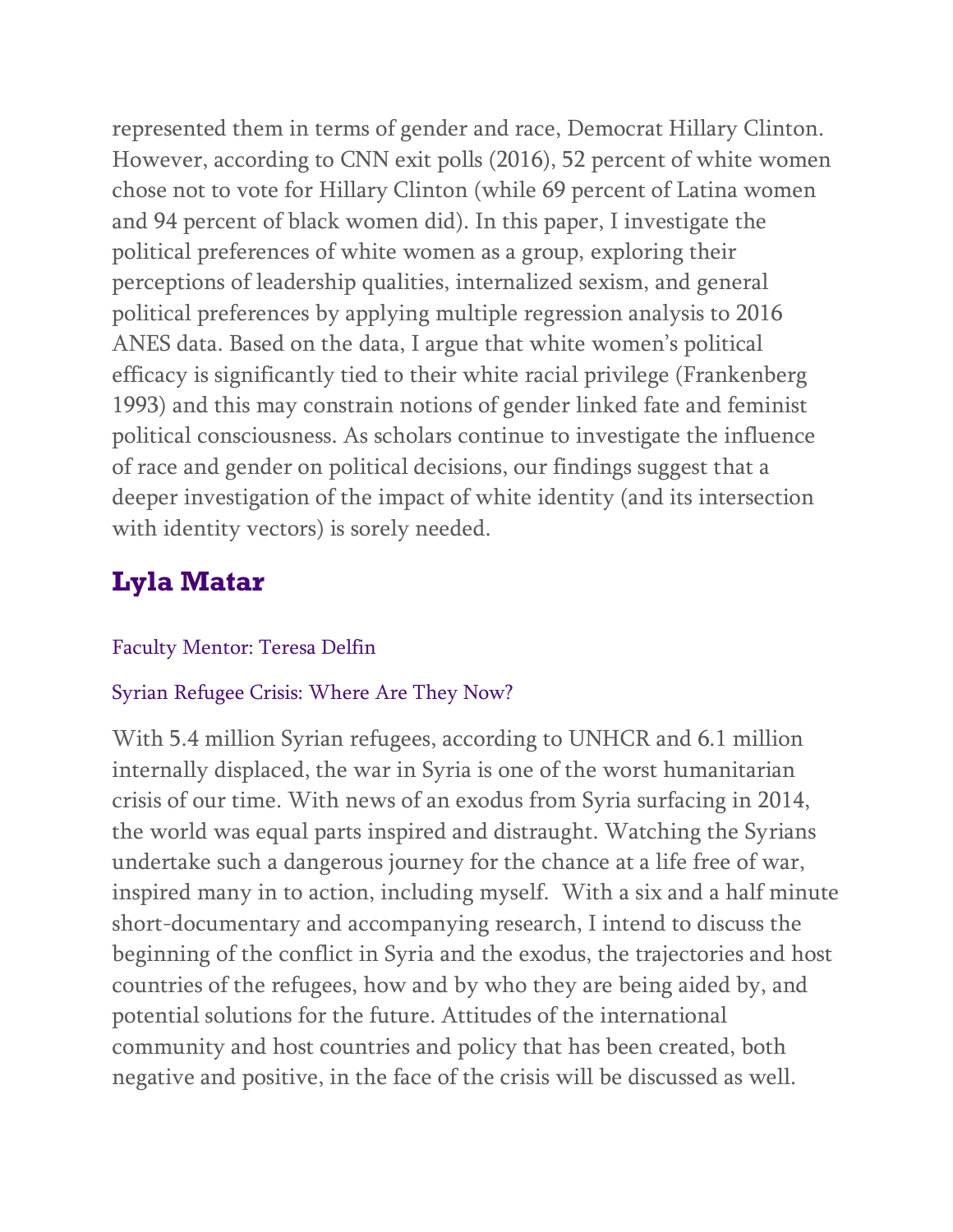represented them in terms of gender and race, Democrat Hillary Clinton. However, according to CNN exit polls (2016), 52 percent of white women chose not to vote for Hillary Clinton (while 69 percent of Latina women and 94 percent of black women did). In this paper, I investigate the political preferences of white women as a group, exploring their perceptions of leadership qualities, internalized sexism, and general political preferences by applying multiple regression analysis to 2016 ANES data. Based on the data, I argue that white women's political efficacy is significantly tied to their white racial privilege (Frankenberg 1993) and this may constrain notions of gender linked fate and feminist political consciousness. As scholars continue to investigate the influence of race and gender on political decisions, our findings suggest that a deeper investigation of the impact of white identity (and its intersection with identity vectors) is sorely needed.

## Lyla Matar

Faculty Mentor: Teresa Delfin

Syrian Refugee Crisis: Where Are They Now?

With 5.4 million Syrian refugees, according to UNHCR and 6.1 million internally displaced, the war in Syria is one of the worst humanitarian crisis of our time. With news of an exodus from Syria surfacing in 2014, the world was equal parts inspired and distraught. Watching the Syrians undertake such a dangerous journey for the chance at a life free of war, inspired many in to action, including myself.  With a six and a half minute short-documentary and accompanying research, I intend to discuss the beginning of the conflict in Syria and the exodus, the trajectories and host countries of the refugees, how and by who they are being aided by, and potential solutions for the future. Attitudes of the international community and host countries and policy that has been created, both negative and positive, in the face of the crisis will be discussed as well.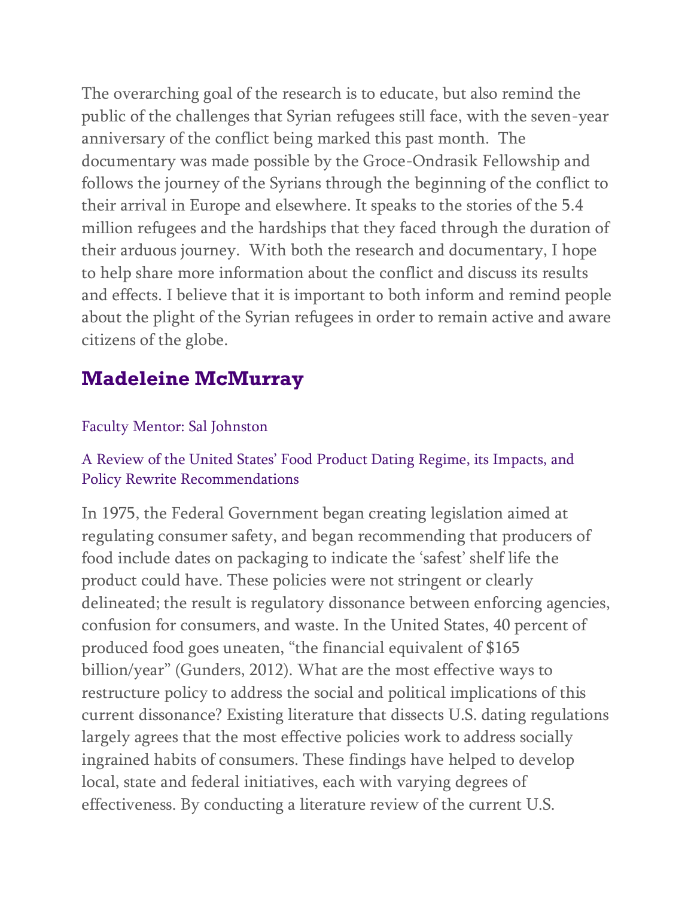The overarching goal of the research is to educate, but also remind the public of the challenges that Syrian refugees still face, with the seven-year anniversary of the conflict being marked this past month.  The documentary was made possible by the Groce-Ondrasik Fellowship and follows the journey of the Syrians through the beginning of the conflict to their arrival in Europe and elsewhere. It speaks to the stories of the 5.4 million refugees and the hardships that they faced through the duration of their arduous journey.  With both the research and documentary, I hope to help share more information about the conflict and discuss its results and effects. I believe that it is important to both inform and remind people about the plight of the Syrian refugees in order to remain active and aware citizens of the globe.

## Madeleine McMurray

Faculty Mentor: Sal Johnston

A Review of the United States' Food Product Dating Regime, its Impacts, and Policy Rewrite Recommendations

In 1975, the Federal Government began creating legislation aimed at regulating consumer safety, and began recommending that producers of food include dates on packaging to indicate the 'safest' shelf life the product could have. These policies were not stringent or clearly delineated; the result is regulatory dissonance between enforcing agencies, confusion for consumers, and waste. In the United States, 40 percent of produced food goes uneaten, "the financial equivalent of $165 billion/year" (Gunders, 2012). What are the most effective ways to restructure policy to address the social and political implications of this current dissonance? Existing literature that dissects U.S. dating regulations largely agrees that the most effective policies work to address socially ingrained habits of consumers. These findings have helped to develop local, state and federal initiatives, each with varying degrees of effectiveness. By conducting a literature review of the current U.S.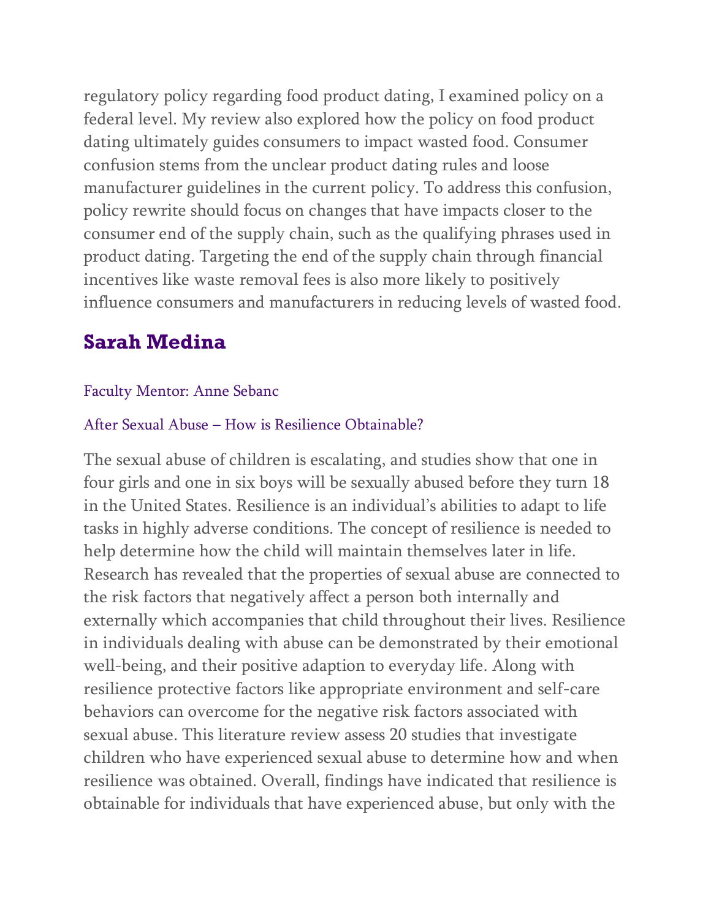regulatory policy regarding food product dating, I examined policy on a federal level. My review also explored how the policy on food product dating ultimately guides consumers to impact wasted food. Consumer confusion stems from the unclear product dating rules and loose manufacturer guidelines in the current policy. To address this confusion, policy rewrite should focus on changes that have impacts closer to the consumer end of the supply chain, such as the qualifying phrases used in product dating. Targeting the end of the supply chain through financial incentives like waste removal fees is also more likely to positively influence consumers and manufacturers in reducing levels of wasted food.

## Sarah Medina

Faculty Mentor: Anne Sebanc

After Sexual Abuse – How is Resilience Obtainable?

The sexual abuse of children is escalating, and studies show that one in four girls and one in six boys will be sexually abused before they turn 18 in the United States. Resilience is an individual's abilities to adapt to life tasks in highly adverse conditions. The concept of resilience is needed to help determine how the child will maintain themselves later in life. Research has revealed that the properties of sexual abuse are connected to the risk factors that negatively affect a person both internally and externally which accompanies that child throughout their lives. Resilience in individuals dealing with abuse can be demonstrated by their emotional well-being, and their positive adaption to everyday life. Along with resilience protective factors like appropriate environment and self-care behaviors can overcome for the negative risk factors associated with sexual abuse. This literature review assess 20 studies that investigate children who have experienced sexual abuse to determine how and when resilience was obtained. Overall, findings have indicated that resilience is obtainable for individuals that have experienced abuse, but only with the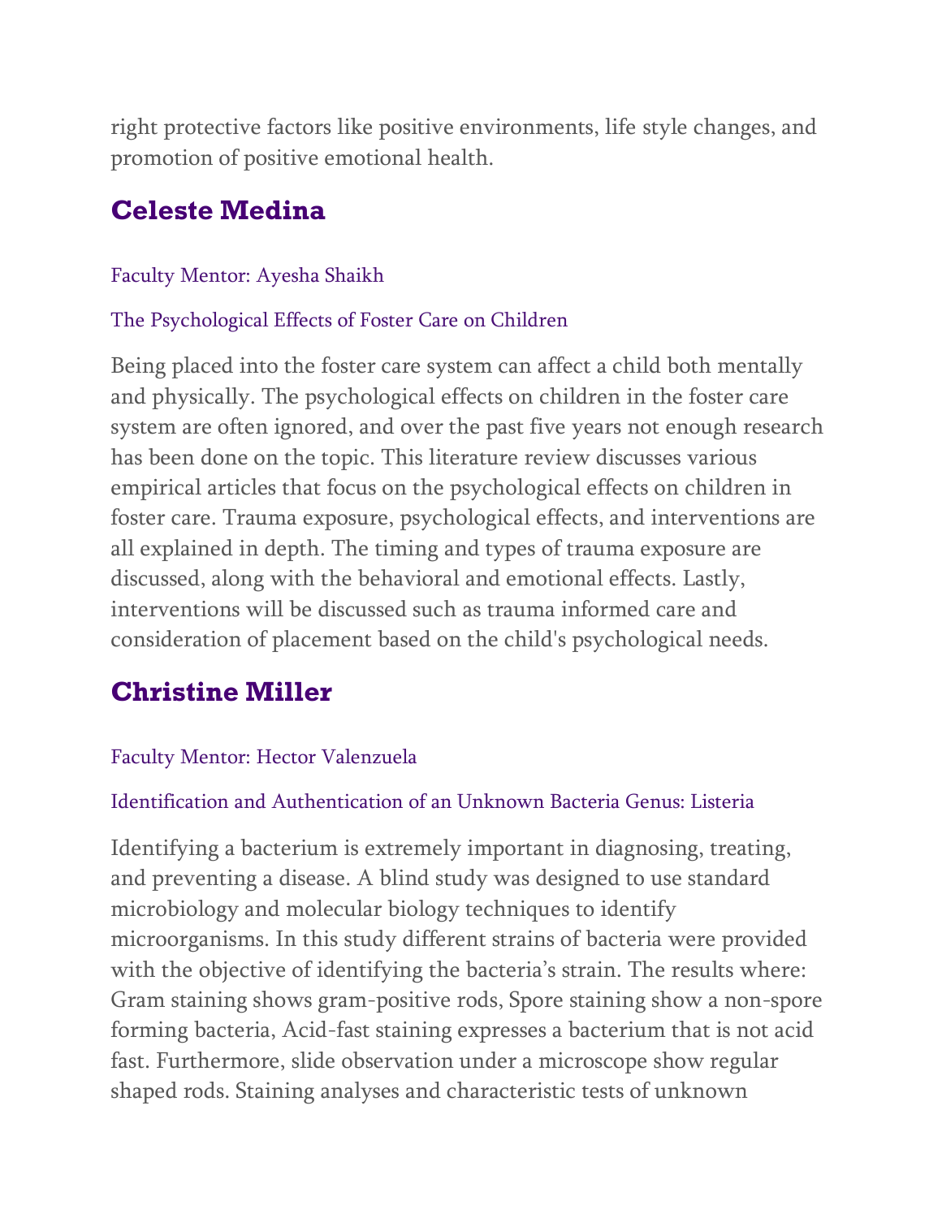right protective factors like positive environments, life style changes, and promotion of positive emotional health.

## Celeste Medina

Faculty Mentor: Ayesha Shaikh

The Psychological Effects of Foster Care on Children

Being placed into the foster care system can affect a child both mentally and physically. The psychological effects on children in the foster care system are often ignored, and over the past five years not enough research has been done on the topic. This literature review discusses various empirical articles that focus on the psychological effects on children in foster care. Trauma exposure, psychological effects, and interventions are all explained in depth. The timing and types of trauma exposure are discussed, along with the behavioral and emotional effects. Lastly, interventions will be discussed such as trauma informed care and consideration of placement based on the child's psychological needs.

## Christine Miller

Faculty Mentor: Hector Valenzuela

Identification and Authentication of an Unknown Bacteria Genus: Listeria

Identifying a bacterium is extremely important in diagnosing, treating, and preventing a disease. A blind study was designed to use standard microbiology and molecular biology techniques to identify microorganisms. In this study different strains of bacteria were provided with the objective of identifying the bacteria's strain. The results where: Gram staining shows gram-positive rods, Spore staining show a non-spore forming bacteria, Acid-fast staining expresses a bacterium that is not acid fast. Furthermore, slide observation under a microscope show regular shaped rods. Staining analyses and characteristic tests of unknown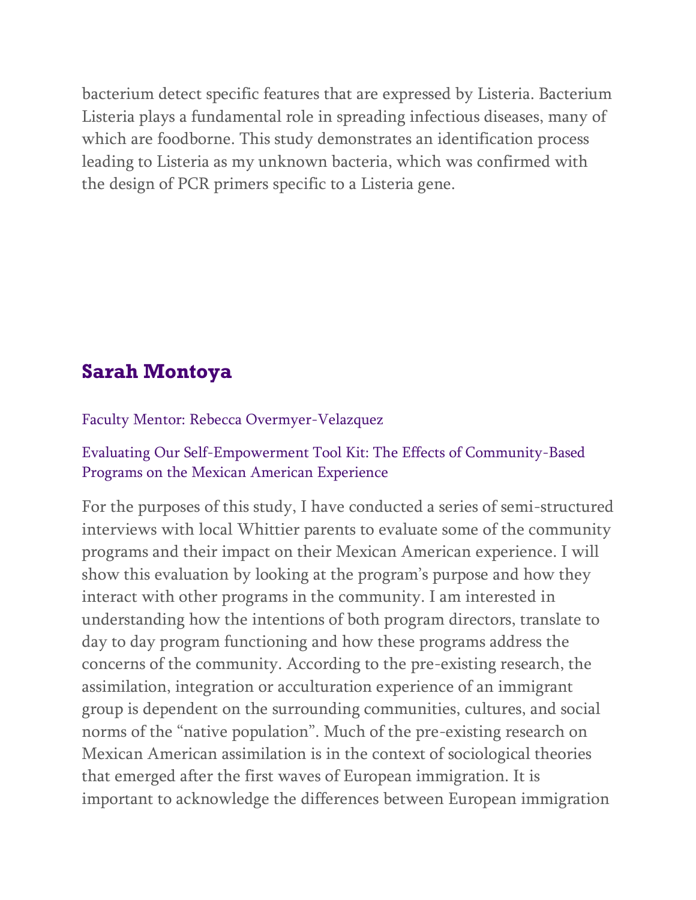bacterium detect specific features that are expressed by Listeria. Bacterium Listeria plays a fundamental role in spreading infectious diseases, many of which are foodborne. This study demonstrates an identification process leading to Listeria as my unknown bacteria, which was confirmed with the design of PCR primers specific to a Listeria gene.

## Sarah Montoya

Faculty Mentor: Rebecca Overmyer-Velazquez

Evaluating Our Self-Empowerment Tool Kit: The Effects of Community-Based Programs on the Mexican American Experience

For the purposes of this study, I have conducted a series of semi-structured interviews with local Whittier parents to evaluate some of the community programs and their impact on their Mexican American experience. I will show this evaluation by looking at the program's purpose and how they interact with other programs in the community. I am interested in understanding how the intentions of both program directors, translate to day to day program functioning and how these programs address the concerns of the community. According to the pre-existing research, the assimilation, integration or acculturation experience of an immigrant group is dependent on the surrounding communities, cultures, and social norms of the "native population". Much of the pre-existing research on Mexican American assimilation is in the context of sociological theories that emerged after the first waves of European immigration. It is important to acknowledge the differences between European immigration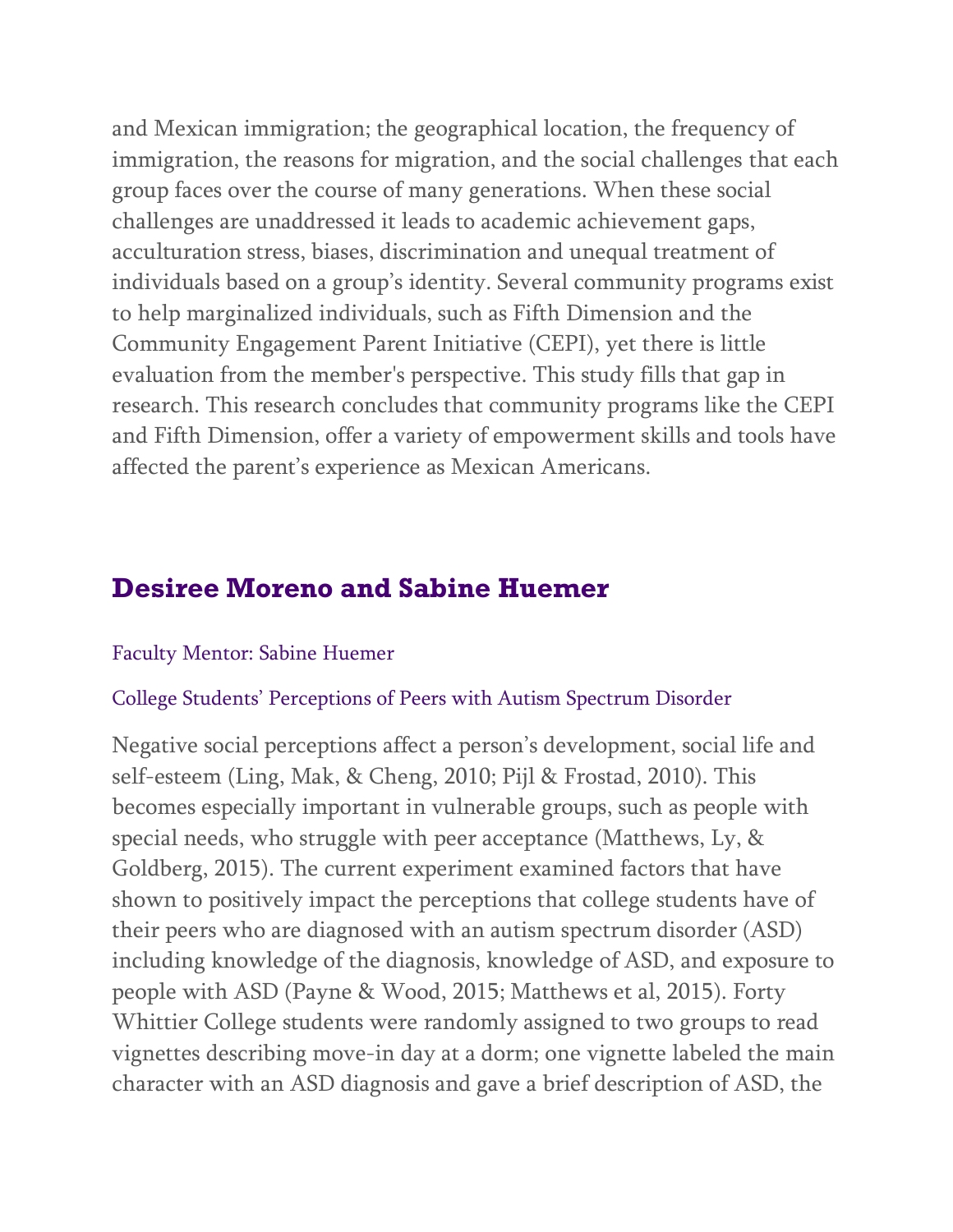and Mexican immigration; the geographical location, the frequency of immigration, the reasons for migration, and the social challenges that each group faces over the course of many generations. When these social challenges are unaddressed it leads to academic achievement gaps, acculturation stress, biases, discrimination and unequal treatment of individuals based on a group's identity. Several community programs exist to help marginalized individuals, such as Fifth Dimension and the Community Engagement Parent Initiative (CEPI), yet there is little evaluation from the member's perspective. This study fills that gap in research. This research concludes that community programs like the CEPI and Fifth Dimension, offer a variety of empowerment skills and tools have affected the parent's experience as Mexican Americans.

## Desiree Moreno and Sabine Huemer

Faculty Mentor: Sabine Huemer

College Students' Perceptions of Peers with Autism Spectrum Disorder

Negative social perceptions affect a person's development, social life and self-esteem (Ling, Mak, & Cheng, 2010; Pijl & Frostad, 2010). This becomes especially important in vulnerable groups, such as people with special needs, who struggle with peer acceptance (Matthews, Ly, & Goldberg, 2015). The current experiment examined factors that have shown to positively impact the perceptions that college students have of their peers who are diagnosed with an autism spectrum disorder (ASD) including knowledge of the diagnosis, knowledge of ASD, and exposure to people with ASD (Payne & Wood, 2015; Matthews et al, 2015). Forty Whittier College students were randomly assigned to two groups to read vignettes describing move-in day at a dorm; one vignette labeled the main character with an ASD diagnosis and gave a brief description of ASD, the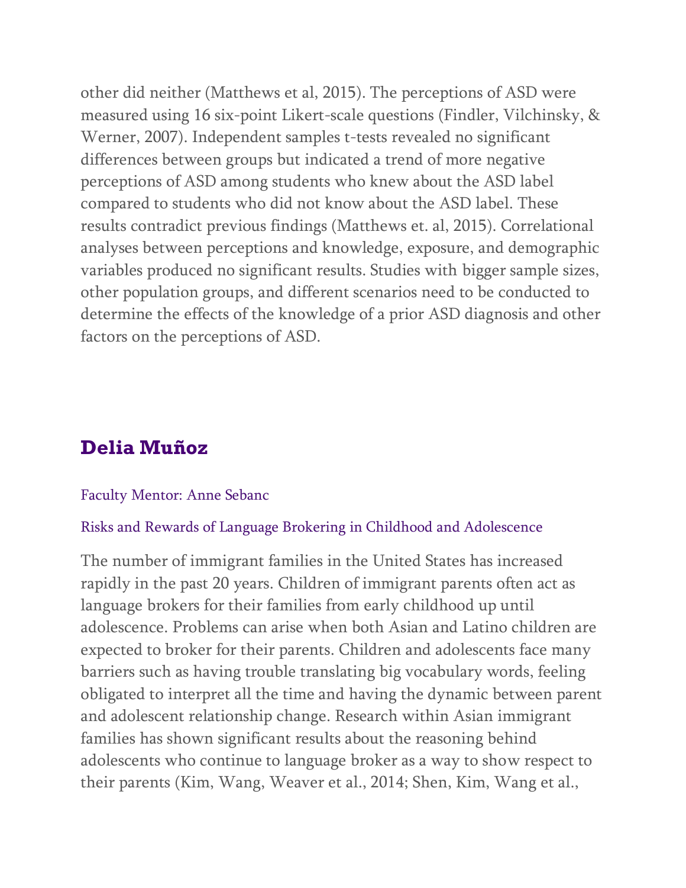other did neither (Matthews et al, 2015). The perceptions of ASD were measured using 16 six-point Likert-scale questions (Findler, Vilchinsky, & Werner, 2007). Independent samples t-tests revealed no significant differences between groups but indicated a trend of more negative perceptions of ASD among students who knew about the ASD label compared to students who did not know about the ASD label. These results contradict previous findings (Matthews et. al, 2015). Correlational analyses between perceptions and knowledge, exposure, and demographic variables produced no significant results. Studies with bigger sample sizes, other population groups, and different scenarios need to be conducted to determine the effects of the knowledge of a prior ASD diagnosis and other factors on the perceptions of ASD.

## Delia Muñoz

Faculty Mentor: Anne Sebanc

Risks and Rewards of Language Brokering in Childhood and Adolescence

The number of immigrant families in the United States has increased rapidly in the past 20 years. Children of immigrant parents often act as language brokers for their families from early childhood up until adolescence. Problems can arise when both Asian and Latino children are expected to broker for their parents. Children and adolescents face many barriers such as having trouble translating big vocabulary words, feeling obligated to interpret all the time and having the dynamic between parent and adolescent relationship change. Research within Asian immigrant families has shown significant results about the reasoning behind adolescents who continue to language broker as a way to show respect to their parents (Kim, Wang, Weaver et al., 2014; Shen, Kim, Wang et al.,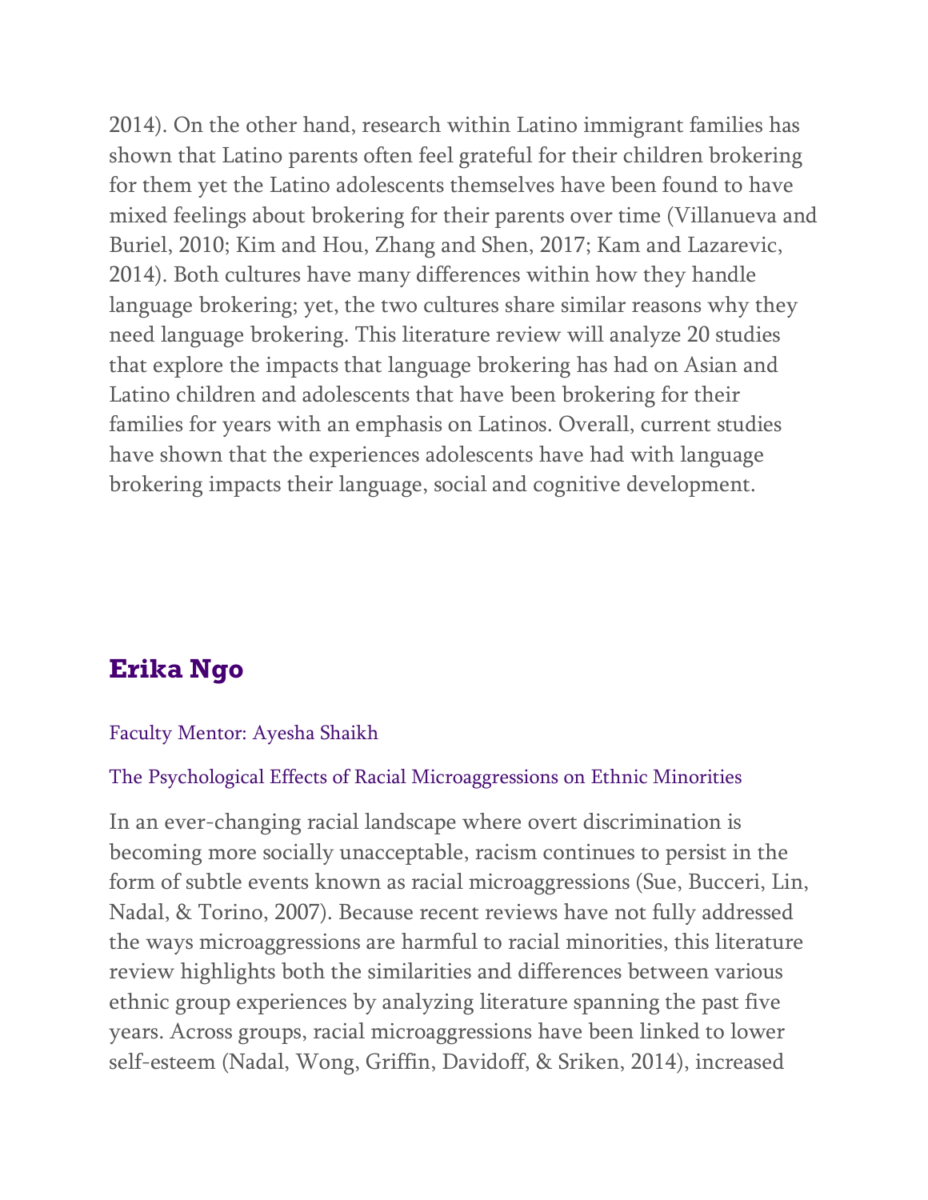2014). On the other hand, research within Latino immigrant families has shown that Latino parents often feel grateful for their children brokering for them yet the Latino adolescents themselves have been found to have mixed feelings about brokering for their parents over time (Villanueva and Buriel, 2010; Kim and Hou, Zhang and Shen, 2017; Kam and Lazarevic, 2014). Both cultures have many differences within how they handle language brokering; yet, the two cultures share similar reasons why they need language brokering. This literature review will analyze 20 studies that explore the impacts that language brokering has had on Asian and Latino children and adolescents that have been brokering for their families for years with an emphasis on Latinos. Overall, current studies have shown that the experiences adolescents have had with language brokering impacts their language, social and cognitive development.

## Erika Ngo

Faculty Mentor: Ayesha Shaikh

The Psychological Effects of Racial Microaggressions on Ethnic Minorities

In an ever-changing racial landscape where overt discrimination is becoming more socially unacceptable, racism continues to persist in the form of subtle events known as racial microaggressions (Sue, Bucceri, Lin, Nadal, & Torino, 2007). Because recent reviews have not fully addressed the ways microaggressions are harmful to racial minorities, this literature review highlights both the similarities and differences between various ethnic group experiences by analyzing literature spanning the past five years. Across groups, racial microaggressions have been linked to lower self-esteem (Nadal, Wong, Griffin, Davidoff, & Sriken, 2014), increased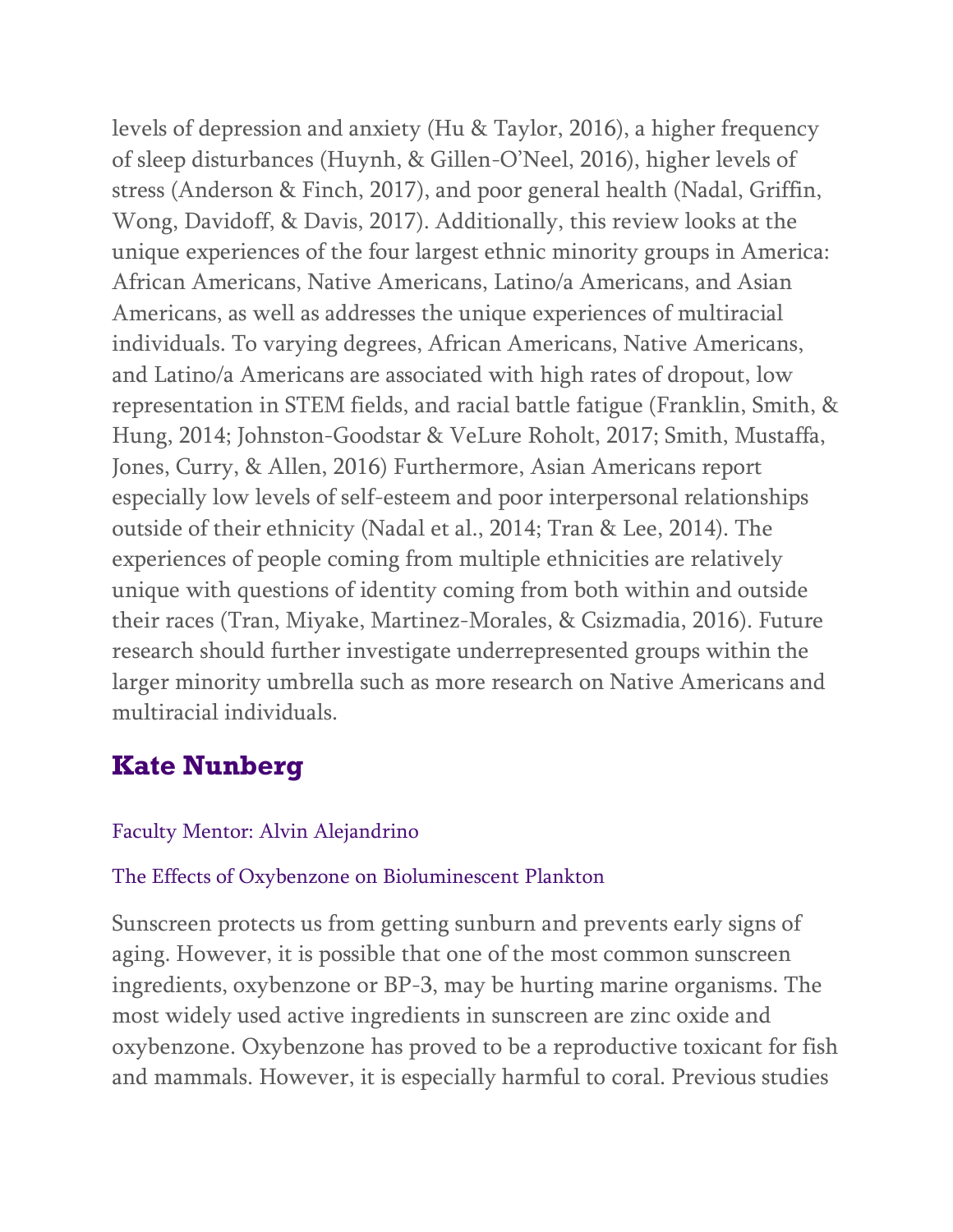levels of depression and anxiety (Hu & Taylor, 2016), a higher frequency of sleep disturbances (Huynh, & Gillen-O'Neel, 2016), higher levels of stress (Anderson & Finch, 2017), and poor general health (Nadal, Griffin, Wong, Davidoff, & Davis, 2017). Additionally, this review looks at the unique experiences of the four largest ethnic minority groups in America: African Americans, Native Americans, Latino/a Americans, and Asian Americans, as well as addresses the unique experiences of multiracial individuals. To varying degrees, African Americans, Native Americans, and Latino/a Americans are associated with high rates of dropout, low representation in STEM fields, and racial battle fatigue (Franklin, Smith, & Hung, 2014; Johnston-Goodstar & VeLure Roholt, 2017; Smith, Mustaffa, Jones, Curry, & Allen, 2016) Furthermore, Asian Americans report especially low levels of self-esteem and poor interpersonal relationships outside of their ethnicity (Nadal et al., 2014; Tran & Lee, 2014). The experiences of people coming from multiple ethnicities are relatively unique with questions of identity coming from both within and outside their races (Tran, Miyake, Martinez-Morales, & Csizmadia, 2016). Future research should further investigate underrepresented groups within the larger minority umbrella such as more research on Native Americans and multiracial individuals.

## Kate Nunberg

Faculty Mentor: Alvin Alejandrino

The Effects of Oxybenzone on Bioluminescent Plankton

Sunscreen protects us from getting sunburn and prevents early signs of aging. However, it is possible that one of the most common sunscreen ingredients, oxybenzone or BP-3, may be hurting marine organisms. The most widely used active ingredients in sunscreen are zinc oxide and oxybenzone. Oxybenzone has proved to be a reproductive toxicant for fish and mammals. However, it is especially harmful to coral. Previous studies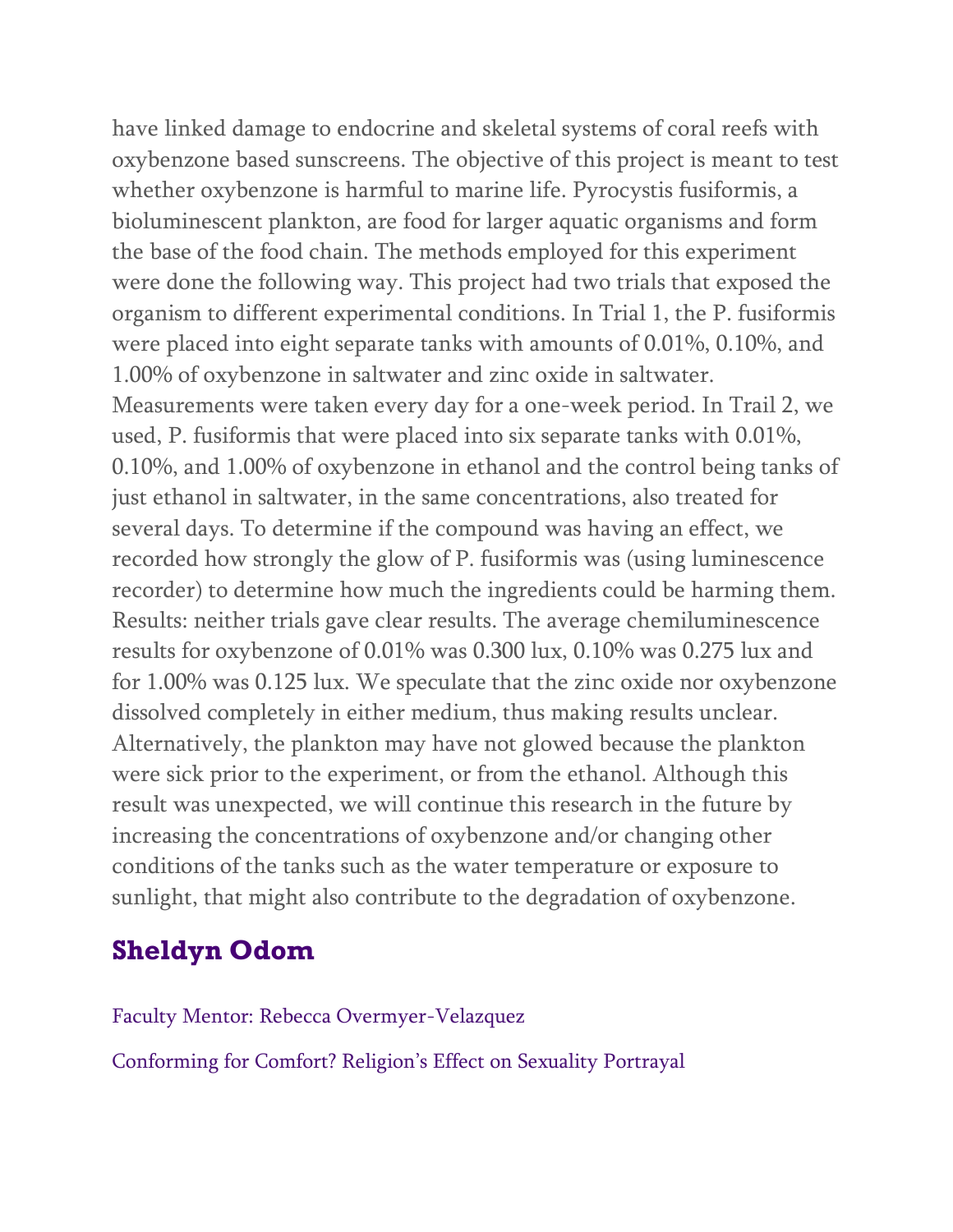have linked damage to endocrine and skeletal systems of coral reefs with oxybenzone based sunscreens. The objective of this project is meant to test whether oxybenzone is harmful to marine life. Pyrocystis fusiformis, a bioluminescent plankton, are food for larger aquatic organisms and form the base of the food chain. The methods employed for this experiment were done the following way. This project had two trials that exposed the organism to different experimental conditions. In Trial 1, the P. fusiformis were placed into eight separate tanks with amounts of 0.01%, 0.10%, and 1.00% of oxybenzone in saltwater and zinc oxide in saltwater. Measurements were taken every day for a one-week period. In Trail 2, we used, P. fusiformis that were placed into six separate tanks with 0.01%, 0.10%, and 1.00% of oxybenzone in ethanol and the control being tanks of just ethanol in saltwater, in the same concentrations, also treated for several days. To determine if the compound was having an effect, we recorded how strongly the glow of P. fusiformis was (using luminescence recorder) to determine how much the ingredients could be harming them. Results: neither trials gave clear results. The average chemiluminescence results for oxybenzone of 0.01% was 0.300 lux, 0.10% was 0.275 lux and for 1.00% was 0.125 lux. We speculate that the zinc oxide nor oxybenzone dissolved completely in either medium, thus making results unclear. Alternatively, the plankton may have not glowed because the plankton were sick prior to the experiment, or from the ethanol. Although this result was unexpected, we will continue this research in the future by increasing the concentrations of oxybenzone and/or changing other conditions of the tanks such as the water temperature or exposure to sunlight, that might also contribute to the degradation of oxybenzone.

## Sheldyn Odom

Faculty Mentor: Rebecca Overmyer-Velazquez

Conforming for Comfort? Religion's Effect on Sexuality Portrayal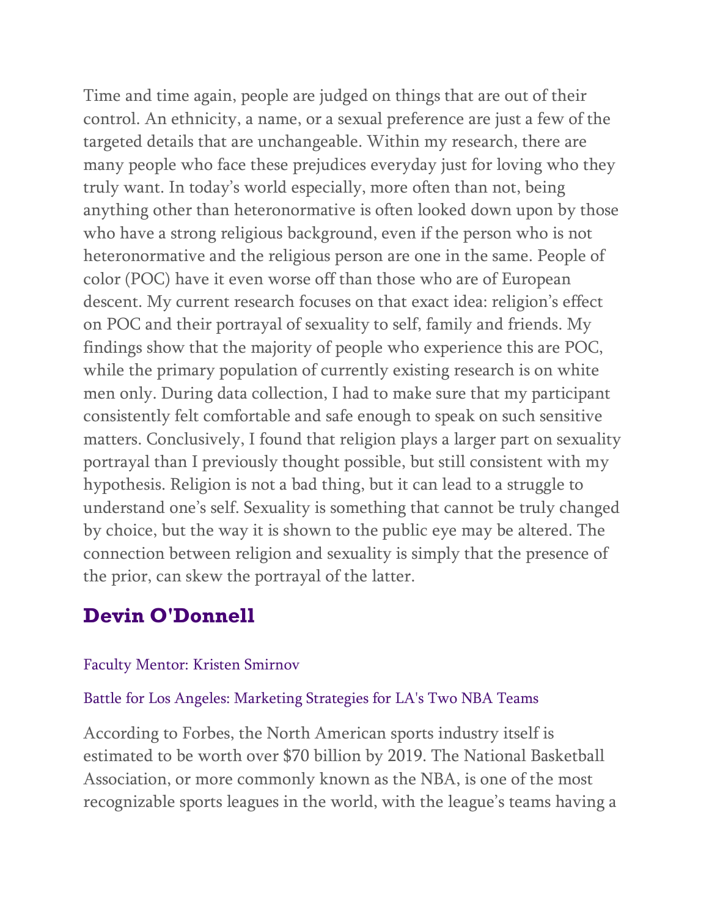Time and time again, people are judged on things that are out of their control. An ethnicity, a name, or a sexual preference are just a few of the targeted details that are unchangeable. Within my research, there are many people who face these prejudices everyday just for loving who they truly want. In today's world especially, more often than not, being anything other than heteronormative is often looked down upon by those who have a strong religious background, even if the person who is not heteronormative and the religious person are one in the same. People of color (POC) have it even worse off than those who are of European descent. My current research focuses on that exact idea: religion's effect on POC and their portrayal of sexuality to self, family and friends. My findings show that the majority of people who experience this are POC, while the primary population of currently existing research is on white men only. During data collection, I had to make sure that my participant consistently felt comfortable and safe enough to speak on such sensitive matters. Conclusively, I found that religion plays a larger part on sexuality portrayal than I previously thought possible, but still consistent with my hypothesis. Religion is not a bad thing, but it can lead to a struggle to understand one's self. Sexuality is something that cannot be truly changed by choice, but the way it is shown to the public eye may be altered. The connection between religion and sexuality is simply that the presence of the prior, can skew the portrayal of the latter.

## Devin O'Donnell

Faculty Mentor: Kristen Smirnov

Battle for Los Angeles: Marketing Strategies for LA's Two NBA Teams

According to Forbes, the North American sports industry itself is estimated to be worth over $70 billion by 2019. The National Basketball Association, or more commonly known as the NBA, is one of the most recognizable sports leagues in the world, with the league's teams having a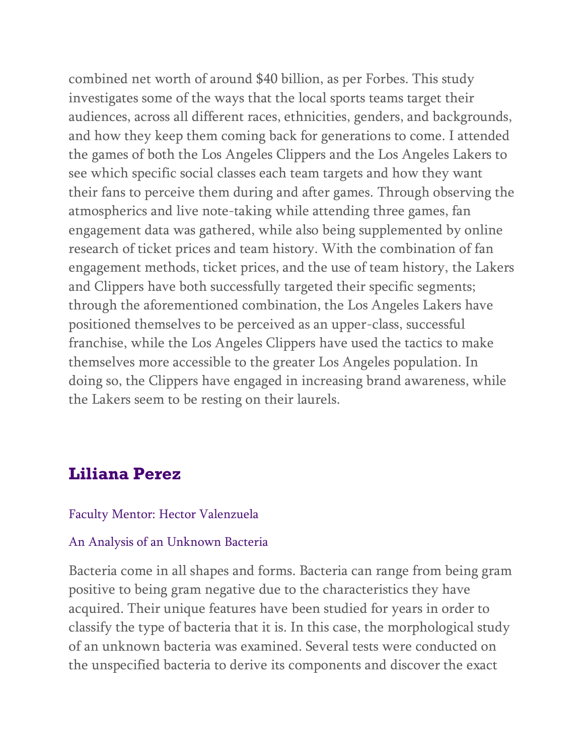combined net worth of around $40 billion, as per Forbes. This study investigates some of the ways that the local sports teams target their audiences, across all different races, ethnicities, genders, and backgrounds, and how they keep them coming back for generations to come. I attended the games of both the Los Angeles Clippers and the Los Angeles Lakers to see which specific social classes each team targets and how they want their fans to perceive them during and after games. Through observing the atmospherics and live note-taking while attending three games, fan engagement data was gathered, while also being supplemented by online research of ticket prices and team history. With the combination of fan engagement methods, ticket prices, and the use of team history, the Lakers and Clippers have both successfully targeted their specific segments; through the aforementioned combination, the Los Angeles Lakers have positioned themselves to be perceived as an upper-class, successful franchise, while the Los Angeles Clippers have used the tactics to make themselves more accessible to the greater Los Angeles population. In doing so, the Clippers have engaged in increasing brand awareness, while the Lakers seem to be resting on their laurels.

## Liliana Perez

Faculty Mentor: Hector Valenzuela

An Analysis of an Unknown Bacteria

Bacteria come in all shapes and forms. Bacteria can range from being gram positive to being gram negative due to the characteristics they have acquired. Their unique features have been studied for years in order to classify the type of bacteria that it is. In this case, the morphological study of an unknown bacteria was examined. Several tests were conducted on the unspecified bacteria to derive its components and discover the exact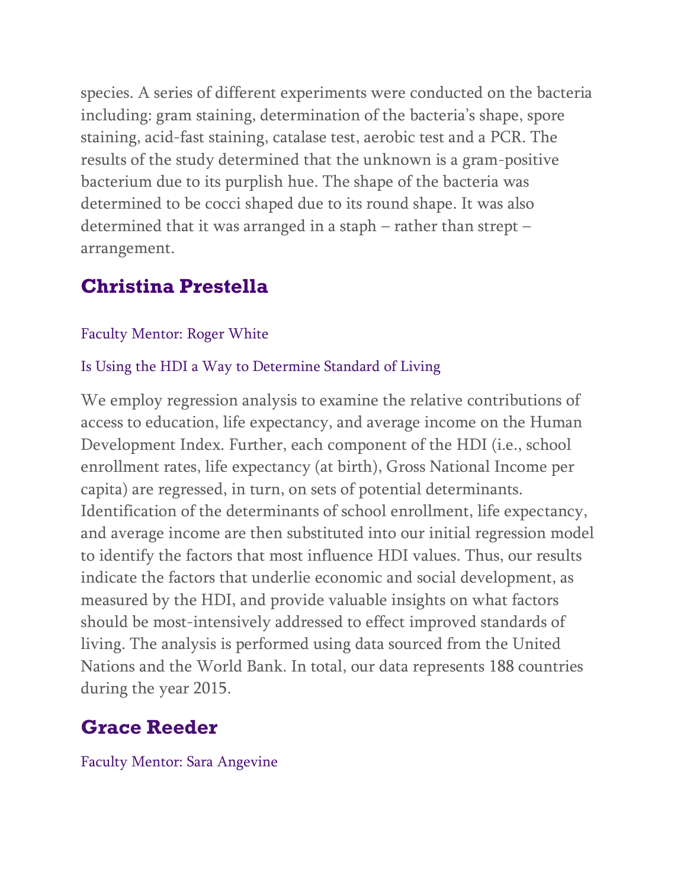species. A series of different experiments were conducted on the bacteria including: gram staining, determination of the bacteria's shape, spore staining, acid-fast staining, catalase test, aerobic test and a PCR. The results of the study determined that the unknown is a gram-positive bacterium due to its purplish hue. The shape of the bacteria was determined to be cocci shaped due to its round shape. It was also determined that it was arranged in a staph – rather than strept – arrangement.

## Christina Prestella

Faculty Mentor: Roger White

Is Using the HDI a Way to Determine Standard of Living

We employ regression analysis to examine the relative contributions of access to education, life expectancy, and average income on the Human Development Index. Further, each component of the HDI (i.e., school enrollment rates, life expectancy (at birth), Gross National Income per capita) are regressed, in turn, on sets of potential determinants. Identification of the determinants of school enrollment, life expectancy, and average income are then substituted into our initial regression model to identify the factors that most influence HDI values. Thus, our results indicate the factors that underlie economic and social development, as measured by the HDI, and provide valuable insights on what factors should be most-intensively addressed to effect improved standards of living. The analysis is performed using data sourced from the United Nations and the World Bank. In total, our data represents 188 countries during the year 2015.

## Grace Reeder

Faculty Mentor: Sara Angevine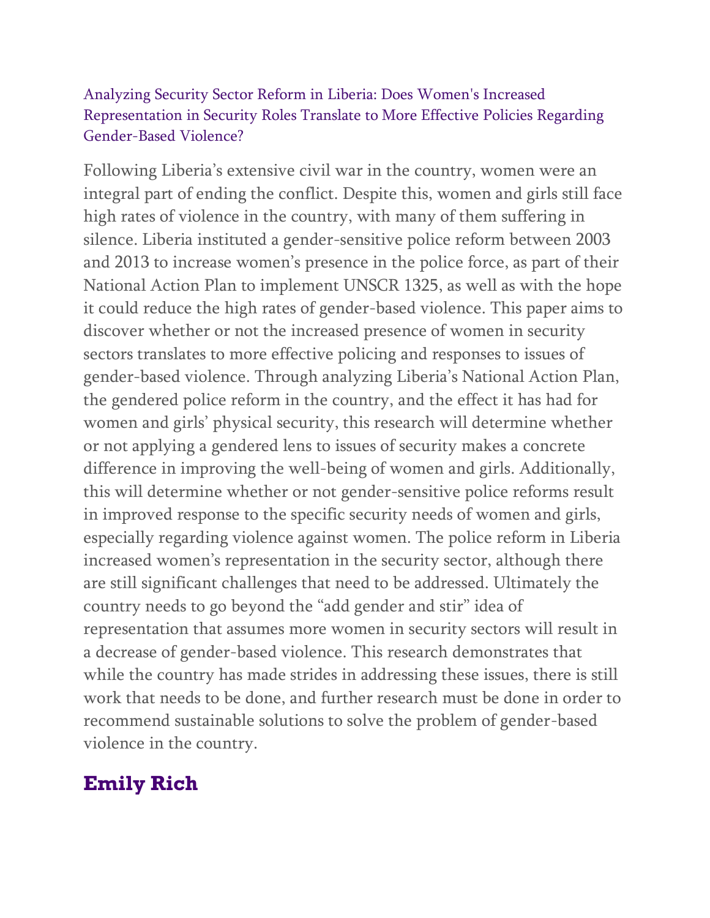## Analyzing Security Sector Reform in Liberia: Does Women's Increased Representation in Security Roles Translate to More Effective Policies Regarding Gender-Based Violence?

Following Liberia's extensive civil war in the country, women were an integral part of ending the conflict. Despite this, women and girls still face high rates of violence in the country, with many of them suffering in silence. Liberia instituted a gender-sensitive police reform between 2003 and 2013 to increase women's presence in the police force, as part of their National Action Plan to implement UNSCR 1325, as well as with the hope it could reduce the high rates of gender-based violence. This paper aims to discover whether or not the increased presence of women in security sectors translates to more effective policing and responses to issues of gender-based violence. Through analyzing Liberia's National Action Plan, the gendered police reform in the country, and the effect it has had for women and girls' physical security, this research will determine whether or not applying a gendered lens to issues of security makes a concrete difference in improving the well-being of women and girls. Additionally, this will determine whether or not gender-sensitive police reforms result in improved response to the specific security needs of women and girls, especially regarding violence against women. The police reform in Liberia increased women's representation in the security sector, although there are still significant challenges that need to be addressed. Ultimately the country needs to go beyond the "add gender and stir" idea of representation that assumes more women in security sectors will result in a decrease of gender-based violence. This research demonstrates that while the country has made strides in addressing these issues, there is still work that needs to be done, and further research must be done in order to recommend sustainable solutions to solve the problem of gender-based violence in the country.

**Emily Rich**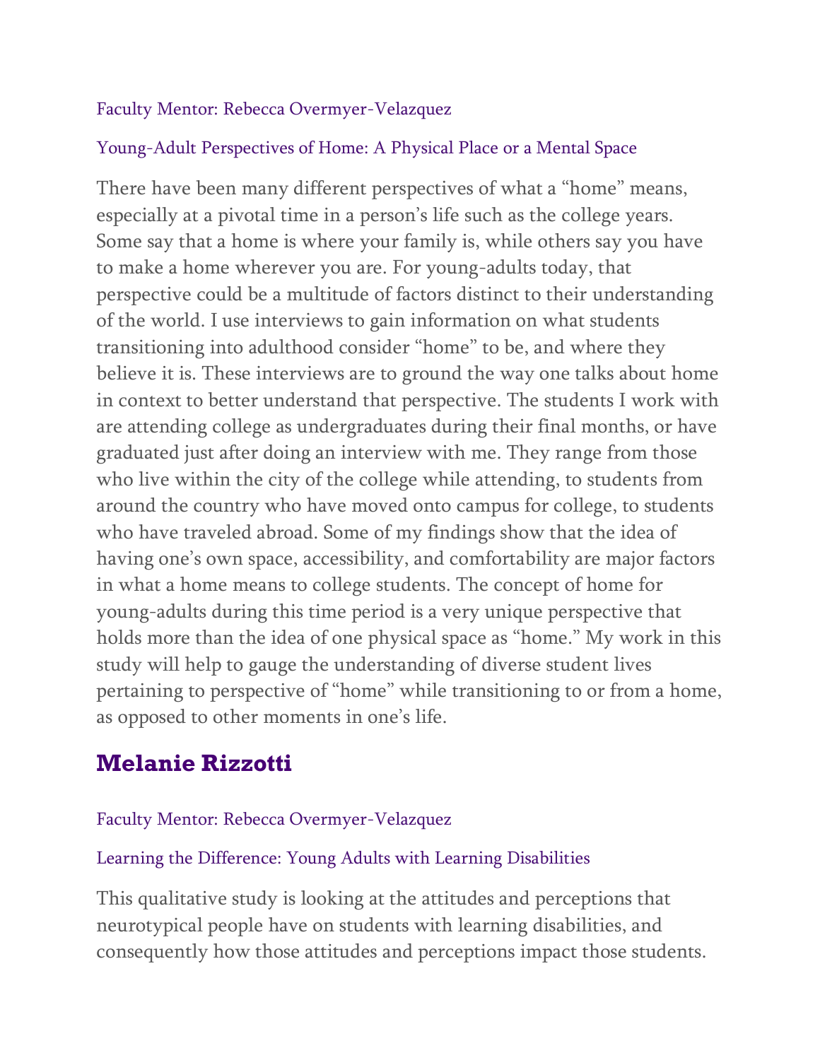Faculty Mentor: Rebecca Overmyer-Velazquez

Young-Adult Perspectives of Home: A Physical Place or a Mental Space

There have been many different perspectives of what a "home" means, especially at a pivotal time in a person's life such as the college years. Some say that a home is where your family is, while others say you have to make a home wherever you are. For young-adults today, that perspective could be a multitude of factors distinct to their understanding of the world. I use interviews to gain information on what students transitioning into adulthood consider "home" to be, and where they believe it is. These interviews are to ground the way one talks about home in context to better understand that perspective. The students I work with are attending college as undergraduates during their final months, or have graduated just after doing an interview with me. They range from those who live within the city of the college while attending, to students from around the country who have moved onto campus for college, to students who have traveled abroad. Some of my findings show that the idea of having one's own space, accessibility, and comfortability are major factors in what a home means to college students. The concept of home for young-adults during this time period is a very unique perspective that holds more than the idea of one physical space as "home." My work in this study will help to gauge the understanding of diverse student lives pertaining to perspective of "home" while transitioning to or from a home, as opposed to other moments in one's life.

## Melanie Rizzotti

Faculty Mentor: Rebecca Overmyer-Velazquez

Learning the Difference: Young Adults with Learning Disabilities

This qualitative study is looking at the attitudes and perceptions that neurotypical people have on students with learning disabilities, and consequently how those attitudes and perceptions impact those students.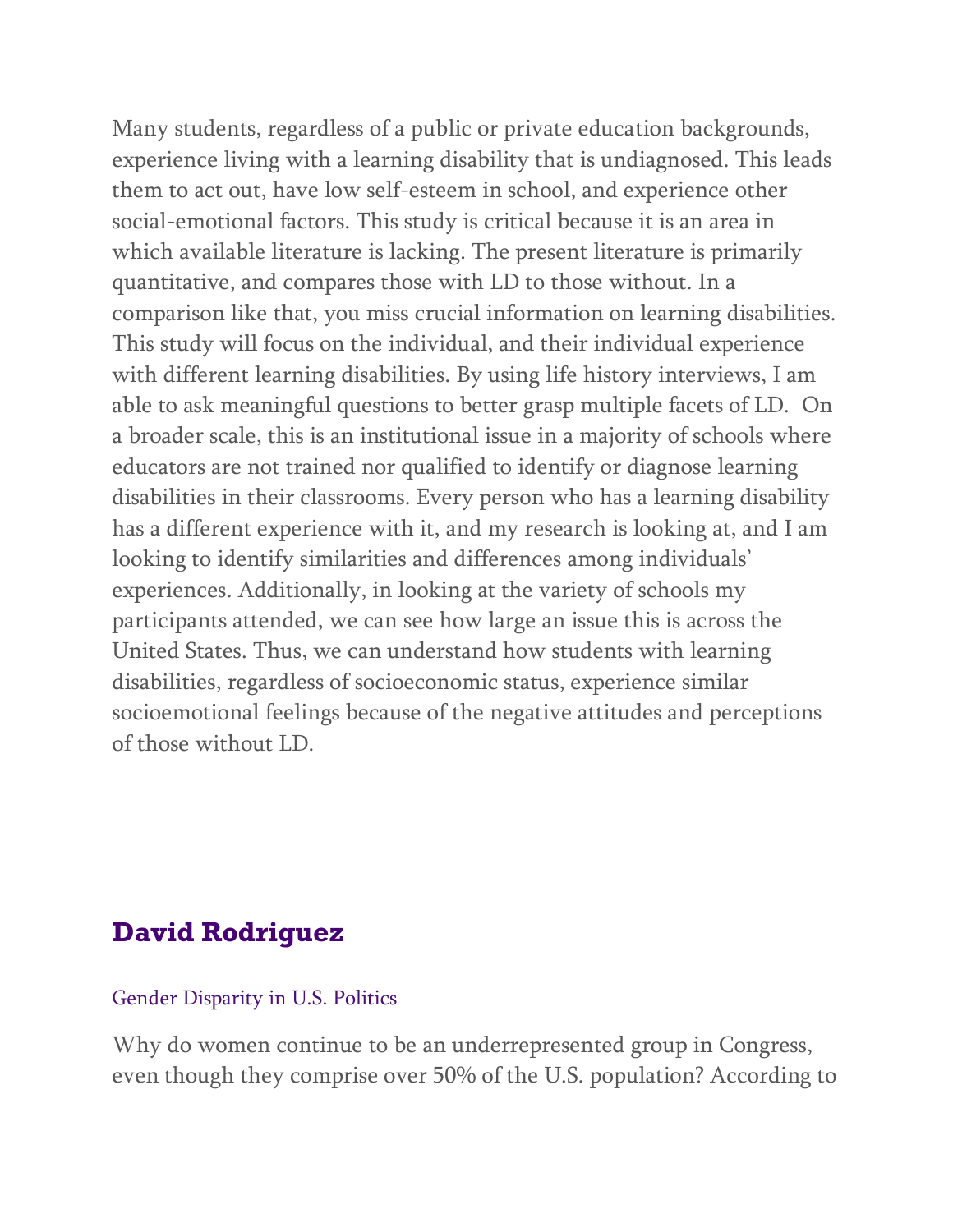Many students, regardless of a public or private education backgrounds, experience living with a learning disability that is undiagnosed. This leads them to act out, have low self-esteem in school, and experience other social-emotional factors. This study is critical because it is an area in which available literature is lacking. The present literature is primarily quantitative, and compares those with LD to those without. In a comparison like that, you miss crucial information on learning disabilities. This study will focus on the individual, and their individual experience with different learning disabilities. By using life history interviews, I am able to ask meaningful questions to better grasp multiple facets of LD. On a broader scale, this is an institutional issue in a majority of schools where educators are not trained nor qualified to identify or diagnose learning disabilities in their classrooms. Every person who has a learning disability has a different experience with it, and my research is looking at, and I am looking to identify similarities and differences among individuals' experiences. Additionally, in looking at the variety of schools my participants attended, we can see how large an issue this is across the United States. Thus, we can understand how students with learning disabilities, regardless of socioeconomic status, experience similar socioemotional feelings because of the negative attitudes and perceptions of those without LD.

## David Rodriguez

Gender Disparity in U.S. Politics

Why do women continue to be an underrepresented group in Congress, even though they comprise over 50% of the U.S. population? According to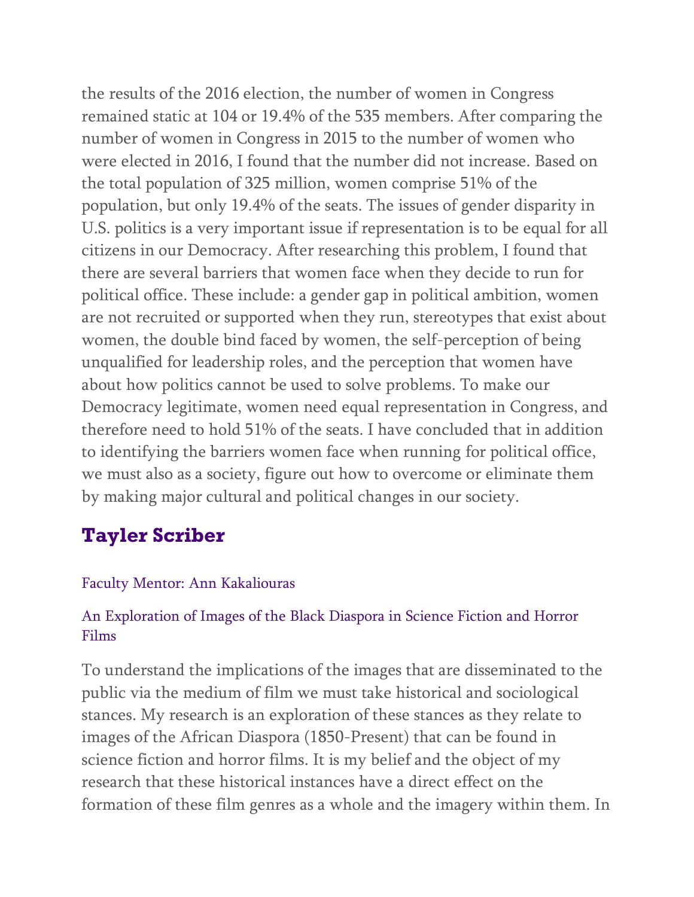the results of the 2016 election, the number of women in Congress remained static at 104 or 19.4% of the 535 members. After comparing the number of women in Congress in 2015 to the number of women who were elected in 2016, I found that the number did not increase. Based on the total population of 325 million, women comprise 51% of the population, but only 19.4% of the seats. The issues of gender disparity in U.S. politics is a very important issue if representation is to be equal for all citizens in our Democracy. After researching this problem, I found that there are several barriers that women face when they decide to run for political office. These include: a gender gap in political ambition, women are not recruited or supported when they run, stereotypes that exist about women, the double bind faced by women, the self-perception of being unqualified for leadership roles, and the perception that women have about how politics cannot be used to solve problems. To make our Democracy legitimate, women need equal representation in Congress, and therefore need to hold 51% of the seats. I have concluded that in addition to identifying the barriers women face when running for political office, we must also as a society, figure out how to overcome or eliminate them by making major cultural and political changes in our society.

## Tayler Scriber

Faculty Mentor: Ann Kakaliouras

An Exploration of Images of the Black Diaspora in Science Fiction and Horror Films

To understand the implications of the images that are disseminated to the public via the medium of film we must take historical and sociological stances. My research is an exploration of these stances as they relate to images of the African Diaspora (1850-Present) that can be found in science fiction and horror films. It is my belief and the object of my research that these historical instances have a direct effect on the formation of these film genres as a whole and the imagery within them. In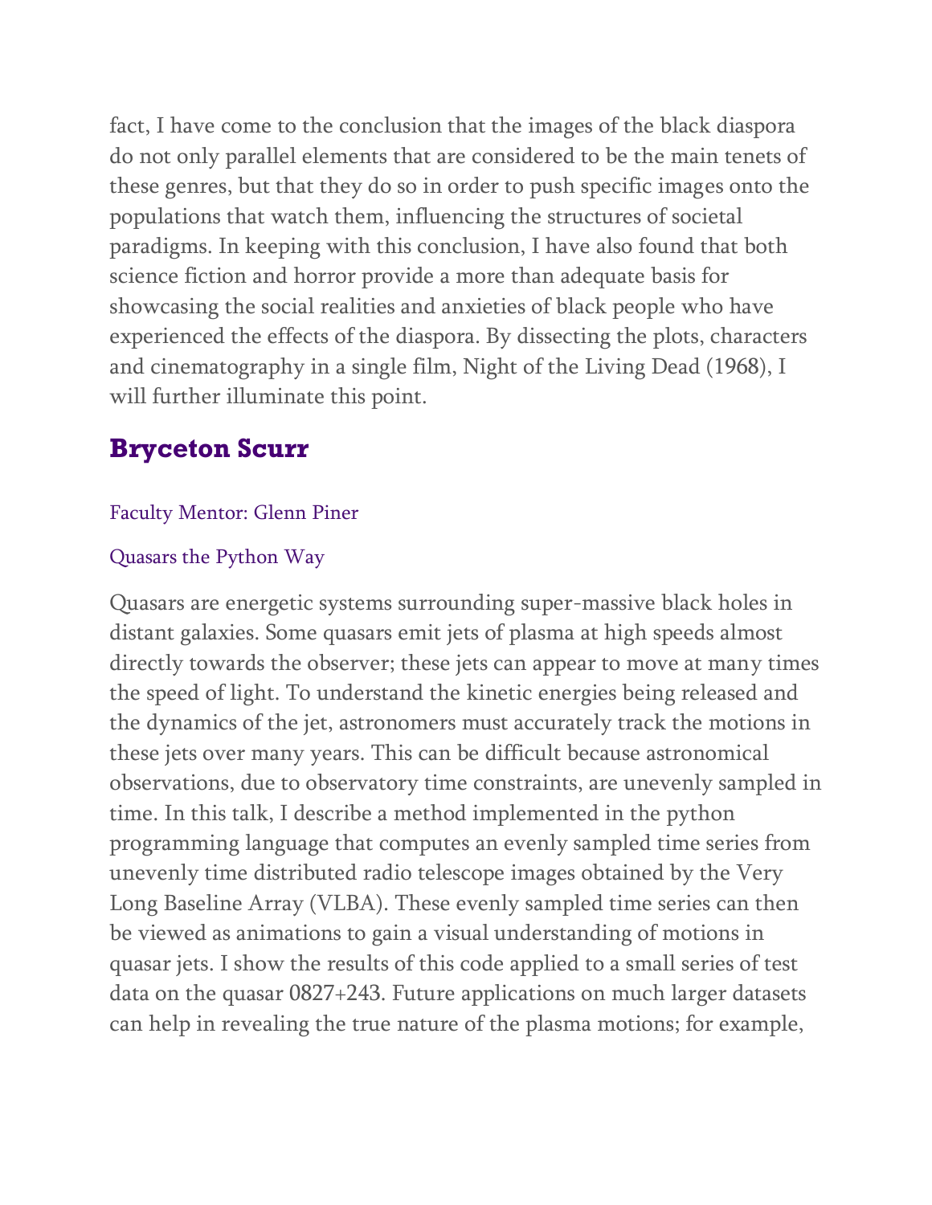fact, I have come to the conclusion that the images of the black diaspora do not only parallel elements that are considered to be the main tenets of these genres, but that they do so in order to push specific images onto the populations that watch them, influencing the structures of societal paradigms. In keeping with this conclusion, I have also found that both science fiction and horror provide a more than adequate basis for showcasing the social realities and anxieties of black people who have experienced the effects of the diaspora. By dissecting the plots, characters and cinematography in a single film, Night of the Living Dead (1968), I will further illuminate this point.

## Bryceton Scurr

Faculty Mentor: Glenn Piner

Quasars the Python Way

Quasars are energetic systems surrounding super-massive black holes in distant galaxies. Some quasars emit jets of plasma at high speeds almost directly towards the observer; these jets can appear to move at many times the speed of light. To understand the kinetic energies being released and the dynamics of the jet, astronomers must accurately track the motions in these jets over many years. This can be difficult because astronomical observations, due to observatory time constraints, are unevenly sampled in time. In this talk, I describe a method implemented in the python programming language that computes an evenly sampled time series from unevenly time distributed radio telescope images obtained by the Very Long Baseline Array (VLBA). These evenly sampled time series can then be viewed as animations to gain a visual understanding of motions in quasar jets. I show the results of this code applied to a small series of test data on the quasar 0827+243. Future applications on much larger datasets can help in revealing the true nature of the plasma motions; for example,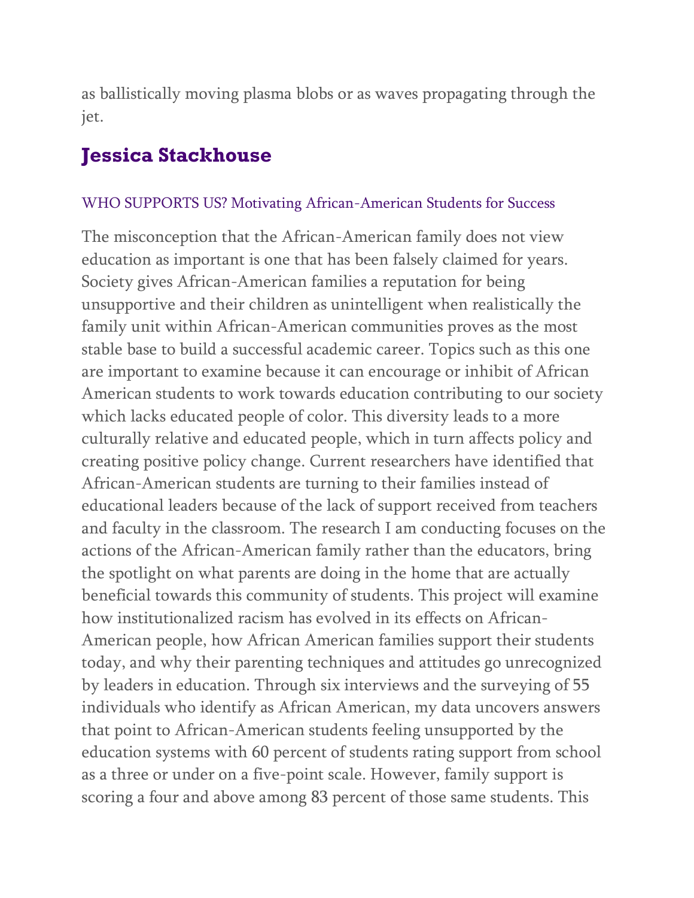as ballistically moving plasma blobs or as waves propagating through the jet.

## Jessica Stackhouse

### WHO SUPPORTS US? Motivating African-American Students for Success

The misconception that the African-American family does not view education as important is one that has been falsely claimed for years. Society gives African-American families a reputation for being unsupportive and their children as unintelligent when realistically the family unit within African-American communities proves as the most stable base to build a successful academic career. Topics such as this one are important to examine because it can encourage or inhibit of African American students to work towards education contributing to our society which lacks educated people of color. This diversity leads to a more culturally relative and educated people, which in turn affects policy and creating positive policy change. Current researchers have identified that African-American students are turning to their families instead of educational leaders because of the lack of support received from teachers and faculty in the classroom. The research I am conducting focuses on the actions of the African-American family rather than the educators, bring the spotlight on what parents are doing in the home that are actually beneficial towards this community of students. This project will examine how institutionalized racism has evolved in its effects on African-American people, how African American families support their students today, and why their parenting techniques and attitudes go unrecognized by leaders in education. Through six interviews and the surveying of 55 individuals who identify as African American, my data uncovers answers that point to African-American students feeling unsupported by the education systems with 60 percent of students rating support from school as a three or under on a five-point scale. However, family support is scoring a four and above among 83 percent of those same students. This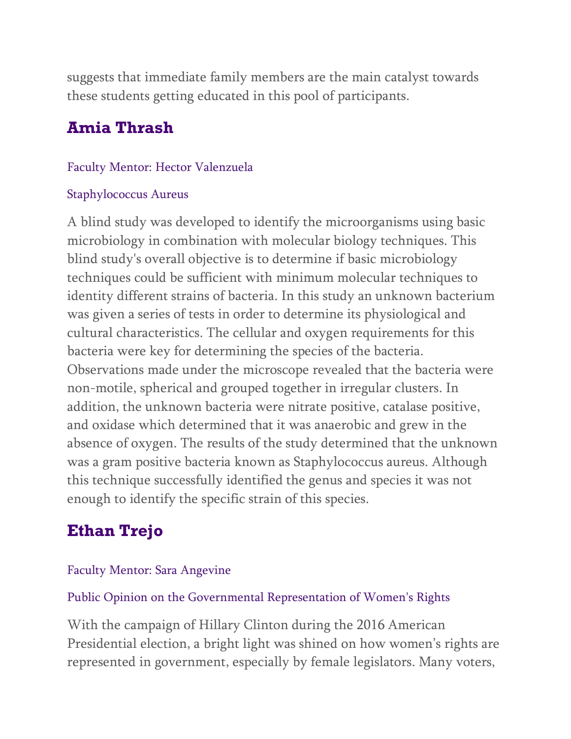suggests that immediate family members are the main catalyst towards these students getting educated in this pool of participants.

## Amia Thrash

Faculty Mentor: Hector Valenzuela

Staphylococcus Aureus

A blind study was developed to identify the microorganisms using basic microbiology in combination with molecular biology techniques. This blind study's overall objective is to determine if basic microbiology techniques could be sufficient with minimum molecular techniques to identity different strains of bacteria. In this study an unknown bacterium was given a series of tests in order to determine its physiological and cultural characteristics. The cellular and oxygen requirements for this bacteria were key for determining the species of the bacteria. Observations made under the microscope revealed that the bacteria were non-motile, spherical and grouped together in irregular clusters. In addition, the unknown bacteria were nitrate positive, catalase positive, and oxidase which determined that it was anaerobic and grew in the absence of oxygen. The results of the study determined that the unknown was a gram positive bacteria known as Staphylococcus aureus. Although this technique successfully identified the genus and species it was not enough to identify the specific strain of this species.

## Ethan Trejo

Faculty Mentor: Sara Angevine

Public Opinion on the Governmental Representation of Women's Rights

With the campaign of Hillary Clinton during the 2016 American Presidential election, a bright light was shined on how women's rights are represented in government, especially by female legislators. Many voters,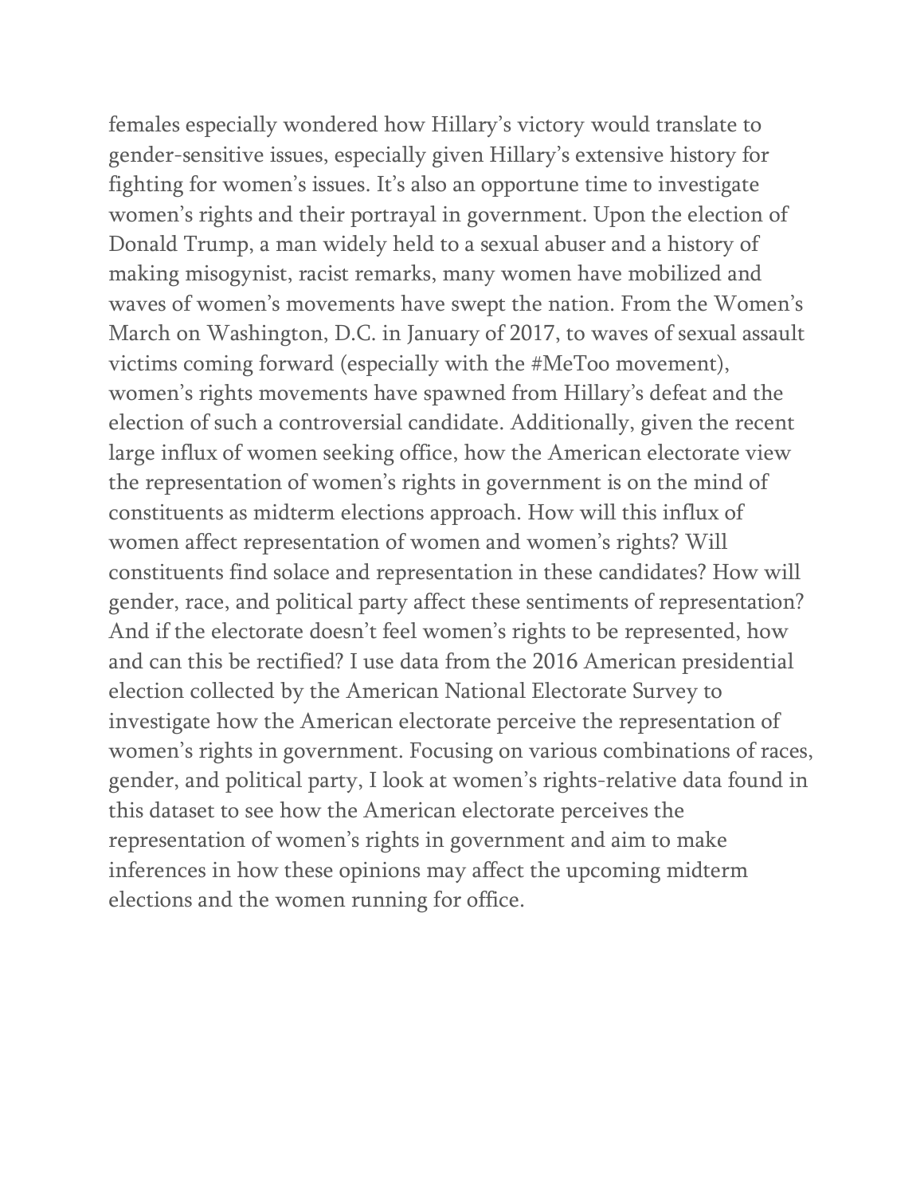females especially wondered how Hillary's victory would translate to gender-sensitive issues, especially given Hillary's extensive history for fighting for women's issues. It's also an opportune time to investigate women's rights and their portrayal in government. Upon the election of Donald Trump, a man widely held to a sexual abuser and a history of making misogynist, racist remarks, many women have mobilized and waves of women's movements have swept the nation. From the Women's March on Washington, D.C. in January of 2017, to waves of sexual assault victims coming forward (especially with the #MeToo movement), women's rights movements have spawned from Hillary's defeat and the election of such a controversial candidate. Additionally, given the recent large influx of women seeking office, how the American electorate view the representation of women's rights in government is on the mind of constituents as midterm elections approach. How will this influx of women affect representation of women and women's rights? Will constituents find solace and representation in these candidates? How will gender, race, and political party affect these sentiments of representation? And if the electorate doesn't feel women's rights to be represented, how and can this be rectified? I use data from the 2016 American presidential election collected by the American National Electorate Survey to investigate how the American electorate perceive the representation of women's rights in government. Focusing on various combinations of races, gender, and political party, I look at women's rights-relative data found in this dataset to see how the American electorate perceives the representation of women's rights in government and aim to make inferences in how these opinions may affect the upcoming midterm elections and the women running for office.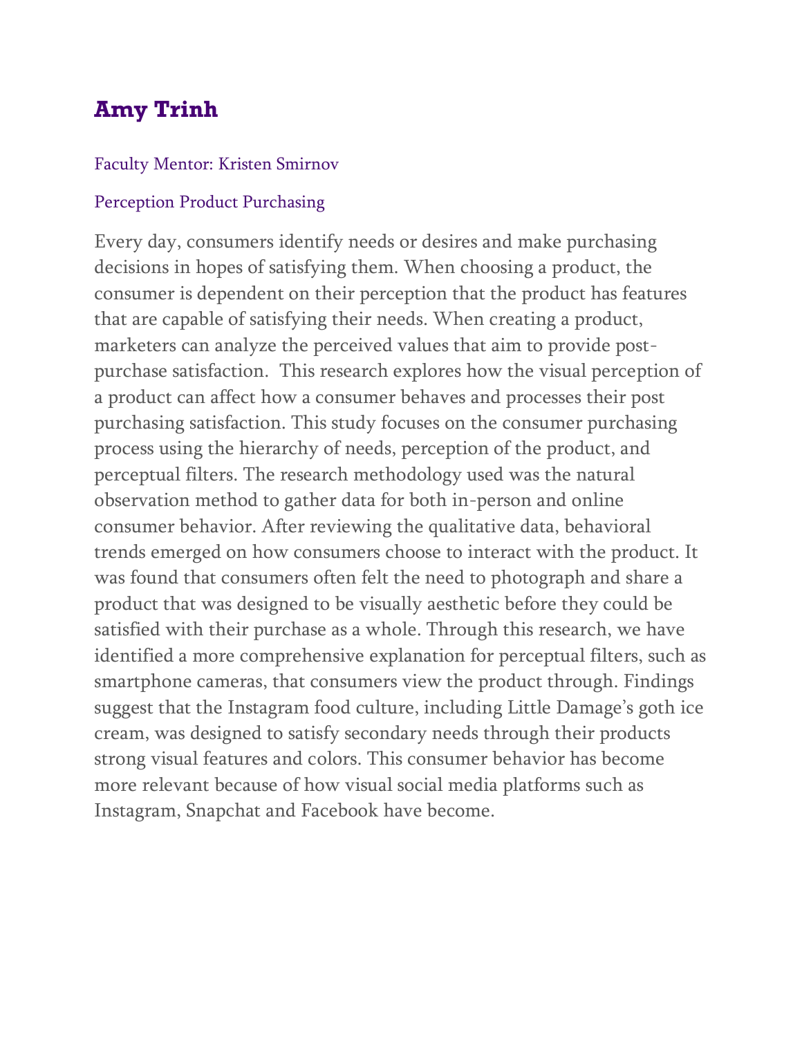## Amy Trinh

Faculty Mentor: Kristen Smirnov

Perception Product Purchasing

Every day, consumers identify needs or desires and make purchasing decisions in hopes of satisfying them. When choosing a product, the consumer is dependent on their perception that the product has features that are capable of satisfying their needs. When creating a product, marketers can analyze the perceived values that aim to provide post-purchase satisfaction. This research explores how the visual perception of a product can affect how a consumer behaves and processes their post purchasing satisfaction. This study focuses on the consumer purchasing process using the hierarchy of needs, perception of the product, and perceptual filters. The research methodology used was the natural observation method to gather data for both in-person and online consumer behavior. After reviewing the qualitative data, behavioral trends emerged on how consumers choose to interact with the product. It was found that consumers often felt the need to photograph and share a product that was designed to be visually aesthetic before they could be satisfied with their purchase as a whole. Through this research, we have identified a more comprehensive explanation for perceptual filters, such as smartphone cameras, that consumers view the product through. Findings suggest that the Instagram food culture, including Little Damage's goth ice cream, was designed to satisfy secondary needs through their products strong visual features and colors. This consumer behavior has become more relevant because of how visual social media platforms such as Instagram, Snapchat and Facebook have become.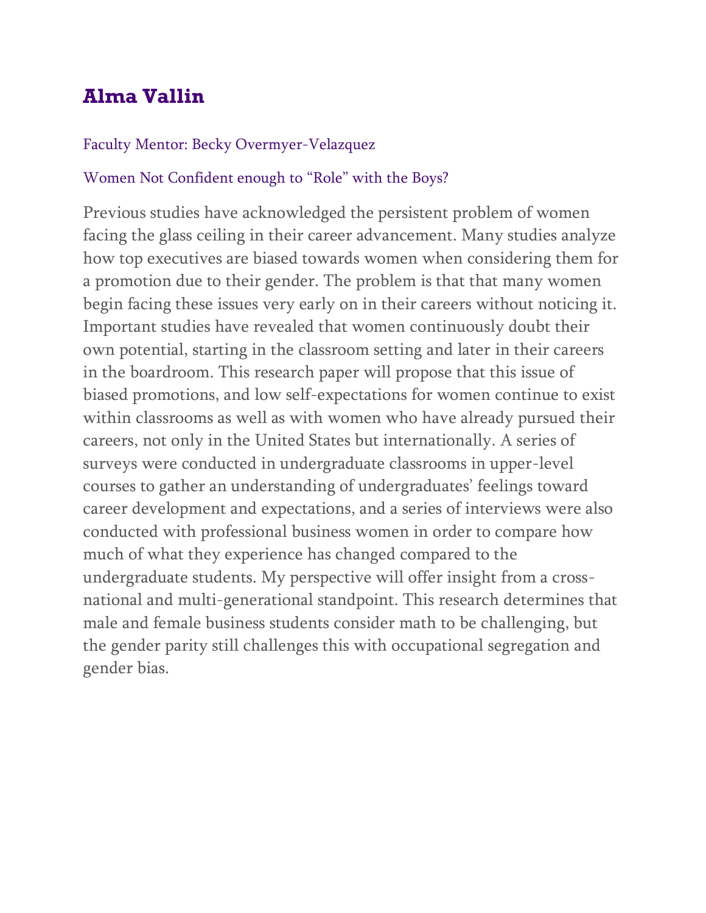## Alma Vallin

Faculty Mentor: Becky Overmyer-Velazquez

Women Not Confident enough to "Role" with the Boys?

Previous studies have acknowledged the persistent problem of women facing the glass ceiling in their career advancement. Many studies analyze how top executives are biased towards women when considering them for a promotion due to their gender. The problem is that that many women begin facing these issues very early on in their careers without noticing it. Important studies have revealed that women continuously doubt their own potential, starting in the classroom setting and later in their careers in the boardroom. This research paper will propose that this issue of biased promotions, and low self-expectations for women continue to exist within classrooms as well as with women who have already pursued their careers, not only in the United States but internationally. A series of surveys were conducted in undergraduate classrooms in upper-level courses to gather an understanding of undergraduates' feelings toward career development and expectations, and a series of interviews were also conducted with professional business women in order to compare how much of what they experience has changed compared to the undergraduate students. My perspective will offer insight from a cross-national and multi-generational standpoint. This research determines that male and female business students consider math to be challenging, but the gender parity still challenges this with occupational segregation and gender bias.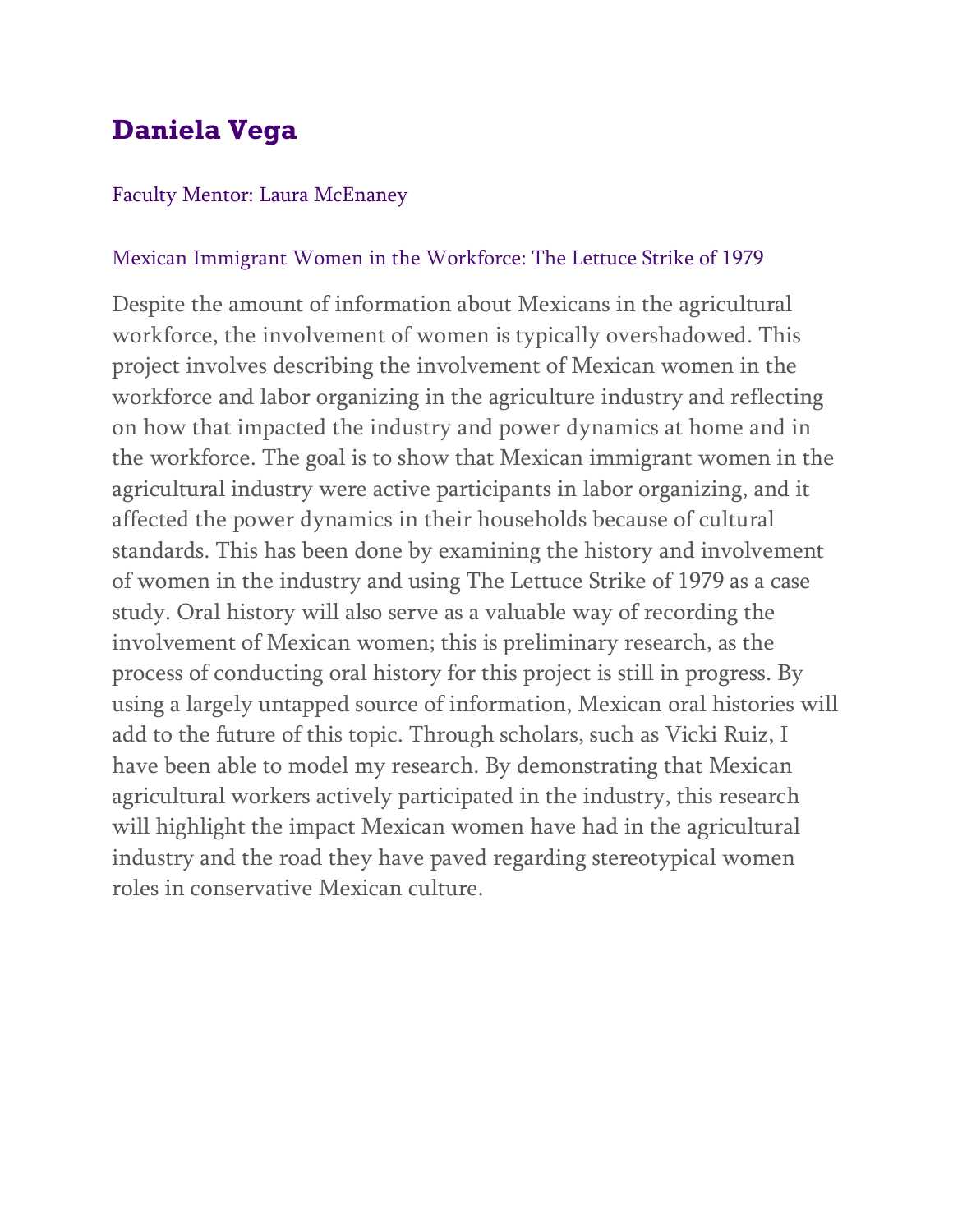## Daniela Vega

Faculty Mentor: Laura McEnaney

Mexican Immigrant Women in the Workforce: The Lettuce Strike of 1979

Despite the amount of information about Mexicans in the agricultural workforce, the involvement of women is typically overshadowed. This project involves describing the involvement of Mexican women in the workforce and labor organizing in the agriculture industry and reflecting on how that impacted the industry and power dynamics at home and in the workforce. The goal is to show that Mexican immigrant women in the agricultural industry were active participants in labor organizing, and it affected the power dynamics in their households because of cultural standards. This has been done by examining the history and involvement of women in the industry and using The Lettuce Strike of 1979 as a case study. Oral history will also serve as a valuable way of recording the involvement of Mexican women; this is preliminary research, as the process of conducting oral history for this project is still in progress. By using a largely untapped source of information, Mexican oral histories will add to the future of this topic. Through scholars, such as Vicki Ruiz, I have been able to model my research. By demonstrating that Mexican agricultural workers actively participated in the industry, this research will highlight the impact Mexican women have had in the agricultural industry and the road they have paved regarding stereotypical women roles in conservative Mexican culture.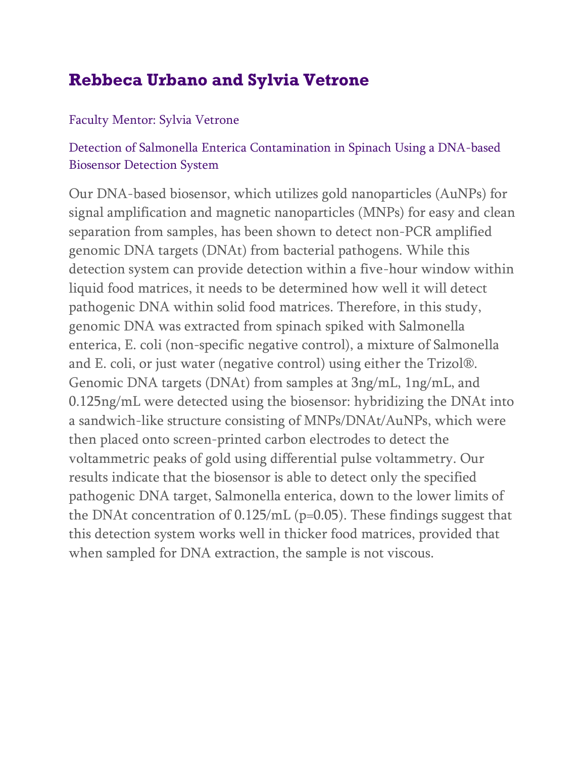## Rebbeca Urbano and Sylvia Vetrone

Faculty Mentor: Sylvia Vetrone

Detection of Salmonella Enterica Contamination in Spinach Using a DNA-based Biosensor Detection System

Our DNA-based biosensor, which utilizes gold nanoparticles (AuNPs) for signal amplification and magnetic nanoparticles (MNPs) for easy and clean separation from samples, has been shown to detect non-PCR amplified genomic DNA targets (DNAt) from bacterial pathogens. While this detection system can provide detection within a five-hour window within liquid food matrices, it needs to be determined how well it will detect pathogenic DNA within solid food matrices. Therefore, in this study, genomic DNA was extracted from spinach spiked with Salmonella enterica, E. coli (non-specific negative control), a mixture of Salmonella and E. coli, or just water (negative control) using either the Trizol®. Genomic DNA targets (DNAt) from samples at 3ng/mL, 1ng/mL, and 0.125ng/mL were detected using the biosensor: hybridizing the DNAt into a sandwich-like structure consisting of MNPs/DNAt/AuNPs, which were then placed onto screen-printed carbon electrodes to detect the voltammetric peaks of gold using differential pulse voltammetry. Our results indicate that the biosensor is able to detect only the specified pathogenic DNA target, Salmonella enterica, down to the lower limits of the DNAt concentration of 0.125/mL ($p=0.05$). These findings suggest that this detection system works well in thicker food matrices, provided that when sampled for DNA extraction, the sample is not viscous.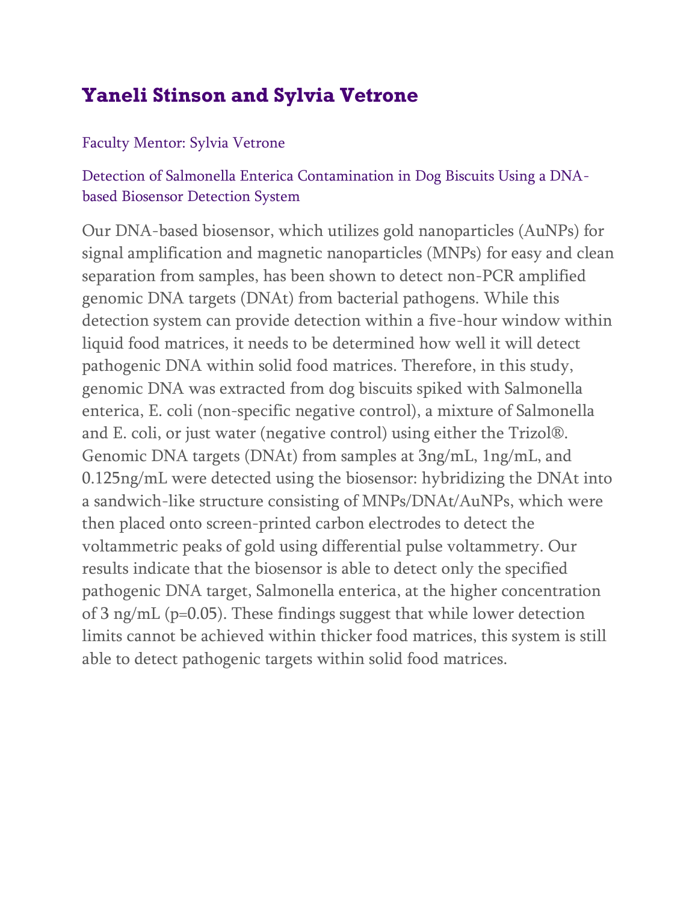## Yaneli Stinson and Sylvia Vetrone

Faculty Mentor: Sylvia Vetrone

Detection of Salmonella Enterica Contamination in Dog Biscuits Using a DNA-based Biosensor Detection System

Our DNA-based biosensor, which utilizes gold nanoparticles (AuNPs) for signal amplification and magnetic nanoparticles (MNPs) for easy and clean separation from samples, has been shown to detect non-PCR amplified genomic DNA targets (DNAt) from bacterial pathogens. While this detection system can provide detection within a five-hour window within liquid food matrices, it needs to be determined how well it will detect pathogenic DNA within solid food matrices. Therefore, in this study, genomic DNA was extracted from dog biscuits spiked with Salmonella enterica, E. coli (non-specific negative control), a mixture of Salmonella and E. coli, or just water (negative control) using either the Trizol®. Genomic DNA targets (DNAt) from samples at 3ng/mL, 1ng/mL, and 0.125ng/mL were detected using the biosensor: hybridizing the DNAt into a sandwich-like structure consisting of MNPs/DNAt/AuNPs, which were then placed onto screen-printed carbon electrodes to detect the voltammetric peaks of gold using differential pulse voltammetry. Our results indicate that the biosensor is able to detect only the specified pathogenic DNA target, Salmonella enterica, at the higher concentration of 3 ng/mL ($p=0.05$). These findings suggest that while lower detection limits cannot be achieved within thicker food matrices, this system is still able to detect pathogenic targets within solid food matrices.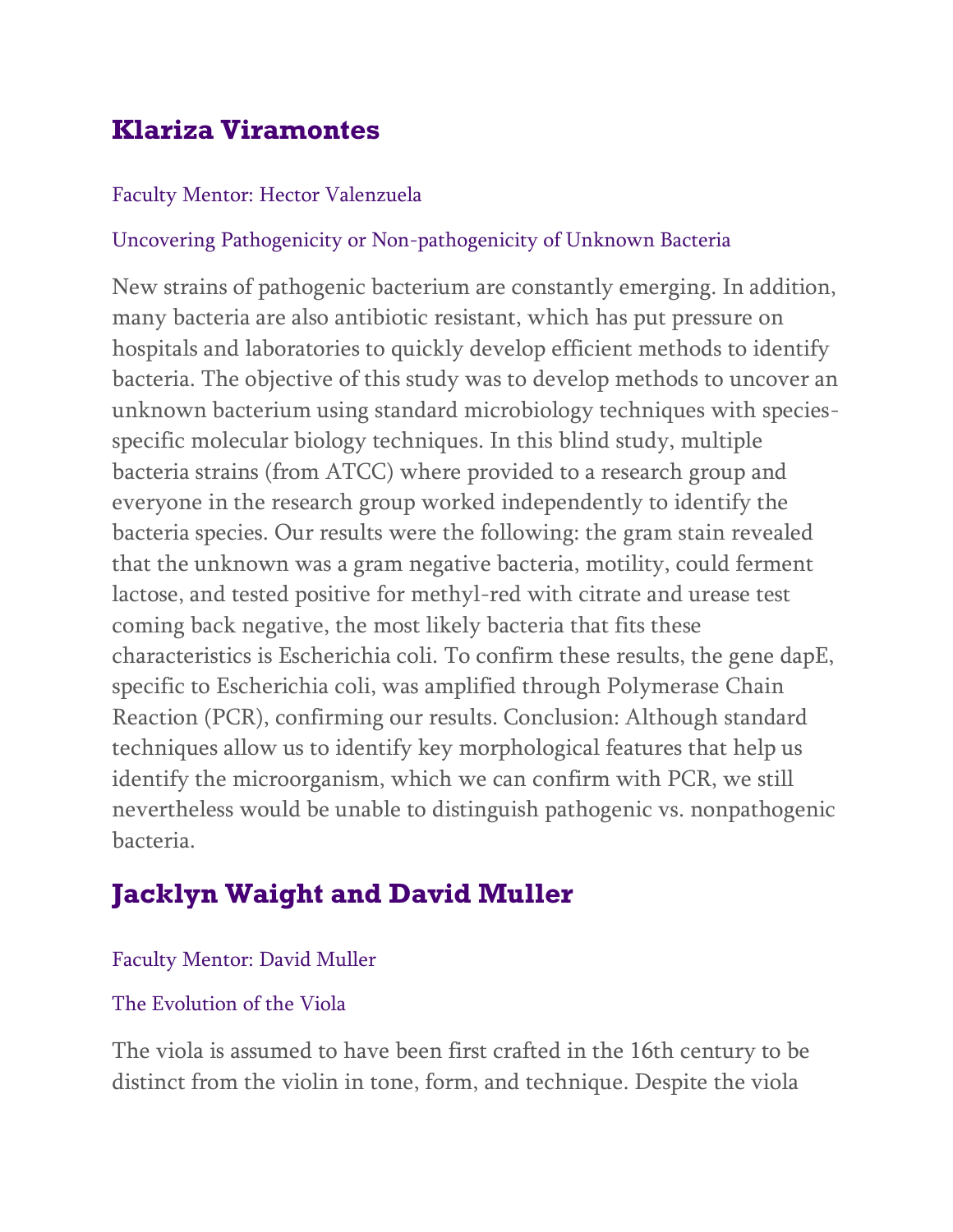## Klariza Viramontes

Faculty Mentor: Hector Valenzuela

Uncovering Pathogenicity or Non-pathogenicity of Unknown Bacteria

New strains of pathogenic bacterium are constantly emerging. In addition, many bacteria are also antibiotic resistant, which has put pressure on hospitals and laboratories to quickly develop efficient methods to identify bacteria. The objective of this study was to develop methods to uncover an unknown bacterium using standard microbiology techniques with species-specific molecular biology techniques. In this blind study, multiple bacteria strains (from ATCC) where provided to a research group and everyone in the research group worked independently to identify the bacteria species. Our results were the following: the gram stain revealed that the unknown was a gram negative bacteria, motility, could ferment lactose, and tested positive for methyl-red with citrate and urease test coming back negative, the most likely bacteria that fits these characteristics is Escherichia coli. To confirm these results, the gene dapE, specific to Escherichia coli, was amplified through Polymerase Chain Reaction (PCR), confirming our results. Conclusion: Although standard techniques allow us to identify key morphological features that help us identify the microorganism, which we can confirm with PCR, we still nevertheless would be unable to distinguish pathogenic vs. nonpathogenic bacteria.

## Jacklyn Waight and David Muller

Faculty Mentor: David Muller

The Evolution of the Viola

The viola is assumed to have been first crafted in the 16th century to be distinct from the violin in tone, form, and technique. Despite the viola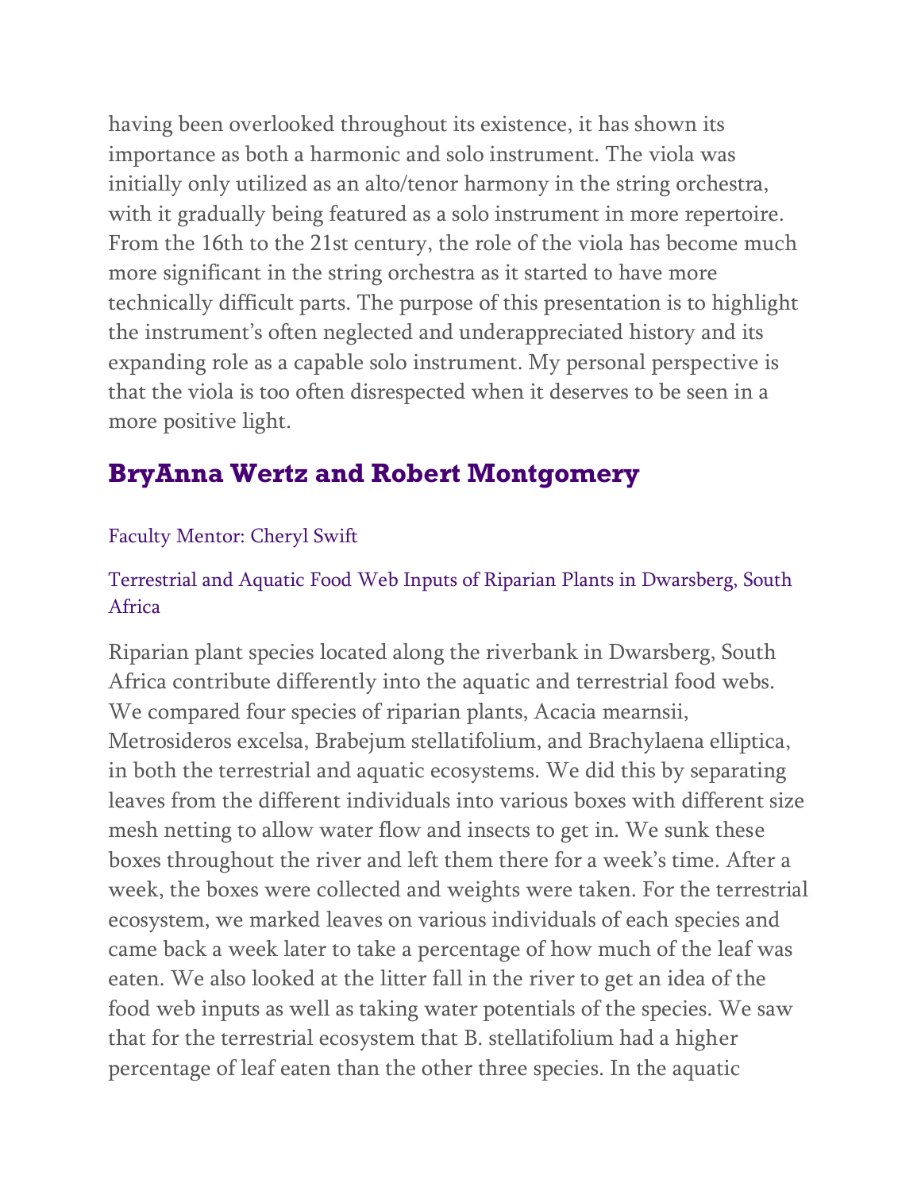having been overlooked throughout its existence, it has shown its importance as both a harmonic and solo instrument. The viola was initially only utilized as an alto/tenor harmony in the string orchestra, with it gradually being featured as a solo instrument in more repertoire. From the 16th to the 21st century, the role of the viola has become much more significant in the string orchestra as it started to have more technically difficult parts. The purpose of this presentation is to highlight the instrument's often neglected and underappreciated history and its expanding role as a capable solo instrument. My personal perspective is that the viola is too often disrespected when it deserves to be seen in a more positive light.

## BryAnna Wertz and Robert Montgomery

Faculty Mentor: Cheryl Swift

Terrestrial and Aquatic Food Web Inputs of Riparian Plants in Dwarsberg, South Africa

Riparian plant species located along the riverbank in Dwarsberg, South Africa contribute differently into the aquatic and terrestrial food webs. We compared four species of riparian plants, Acacia mearnsii, Metrosideros excelsa, Brabejum stellatifolium, and Brachylaena elliptica, in both the terrestrial and aquatic ecosystems. We did this by separating leaves from the different individuals into various boxes with different size mesh netting to allow water flow and insects to get in. We sunk these boxes throughout the river and left them there for a week's time. After a week, the boxes were collected and weights were taken. For the terrestrial ecosystem, we marked leaves on various individuals of each species and came back a week later to take a percentage of how much of the leaf was eaten. We also looked at the litter fall in the river to get an idea of the food web inputs as well as taking water potentials of the species. We saw that for the terrestrial ecosystem that B. stellatifolium had a higher percentage of leaf eaten than the other three species. In the aquatic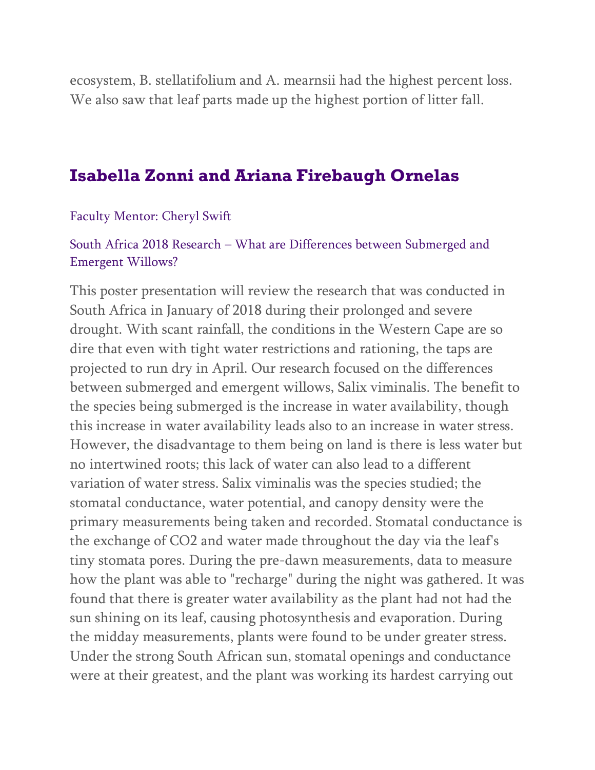ecosystem, B. stellatifolium and A. mearnsii had the highest percent loss. We also saw that leaf parts made up the highest portion of litter fall.

## Isabella Zonni and Ariana Firebaugh Ornelas

Faculty Mentor: Cheryl Swift

South Africa 2018 Research – What are Differences between Submerged and Emergent Willows?

This poster presentation will review the research that was conducted in South Africa in January of 2018 during their prolonged and severe drought. With scant rainfall, the conditions in the Western Cape are so dire that even with tight water restrictions and rationing, the taps are projected to run dry in April. Our research focused on the differences between submerged and emergent willows, Salix viminalis. The benefit to the species being submerged is the increase in water availability, though this increase in water availability leads also to an increase in water stress. However, the disadvantage to them being on land is there is less water but no intertwined roots; this lack of water can also lead to a different variation of water stress. Salix viminalis was the species studied; the stomatal conductance, water potential, and canopy density were the primary measurements being taken and recorded. Stomatal conductance is the exchange of $CO_2$ and water made throughout the day via the leaf's tiny stomata pores. During the pre-dawn measurements, data to measure how the plant was able to "recharge" during the night was gathered. It was found that there is greater water availability as the plant had not had the sun shining on its leaf, causing photosynthesis and evaporation. During the midday measurements, plants were found to be under greater stress. Under the strong South African sun, stomatal openings and conductance were at their greatest, and the plant was working its hardest carrying out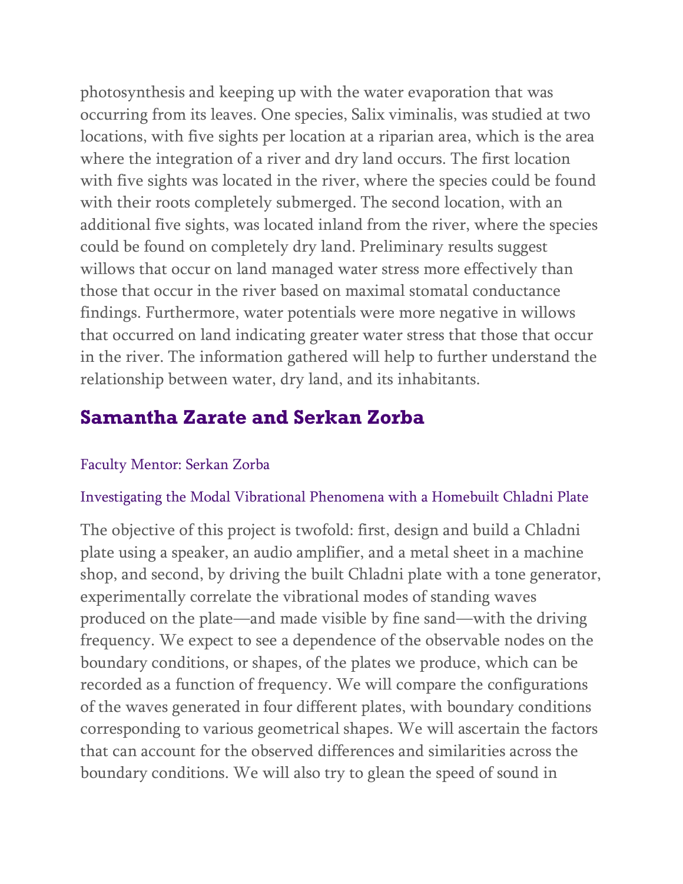photosynthesis and keeping up with the water evaporation that was occurring from its leaves. One species, Salix viminalis, was studied at two locations, with five sights per location at a riparian area, which is the area where the integration of a river and dry land occurs. The first location with five sights was located in the river, where the species could be found with their roots completely submerged. The second location, with an additional five sights, was located inland from the river, where the species could be found on completely dry land. Preliminary results suggest willows that occur on land managed water stress more effectively than those that occur in the river based on maximal stomatal conductance findings. Furthermore, water potentials were more negative in willows that occurred on land indicating greater water stress that those that occur in the river. The information gathered will help to further understand the relationship between water, dry land, and its inhabitants.

## Samantha Zarate and Serkan Zorba

Faculty Mentor: Serkan Zorba

Investigating the Modal Vibrational Phenomena with a Homebuilt Chladni Plate

The objective of this project is twofold: first, design and build a Chladni plate using a speaker, an audio amplifier, and a metal sheet in a machine shop, and second, by driving the built Chladni plate with a tone generator, experimentally correlate the vibrational modes of standing waves produced on the plate—and made visible by fine sand—with the driving frequency. We expect to see a dependence of the observable nodes on the boundary conditions, or shapes, of the plates we produce, which can be recorded as a function of frequency. We will compare the configurations of the waves generated in four different plates, with boundary conditions corresponding to various geometrical shapes. We will ascertain the factors that can account for the observed differences and similarities across the boundary conditions. We will also try to glean the speed of sound in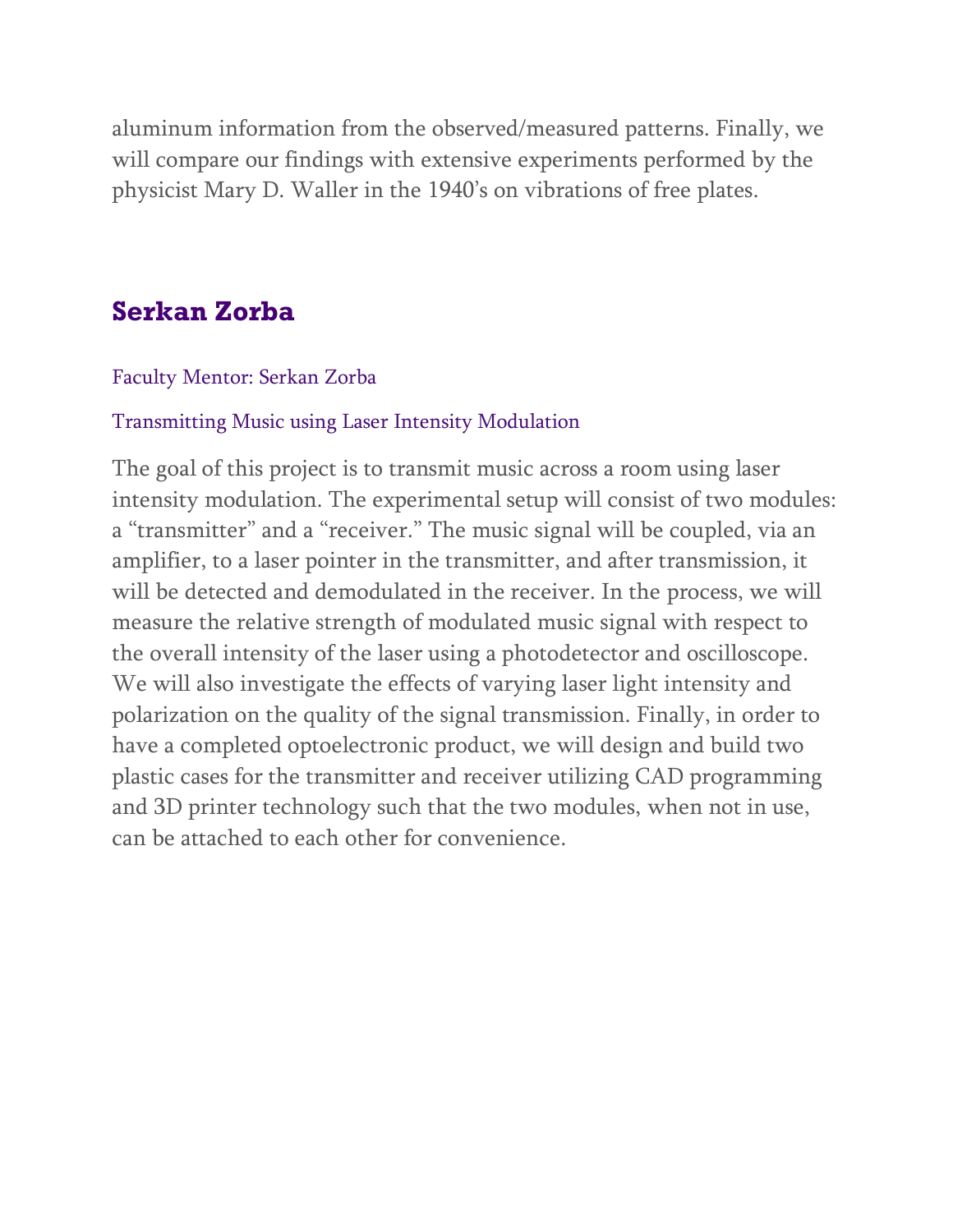aluminum information from the observed/measured patterns. Finally, we will compare our findings with extensive experiments performed by the physicist Mary D. Waller in the 1940's on vibrations of free plates.

## Serkan Zorba

Faculty Mentor: Serkan Zorba

Transmitting Music using Laser Intensity Modulation

The goal of this project is to transmit music across a room using laser intensity modulation. The experimental setup will consist of two modules: a "transmitter" and a "receiver." The music signal will be coupled, via an amplifier, to a laser pointer in the transmitter, and after transmission, it will be detected and demodulated in the receiver. In the process, we will measure the relative strength of modulated music signal with respect to the overall intensity of the laser using a photodetector and oscilloscope. We will also investigate the effects of varying laser light intensity and polarization on the quality of the signal transmission. Finally, in order to have a completed optoelectronic product, we will design and build two plastic cases for the transmitter and receiver utilizing CAD programming and 3D printer technology such that the two modules, when not in use, can be attached to each other for convenience.